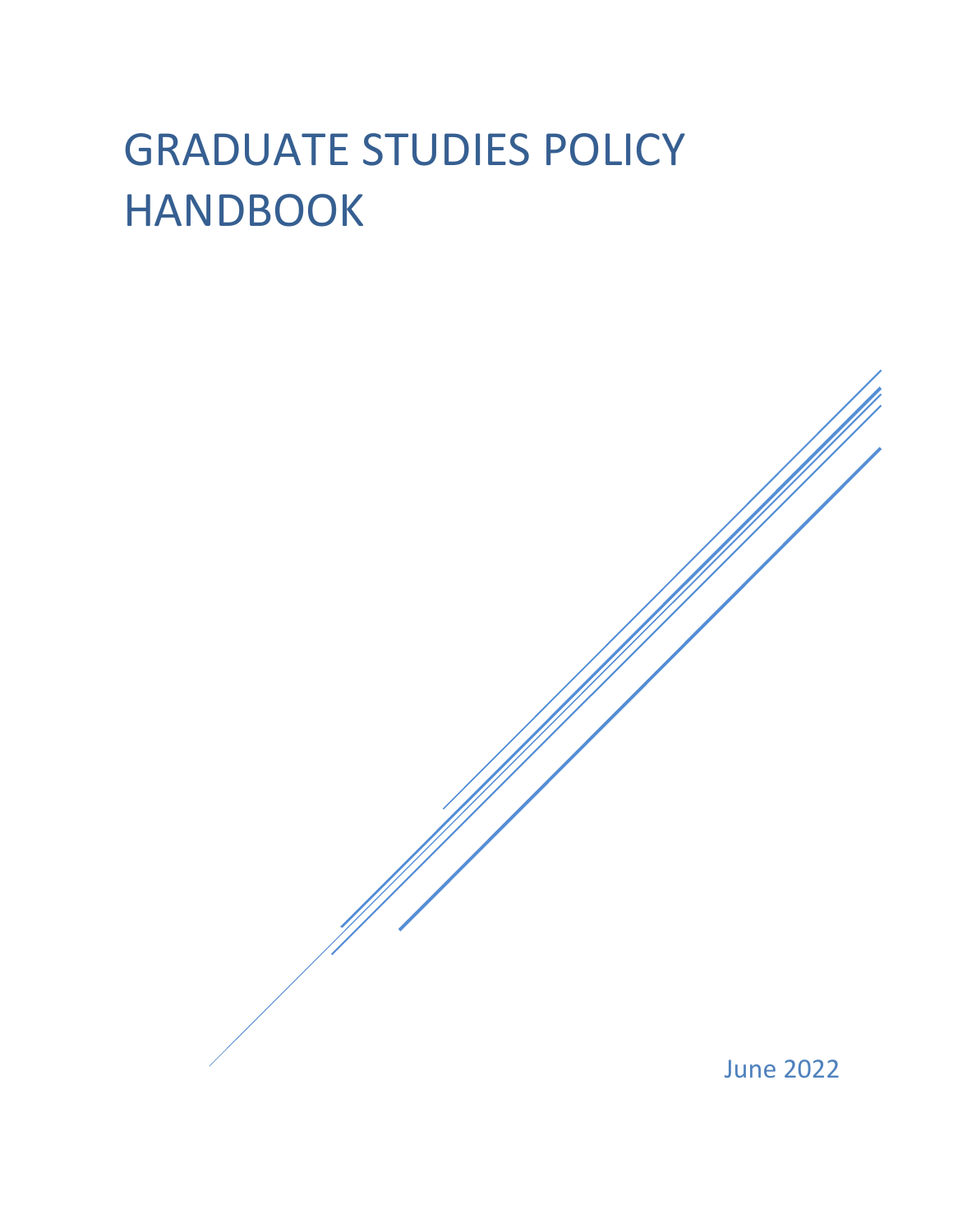# GRADUATE STUDIES POLICY HANDBOOK

June 2022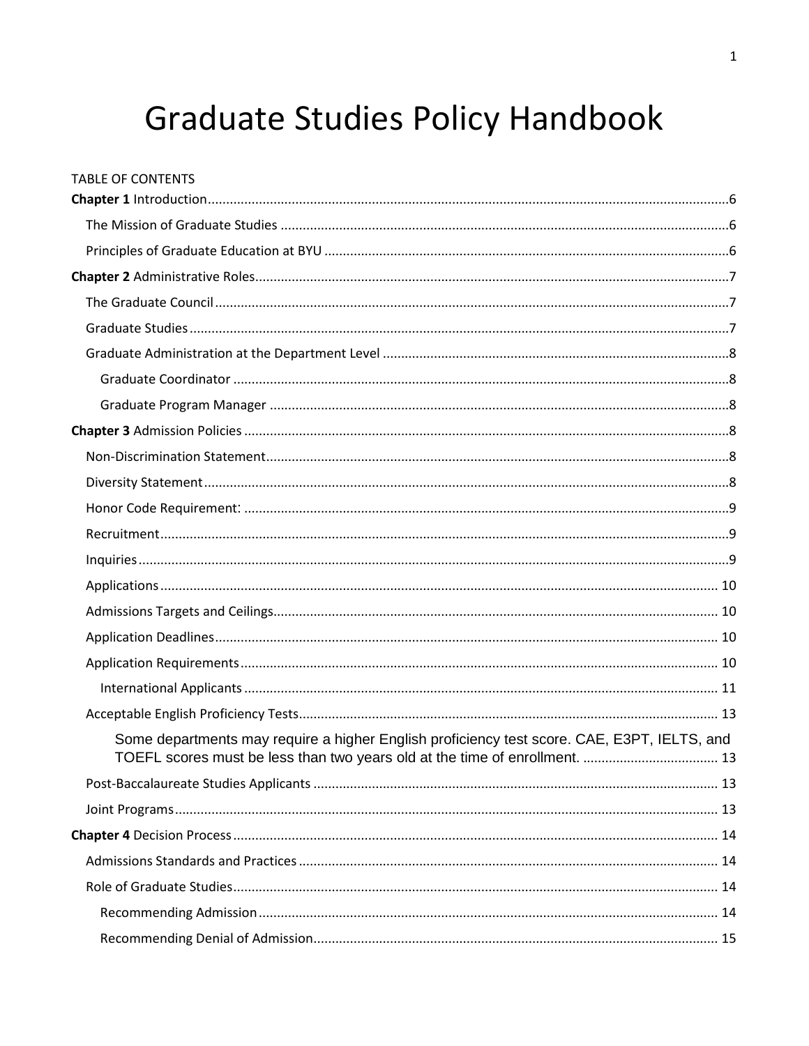# Graduate Studies Policy Handbook

TABLE OF CONTENTS

**Chapter 1** Introduction.......................................................................6

- The Mission of Graduate Studies .......................................................6
- Principles of Graduate Education at BYU ..........................................6

**Chapter 2** Administrative Roles.............................................................7

- The Graduate Council .......................................................................7
- Graduate Studies ..............................................................................7
- Graduate Administration at the Department Level ...............................8
  - Graduate Coordinator .................................................................8
  - Graduate Program Manager .........................................................8

**Chapter 3** Admission Policies ..................................................................8

- Non-Discrimination Statement............................................................8
- Diversity Statement ..........................................................................8
- Honor Code Requirement: ...................................................................9
- Recruitment......................................................................................9
- Inquiries ..........................................................................................9
- Applications ....................................................................................10
- Admissions Targets and Ceilings.........................................................10
- Application Deadlines.......................................................................10
- Application Requirements.................................................................10
  - International Applicants .............................................................11
- Acceptable English Proficiency Tests..................................................13
  - Some departments may require a higher English proficiency test score. CAE, E3PT, IELTS, and TOEFL scores must be less than two years old at the time of enrollment. ...........13
- Post-Baccalaureate Studies Applicants ...............................................13
- Joint Programs.................................................................................13

**Chapter 4** Decision Process ....................................................................14

- Admissions Standards and Practices ...................................................14
- Role of Graduate Studies...................................................................14
  - Recommending Admission .........................................................14
  - Recommending Denial of Admission...........................................15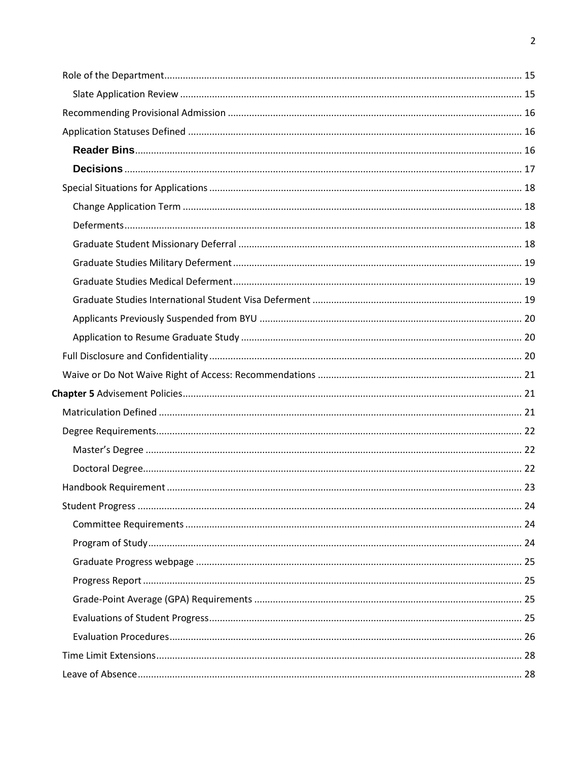Role of the Department ..... 15

Slate Application Review ..... 15

Recommending Provisional Admission ..... 16

Application Statuses Defined ..... 16

**Reader Bins** ..... 16

**Decisions** ..... 17

Special Situations for Applications ..... 18

Change Application Term ..... 18

Deferments ..... 18

Graduate Student Missionary Deferral ..... 18

Graduate Studies Military Deferment ..... 19

Graduate Studies Medical Deferment ..... 19

Graduate Studies International Student Visa Deferment ..... 19

Applicants Previously Suspended from BYU ..... 20

Application to Resume Graduate Study ..... 20

Full Disclosure and Confidentiality ..... 20

Waive or Do Not Waive Right of Access: Recommendations ..... 21

**Chapter 5** Advisement Policies ..... 21

Matriculation Defined ..... 21

Degree Requirements ..... 22

Master's Degree ..... 22

Doctoral Degree ..... 22

Handbook Requirement ..... 23

Student Progress ..... 24

Committee Requirements ..... 24

Program of Study ..... 24

Graduate Progress webpage ..... 25

Progress Report ..... 25

Grade-Point Average (GPA) Requirements ..... 25

Evaluations of Student Progress ..... 25

Evaluation Procedures ..... 26

Time Limit Extensions ..... 28

Leave of Absence ..... 28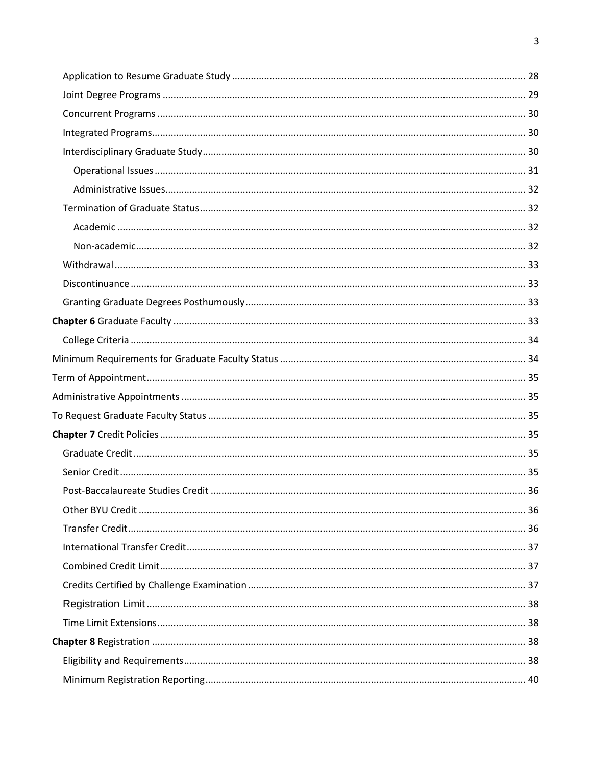- Application to Resume Graduate Study ........ 28
- Joint Degree Programs ........ 29
- Concurrent Programs ........ 30
- Integrated Programs ........ 30
- Interdisciplinary Graduate Study ........ 30
  - Operational Issues ........ 31
  - Administrative Issues ........ 32
- Termination of Graduate Status ........ 32
  - Academic ........ 32
  - Non-academic ........ 32
- Withdrawal ........ 33
- Discontinuance ........ 33
- Granting Graduate Degrees Posthumously ........ 33

**Chapter 6** Graduate Faculty ........ 33

- College Criteria ........ 34

Minimum Requirements for Graduate Faculty Status ........ 34

Term of Appointment ........ 35

Administrative Appointments ........ 35

To Request Graduate Faculty Status ........ 35

**Chapter 7** Credit Policies ........ 35

- Graduate Credit ........ 35
- Senior Credit ........ 35
- Post-Baccalaureate Studies Credit ........ 36
- Other BYU Credit ........ 36
- Transfer Credit ........ 36
- International Transfer Credit ........ 37
- Combined Credit Limit ........ 37
- Credits Certified by Challenge Examination ........ 37
- Registration Limit ........ 38
- Time Limit Extensions ........ 38

**Chapter 8** Registration ........ 38

- Eligibility and Requirements ........ 38
- Minimum Registration Reporting ........ 40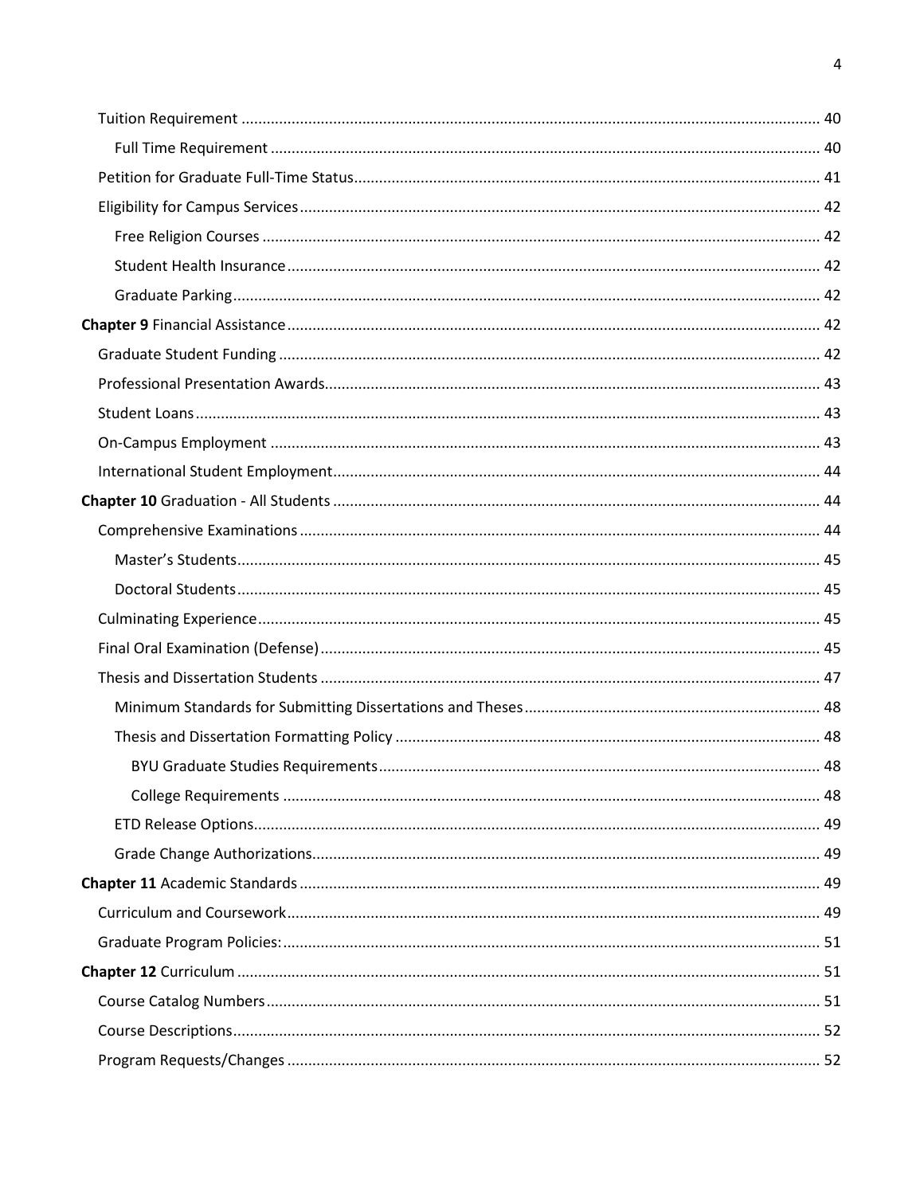Tuition Requirement ........................................................................................................................ 40

Full Time Requirement .................................................................................................................. 40

Petition for Graduate Full-Time Status.............................................................................................. 41

Eligibility for Campus Services........................................................................................................... 42

Free Religion Courses ................................................................................................................... 42

Student Health Insurance .............................................................................................................. 42

Graduate Parking........................................................................................................................... 42

**Chapter 9** Financial Assistance ............................................................................................................. 42

Graduate Student Funding ................................................................................................................ 42

Professional Presentation Awards..................................................................................................... 43

Student Loans ................................................................................................................................... 43

On-Campus Employment .................................................................................................................. 43

International Student Employment................................................................................................... 44

**Chapter 10** Graduation - All Students ................................................................................................... 44

Comprehensive Examinations ........................................................................................................... 44

Master's Students......................................................................................................................... 45

Doctoral Students......................................................................................................................... 45

Culminating Experience..................................................................................................................... 45

Final Oral Examination (Defense)...................................................................................................... 45

Thesis and Dissertation Students ...................................................................................................... 47

Minimum Standards for Submitting Dissertations and Theses...................................................... 48

Thesis and Dissertation Formatting Policy .................................................................................... 48

BYU Graduate Studies Requirements......................................................................................... 48

College Requirements ............................................................................................................... 48

ETD Release Options...................................................................................................................... 49

Grade Change Authorizations........................................................................................................ 49

**Chapter 11** Academic Standards ........................................................................................................... 49

Curriculum and Coursework.............................................................................................................. 49

Graduate Program Policies:................................................................................................................ 51

**Chapter 12** Curriculum .......................................................................................................................... 51

Course Catalog Numbers................................................................................................................... 51

Course Descriptions........................................................................................................................... 52

Program Requests/Changes ............................................................................................................. 52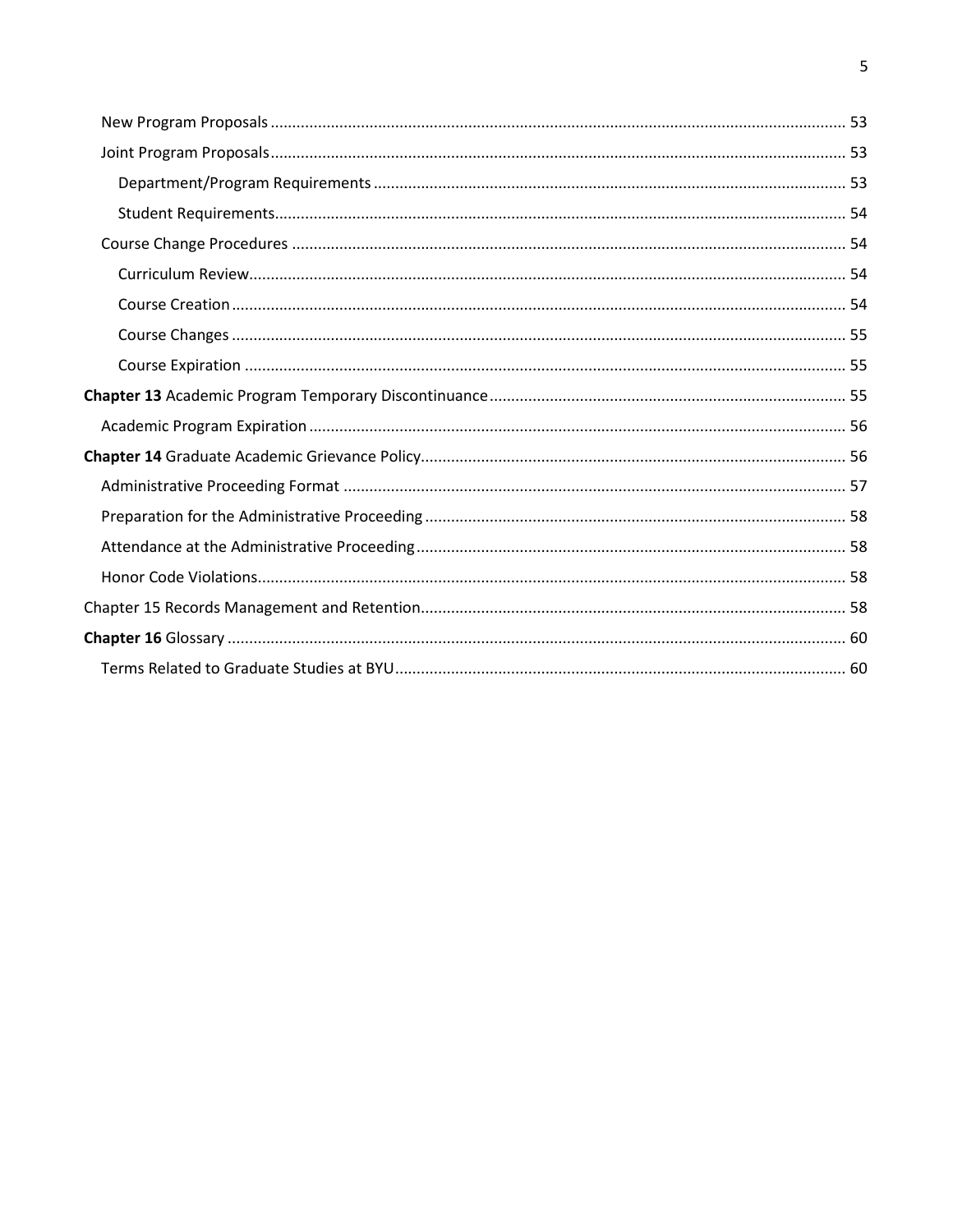- New Program Proposals ..... 53
- Joint Program Proposals ..... 53
  - Department/Program Requirements ..... 53
  - Student Requirements ..... 54
- Course Change Procedures ..... 54
  - Curriculum Review ..... 54
  - Course Creation ..... 54
  - Course Changes ..... 55
  - Course Expiration ..... 55

**Chapter 13** Academic Program Temporary Discontinuance ..... 55

- Academic Program Expiration ..... 56

**Chapter 14** Graduate Academic Grievance Policy ..... 56

- Administrative Proceeding Format ..... 57
- Preparation for the Administrative Proceeding ..... 58
- Attendance at the Administrative Proceeding ..... 58
- Honor Code Violations ..... 58

Chapter 15 Records Management and Retention ..... 58

**Chapter 16** Glossary ..... 60

- Terms Related to Graduate Studies at BYU ..... 60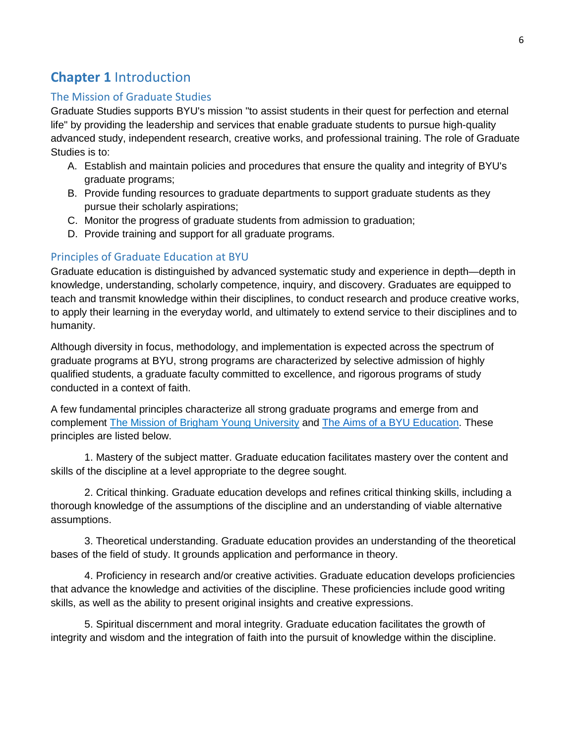# **Chapter 1** Introduction

## The Mission of Graduate Studies

Graduate Studies supports BYU's mission "to assist students in their quest for perfection and eternal life" by providing the leadership and services that enable graduate students to pursue high-quality advanced study, independent research, creative works, and professional training. The role of Graduate Studies is to:

A. Establish and maintain policies and procedures that ensure the quality and integrity of BYU's graduate programs;
B. Provide funding resources to graduate departments to support graduate students as they pursue their scholarly aspirations;
C. Monitor the progress of graduate students from admission to graduation;
D. Provide training and support for all graduate programs.

## Principles of Graduate Education at BYU

Graduate education is distinguished by advanced systematic study and experience in depth—depth in knowledge, understanding, scholarly competence, inquiry, and discovery. Graduates are equipped to teach and transmit knowledge within their disciplines, to conduct research and produce creative works, to apply their learning in the everyday world, and ultimately to extend service to their disciplines and to humanity.

Although diversity in focus, methodology, and implementation is expected across the spectrum of graduate programs at BYU, strong programs are characterized by selective admission of highly qualified students, a graduate faculty committed to excellence, and rigorous programs of study conducted in a context of faith.

A few fundamental principles characterize all strong graduate programs and emerge from and complement The Mission of Brigham Young University and The Aims of a BYU Education. These principles are listed below.

1. Mastery of the subject matter. Graduate education facilitates mastery over the content and skills of the discipline at a level appropriate to the degree sought.

2. Critical thinking. Graduate education develops and refines critical thinking skills, including a thorough knowledge of the assumptions of the discipline and an understanding of viable alternative assumptions.

3. Theoretical understanding. Graduate education provides an understanding of the theoretical bases of the field of study. It grounds application and performance in theory.

4. Proficiency in research and/or creative activities. Graduate education develops proficiencies that advance the knowledge and activities of the discipline. These proficiencies include good writing skills, as well as the ability to present original insights and creative expressions.

5. Spiritual discernment and moral integrity. Graduate education facilitates the growth of integrity and wisdom and the integration of faith into the pursuit of knowledge within the discipline.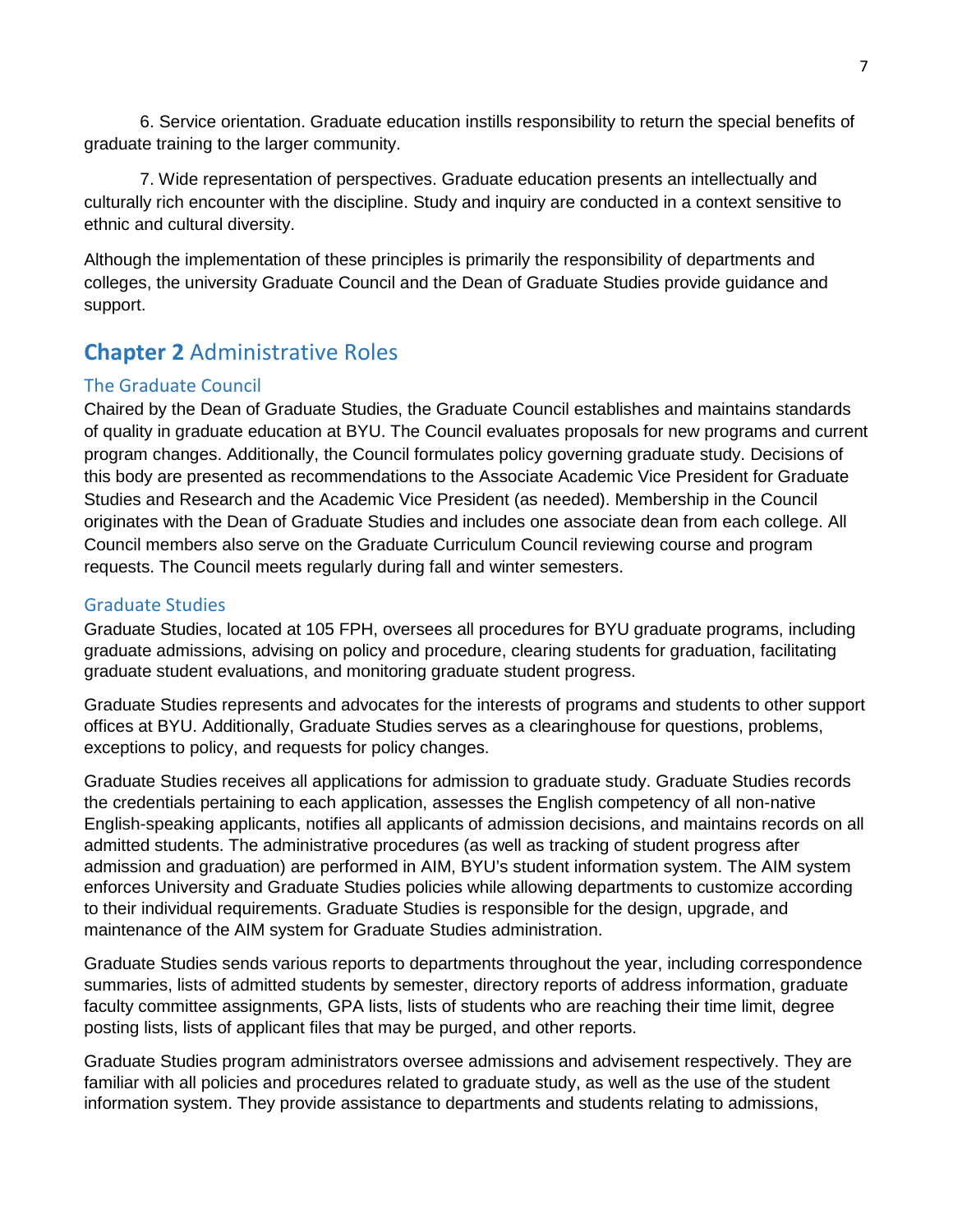6. Service orientation. Graduate education instills responsibility to return the special benefits of graduate training to the larger community.

7. Wide representation of perspectives. Graduate education presents an intellectually and culturally rich encounter with the discipline. Study and inquiry are conducted in a context sensitive to ethnic and cultural diversity.

Although the implementation of these principles is primarily the responsibility of departments and colleges, the university Graduate Council and the Dean of Graduate Studies provide guidance and support.

# **Chapter 2** Administrative Roles

## The Graduate Council

Chaired by the Dean of Graduate Studies, the Graduate Council establishes and maintains standards of quality in graduate education at BYU. The Council evaluates proposals for new programs and current program changes. Additionally, the Council formulates policy governing graduate study. Decisions of this body are presented as recommendations to the Associate Academic Vice President for Graduate Studies and Research and the Academic Vice President (as needed). Membership in the Council originates with the Dean of Graduate Studies and includes one associate dean from each college. All Council members also serve on the Graduate Curriculum Council reviewing course and program requests. The Council meets regularly during fall and winter semesters.

## Graduate Studies

Graduate Studies, located at 105 FPH, oversees all procedures for BYU graduate programs, including graduate admissions, advising on policy and procedure, clearing students for graduation, facilitating graduate student evaluations, and monitoring graduate student progress.

Graduate Studies represents and advocates for the interests of programs and students to other support offices at BYU. Additionally, Graduate Studies serves as a clearinghouse for questions, problems, exceptions to policy, and requests for policy changes.

Graduate Studies receives all applications for admission to graduate study. Graduate Studies records the credentials pertaining to each application, assesses the English competency of all non-native English-speaking applicants, notifies all applicants of admission decisions, and maintains records on all admitted students. The administrative procedures (as well as tracking of student progress after admission and graduation) are performed in AIM, BYU's student information system. The AIM system enforces University and Graduate Studies policies while allowing departments to customize according to their individual requirements. Graduate Studies is responsible for the design, upgrade, and maintenance of the AIM system for Graduate Studies administration.

Graduate Studies sends various reports to departments throughout the year, including correspondence summaries, lists of admitted students by semester, directory reports of address information, graduate faculty committee assignments, GPA lists, lists of students who are reaching their time limit, degree posting lists, lists of applicant files that may be purged, and other reports.

Graduate Studies program administrators oversee admissions and advisement respectively. They are familiar with all policies and procedures related to graduate study, as well as the use of the student information system. They provide assistance to departments and students relating to admissions,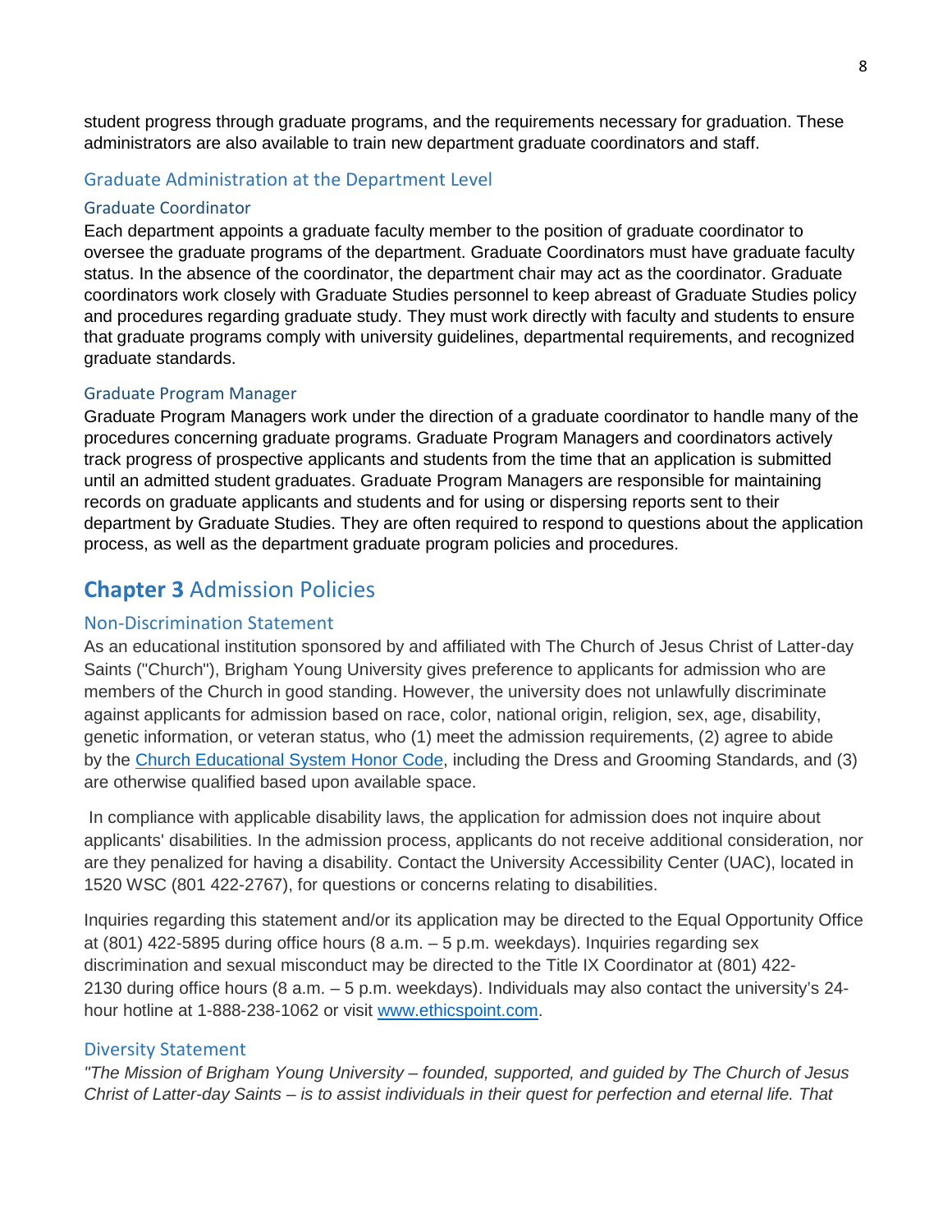student progress through graduate programs, and the requirements necessary for graduation. These administrators are also available to train new department graduate coordinators and staff.

## Graduate Administration at the Department Level

### Graduate Coordinator

Each department appoints a graduate faculty member to the position of graduate coordinator to oversee the graduate programs of the department. Graduate Coordinators must have graduate faculty status. In the absence of the coordinator, the department chair may act as the coordinator. Graduate coordinators work closely with Graduate Studies personnel to keep abreast of Graduate Studies policy and procedures regarding graduate study. They must work directly with faculty and students to ensure that graduate programs comply with university guidelines, departmental requirements, and recognized graduate standards.

### Graduate Program Manager

Graduate Program Managers work under the direction of a graduate coordinator to handle many of the procedures concerning graduate programs. Graduate Program Managers and coordinators actively track progress of prospective applicants and students from the time that an application is submitted until an admitted student graduates. Graduate Program Managers are responsible for maintaining records on graduate applicants and students and for using or dispersing reports sent to their department by Graduate Studies. They are often required to respond to questions about the application process, as well as the department graduate program policies and procedures.

# **Chapter 3** Admission Policies

## Non-Discrimination Statement

As an educational institution sponsored by and affiliated with The Church of Jesus Christ of Latter-day Saints ("Church"), Brigham Young University gives preference to applicants for admission who are members of the Church in good standing. However, the university does not unlawfully discriminate against applicants for admission based on race, color, national origin, religion, sex, age, disability, genetic information, or veteran status, who (1) meet the admission requirements, (2) agree to abide by the [Church Educational System Honor Code](), including the Dress and Grooming Standards, and (3) are otherwise qualified based upon available space.

In compliance with applicable disability laws, the application for admission does not inquire about applicants' disabilities. In the admission process, applicants do not receive additional consideration, nor are they penalized for having a disability. Contact the University Accessibility Center (UAC), located in 1520 WSC (801 422-2767), for questions or concerns relating to disabilities.

Inquiries regarding this statement and/or its application may be directed to the Equal Opportunity Office at (801) 422-5895 during office hours (8 a.m. – 5 p.m. weekdays). Inquiries regarding sex discrimination and sexual misconduct may be directed to the Title IX Coordinator at (801) 422-2130 during office hours (8 a.m. – 5 p.m. weekdays). Individuals may also contact the university's 24-hour hotline at 1-888-238-1062 or visit [www.ethicspoint.com]().

## Diversity Statement

*"The Mission of Brigham Young University – founded, supported, and guided by The Church of Jesus Christ of Latter-day Saints – is to assist individuals in their quest for perfection and eternal life. That*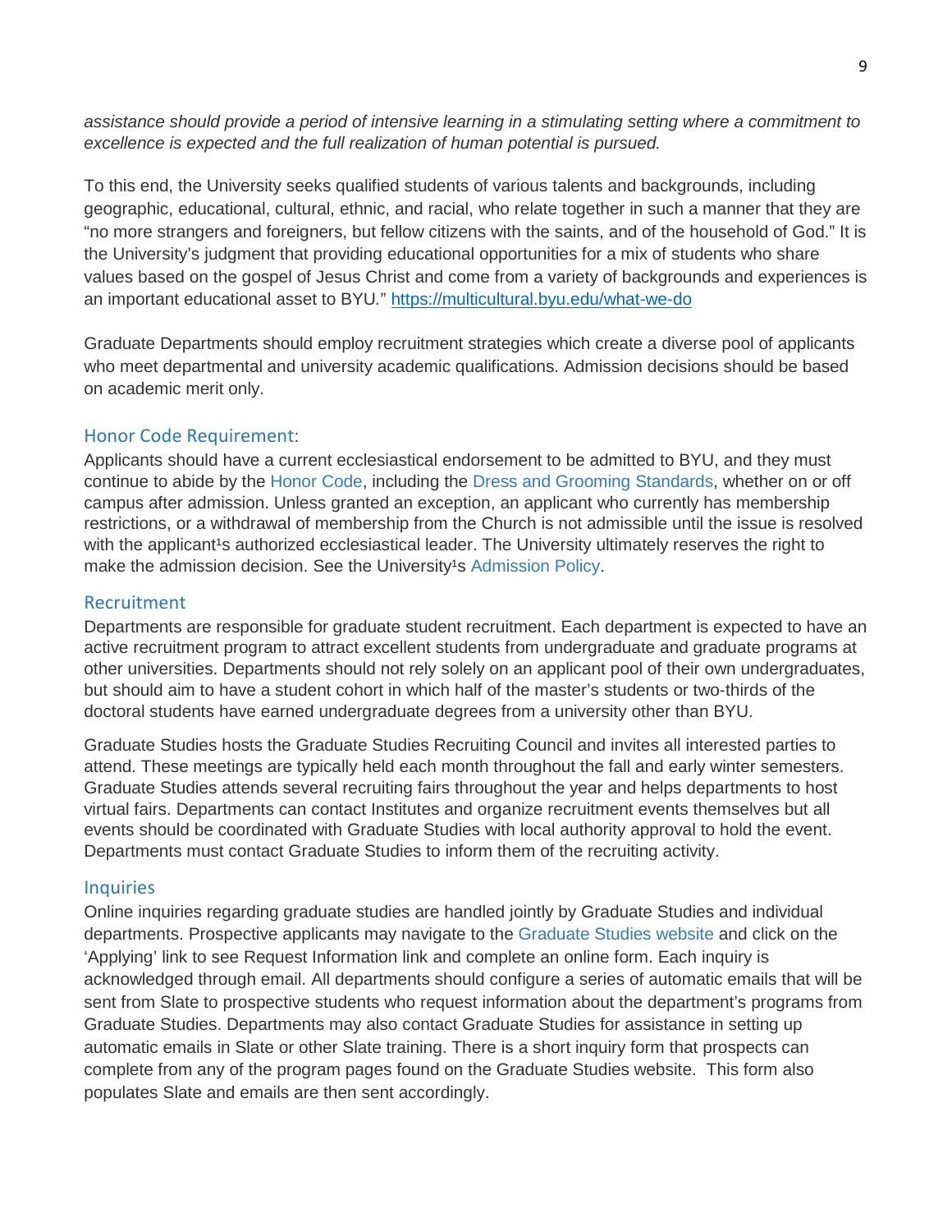*assistance should provide a period of intensive learning in a stimulating setting where a commitment to excellence is expected and the full realization of human potential is pursued.*

To this end, the University seeks qualified students of various talents and backgrounds, including geographic, educational, cultural, ethnic, and racial, who relate together in such a manner that they are "no more strangers and foreigners, but fellow citizens with the saints, and of the household of God." It is the University's judgment that providing educational opportunities for a mix of students who share values based on the gospel of Jesus Christ and come from a variety of backgrounds and experiences is an important educational asset to BYU." https://multicultural.byu.edu/what-we-do

Graduate Departments should employ recruitment strategies which create a diverse pool of applicants who meet departmental and university academic qualifications. Admission decisions should be based on academic merit only.

### Honor Code Requirement:

Applicants should have a current ecclesiastical endorsement to be admitted to BYU, and they must continue to abide by the Honor Code, including the Dress and Grooming Standards, whether on or off campus after admission. Unless granted an exception, an applicant who currently has membership restrictions, or a withdrawal of membership from the Church is not admissible until the issue is resolved with the applicant¹s authorized ecclesiastical leader. The University ultimately reserves the right to make the admission decision. See the University¹s Admission Policy.

### Recruitment

Departments are responsible for graduate student recruitment. Each department is expected to have an active recruitment program to attract excellent students from undergraduate and graduate programs at other universities. Departments should not rely solely on an applicant pool of their own undergraduates, but should aim to have a student cohort in which half of the master's students or two-thirds of the doctoral students have earned undergraduate degrees from a university other than BYU.

Graduate Studies hosts the Graduate Studies Recruiting Council and invites all interested parties to attend. These meetings are typically held each month throughout the fall and early winter semesters. Graduate Studies attends several recruiting fairs throughout the year and helps departments to host virtual fairs. Departments can contact Institutes and organize recruitment events themselves but all events should be coordinated with Graduate Studies with local authority approval to hold the event. Departments must contact Graduate Studies to inform them of the recruiting activity.

### Inquiries

Online inquiries regarding graduate studies are handled jointly by Graduate Studies and individual departments. Prospective applicants may navigate to the Graduate Studies website and click on the 'Applying' link to see Request Information link and complete an online form. Each inquiry is acknowledged through email. All departments should configure a series of automatic emails that will be sent from Slate to prospective students who request information about the department's programs from Graduate Studies. Departments may also contact Graduate Studies for assistance in setting up automatic emails in Slate or other Slate training. There is a short inquiry form that prospects can complete from any of the program pages found on the Graduate Studies website. This form also populates Slate and emails are then sent accordingly.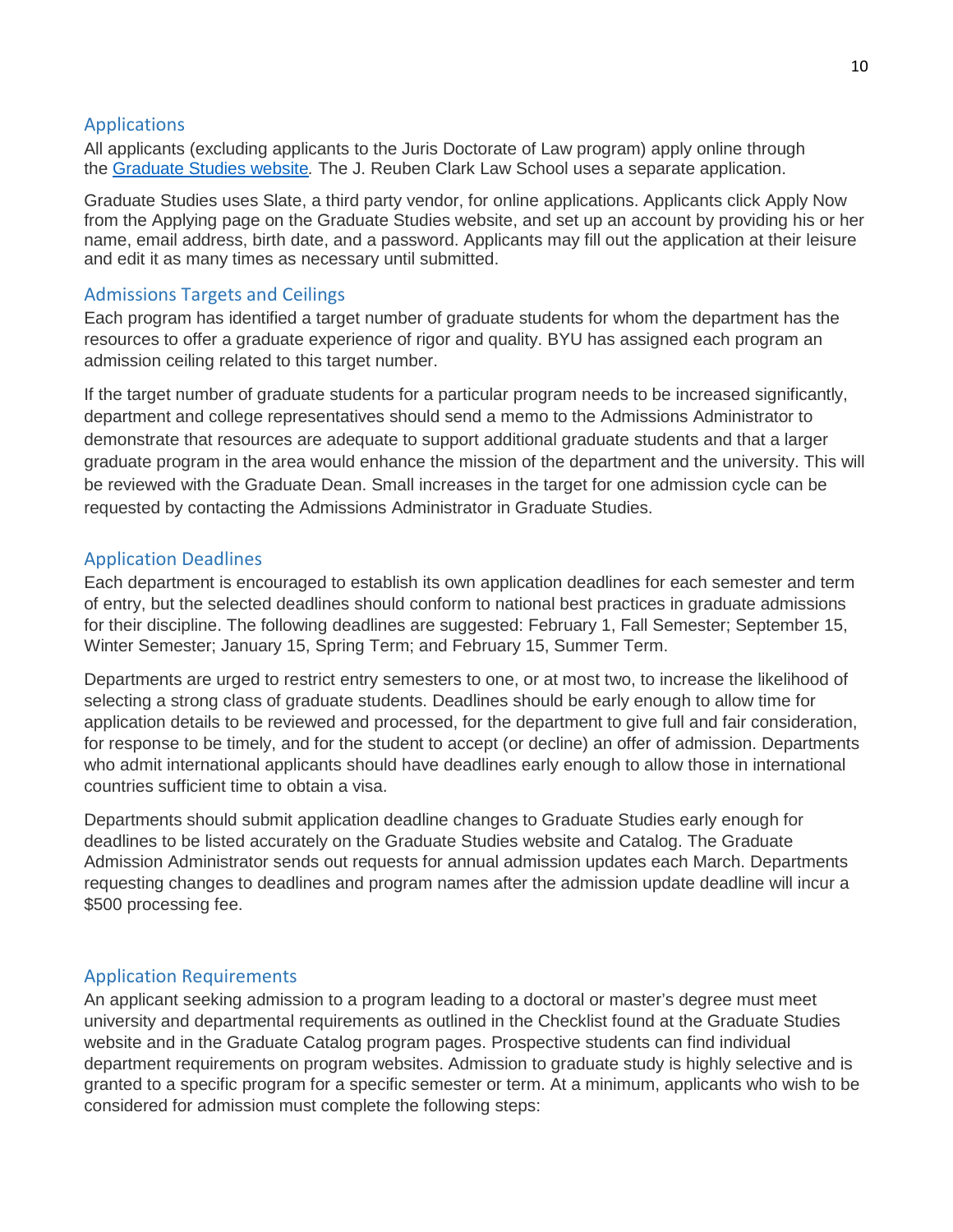## Applications

All applicants (excluding applicants to the Juris Doctorate of Law program) apply online through the [Graduate Studies website](). The J. Reuben Clark Law School uses a separate application.

Graduate Studies uses Slate, a third party vendor, for online applications. Applicants click Apply Now from the Applying page on the Graduate Studies website, and set up an account by providing his or her name, email address, birth date, and a password. Applicants may fill out the application at their leisure and edit it as many times as necessary until submitted.

## Admissions Targets and Ceilings

Each program has identified a target number of graduate students for whom the department has the resources to offer a graduate experience of rigor and quality. BYU has assigned each program an admission ceiling related to this target number.

If the target number of graduate students for a particular program needs to be increased significantly, department and college representatives should send a memo to the Admissions Administrator to demonstrate that resources are adequate to support additional graduate students and that a larger graduate program in the area would enhance the mission of the department and the university. This will be reviewed with the Graduate Dean. Small increases in the target for one admission cycle can be requested by contacting the Admissions Administrator in Graduate Studies.

## Application Deadlines

Each department is encouraged to establish its own application deadlines for each semester and term of entry, but the selected deadlines should conform to national best practices in graduate admissions for their discipline. The following deadlines are suggested: February 1, Fall Semester; September 15, Winter Semester; January 15, Spring Term; and February 15, Summer Term.

Departments are urged to restrict entry semesters to one, or at most two, to increase the likelihood of selecting a strong class of graduate students. Deadlines should be early enough to allow time for application details to be reviewed and processed, for the department to give full and fair consideration, for response to be timely, and for the student to accept (or decline) an offer of admission. Departments who admit international applicants should have deadlines early enough to allow those in international countries sufficient time to obtain a visa.

Departments should submit application deadline changes to Graduate Studies early enough for deadlines to be listed accurately on the Graduate Studies website and Catalog. The Graduate Admission Administrator sends out requests for annual admission updates each March. Departments requesting changes to deadlines and program names after the admission update deadline will incur a $500 processing fee.

## Application Requirements

An applicant seeking admission to a program leading to a doctoral or master's degree must meet university and departmental requirements as outlined in the Checklist found at the Graduate Studies website and in the Graduate Catalog program pages. Prospective students can find individual department requirements on program websites. Admission to graduate study is highly selective and is granted to a specific program for a specific semester or term. At a minimum, applicants who wish to be considered for admission must complete the following steps: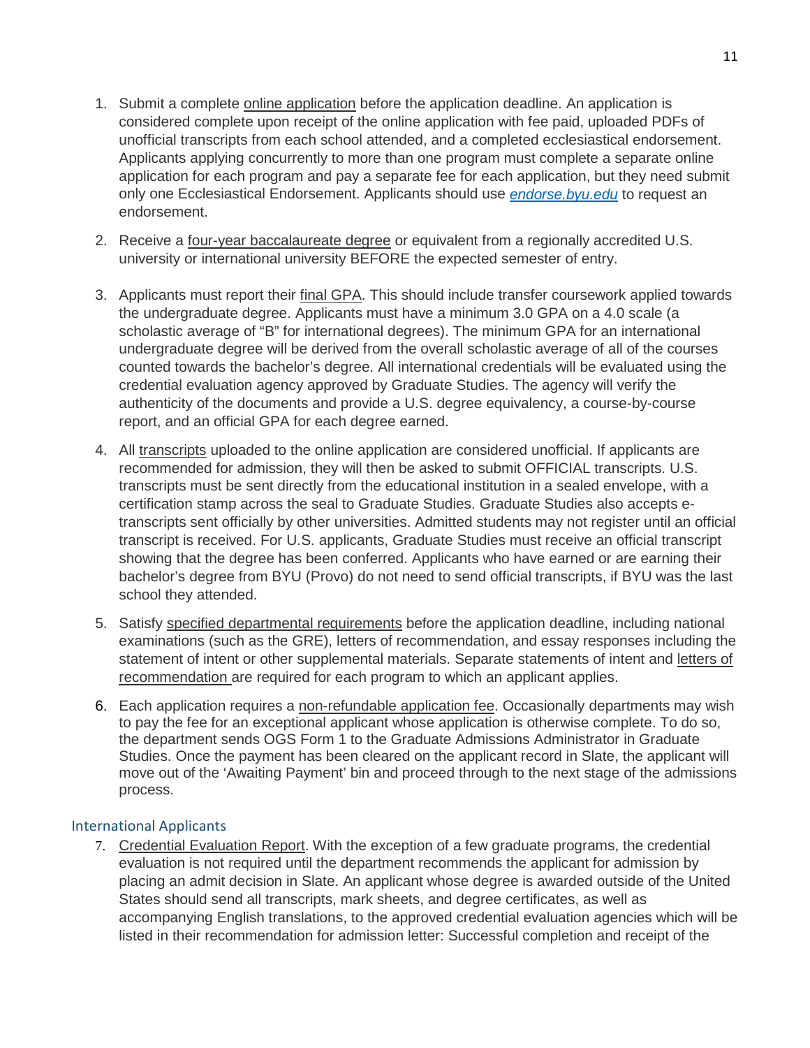1. Submit a complete online application before the application deadline. An application is considered complete upon receipt of the online application with fee paid, uploaded PDFs of unofficial transcripts from each school attended, and a completed ecclesiastical endorsement. Applicants applying concurrently to more than one program must complete a separate online application for each program and pay a separate fee for each application, but they need submit only one Ecclesiastical Endorsement. Applicants should use *endorse.byu.edu* to request an endorsement.

2. Receive a four-year baccalaureate degree or equivalent from a regionally accredited U.S. university or international university BEFORE the expected semester of entry.

3. Applicants must report their final GPA. This should include transfer coursework applied towards the undergraduate degree. Applicants must have a minimum 3.0 GPA on a 4.0 scale (a scholastic average of "B" for international degrees). The minimum GPA for an international undergraduate degree will be derived from the overall scholastic average of all of the courses counted towards the bachelor's degree. All international credentials will be evaluated using the credential evaluation agency approved by Graduate Studies. The agency will verify the authenticity of the documents and provide a U.S. degree equivalency, a course-by-course report, and an official GPA for each degree earned.

4. All transcripts uploaded to the online application are considered unofficial. If applicants are recommended for admission, they will then be asked to submit OFFICIAL transcripts. U.S. transcripts must be sent directly from the educational institution in a sealed envelope, with a certification stamp across the seal to Graduate Studies. Graduate Studies also accepts e-transcripts sent officially by other universities. Admitted students may not register until an official transcript is received. For U.S. applicants, Graduate Studies must receive an official transcript showing that the degree has been conferred. Applicants who have earned or are earning their bachelor's degree from BYU (Provo) do not need to send official transcripts, if BYU was the last school they attended.

5. Satisfy specified departmental requirements before the application deadline, including national examinations (such as the GRE), letters of recommendation, and essay responses including the statement of intent or other supplemental materials. Separate statements of intent and letters of recommendation are required for each program to which an applicant applies.

6. Each application requires a non-refundable application fee. Occasionally departments may wish to pay the fee for an exceptional applicant whose application is otherwise complete. To do so, the department sends OGS Form 1 to the Graduate Admissions Administrator in Graduate Studies. Once the payment has been cleared on the applicant record in Slate, the applicant will move out of the 'Awaiting Payment' bin and proceed through to the next stage of the admissions process.

### International Applicants

7. Credential Evaluation Report. With the exception of a few graduate programs, the credential evaluation is not required until the department recommends the applicant for admission by placing an admit decision in Slate. An applicant whose degree is awarded outside of the United States should send all transcripts, mark sheets, and degree certificates, as well as accompanying English translations, to the approved credential evaluation agencies which will be listed in their recommendation for admission letter: Successful completion and receipt of the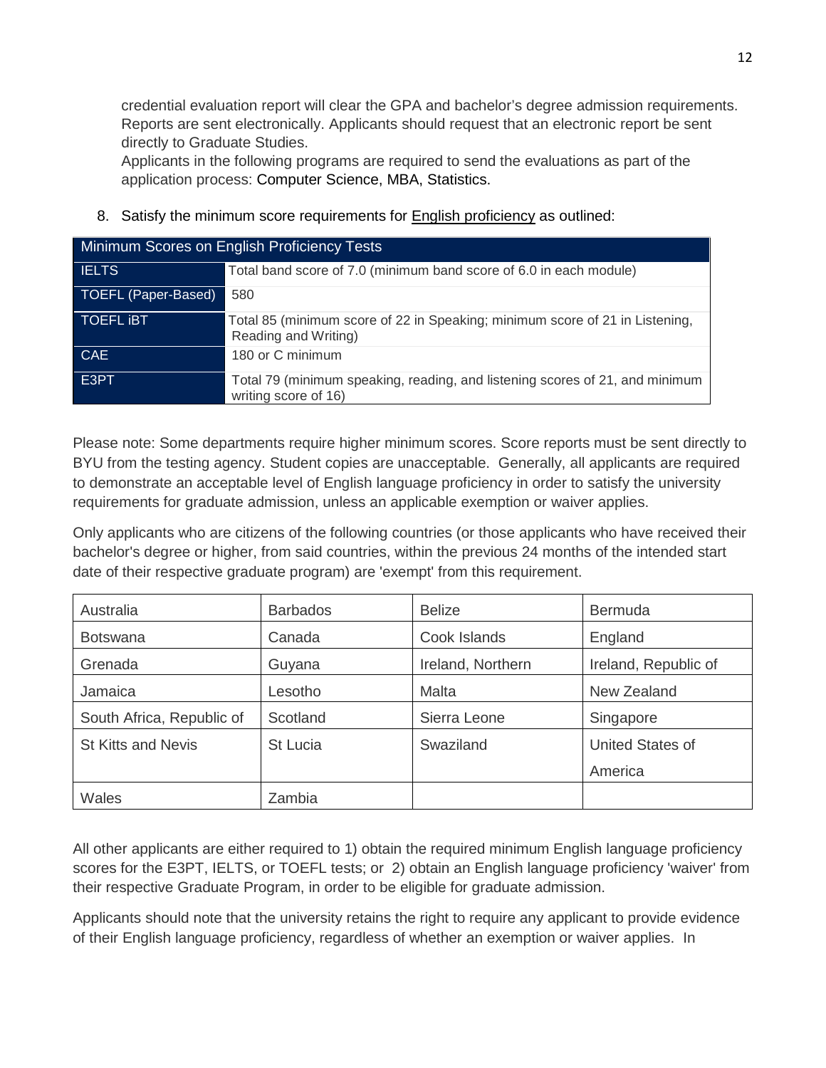credential evaluation report will clear the GPA and bachelor's degree admission requirements. Reports are sent electronically. Applicants should request that an electronic report be sent directly to Graduate Studies.
Applicants in the following programs are required to send the evaluations as part of the application process: Computer Science, MBA, Statistics.

8. Satisfy the minimum score requirements for English proficiency as outlined:

| Minimum Scores on English Proficiency Tests | |
|---|---|
| IELTS | Total band score of 7.0 (minimum band score of 6.0 in each module) |
| TOEFL (Paper-Based) | 580 |
| TOEFL iBT | Total 85 (minimum score of 22 in Speaking; minimum score of 21 in Listening, Reading and Writing) |
| CAE | 180 or C minimum |
| E3PT | Total 79 (minimum speaking, reading, and listening scores of 21, and minimum writing score of 16) |

Please note: Some departments require higher minimum scores. Score reports must be sent directly to BYU from the testing agency. Student copies are unacceptable. Generally, all applicants are required to demonstrate an acceptable level of English language proficiency in order to satisfy the university requirements for graduate admission, unless an applicable exemption or waiver applies.

Only applicants who are citizens of the following countries (or those applicants who have received their bachelor's degree or higher, from said countries, within the previous 24 months of the intended start date of their respective graduate program) are 'exempt' from this requirement.

| | | | |
|---|---|---|---|
| Australia | Barbados | Belize | Bermuda |
| Botswana | Canada | Cook Islands | England |
| Grenada | Guyana | Ireland, Northern | Ireland, Republic of |
| Jamaica | Lesotho | Malta | New Zealand |
| South Africa, Republic of | Scotland | Sierra Leone | Singapore |
| St Kitts and Nevis | St Lucia | Swaziland | United States of America |
| Wales | Zambia | | |

All other applicants are either required to 1) obtain the required minimum English language proficiency scores for the E3PT, IELTS, or TOEFL tests; or 2) obtain an English language proficiency 'waiver' from their respective Graduate Program, in order to be eligible for graduate admission.

Applicants should note that the university retains the right to require any applicant to provide evidence of their English language proficiency, regardless of whether an exemption or waiver applies. In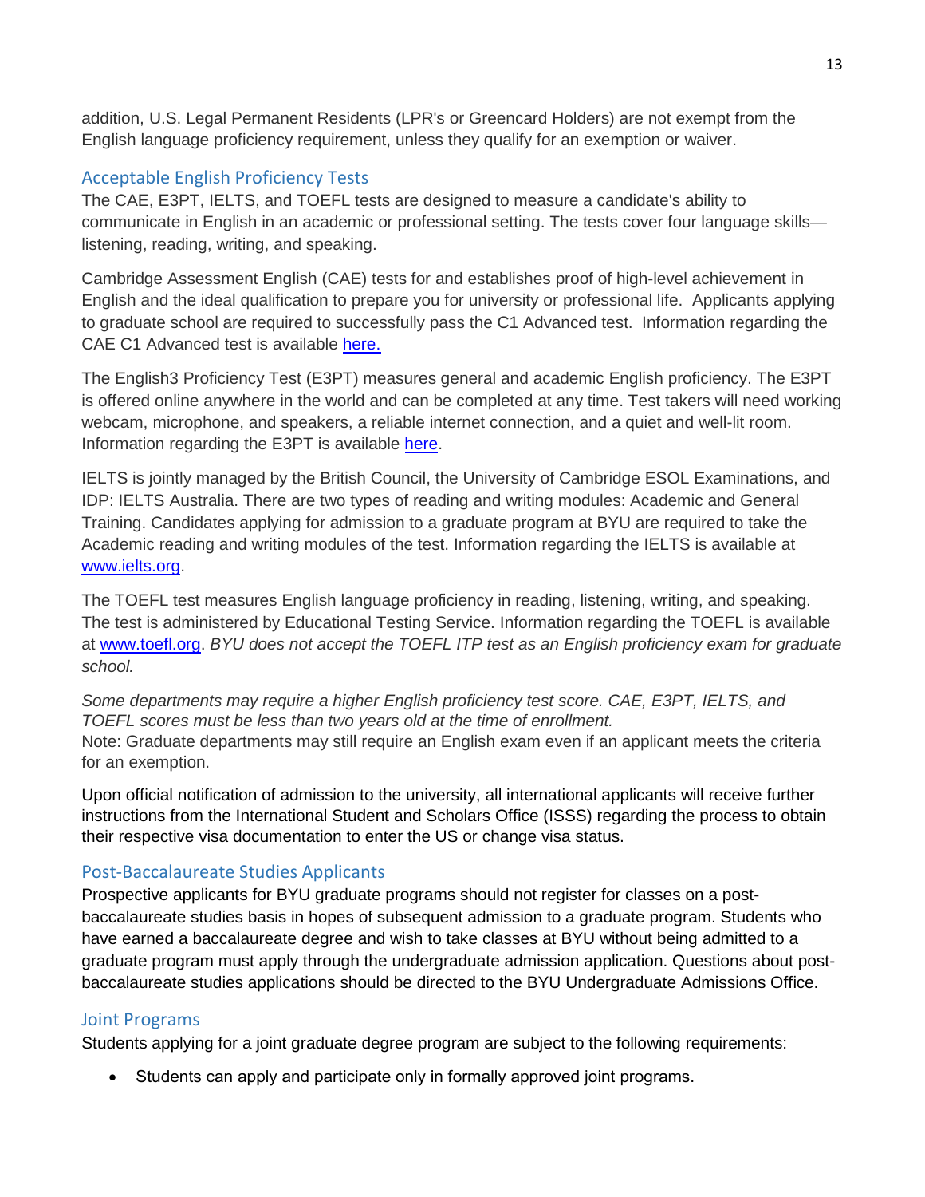addition, U.S. Legal Permanent Residents (LPR's or Greencard Holders) are not exempt from the English language proficiency requirement, unless they qualify for an exemption or waiver.

## Acceptable English Proficiency Tests

The CAE, E3PT, IELTS, and TOEFL tests are designed to measure a candidate's ability to communicate in English in an academic or professional setting. The tests cover four language skills—listening, reading, writing, and speaking.

Cambridge Assessment English (CAE) tests for and establishes proof of high-level achievement in English and the ideal qualification to prepare you for university or professional life. Applicants applying to graduate school are required to successfully pass the C1 Advanced test. Information regarding the CAE C1 Advanced test is available [here.]()

The English3 Proficiency Test (E3PT) measures general and academic English proficiency. The E3PT is offered online anywhere in the world and can be completed at any time. Test takers will need working webcam, microphone, and speakers, a reliable internet connection, and a quiet and well-lit room. Information regarding the E3PT is available [here]().

IELTS is jointly managed by the British Council, the University of Cambridge ESOL Examinations, and IDP: IELTS Australia. There are two types of reading and writing modules: Academic and General Training. Candidates applying for admission to a graduate program at BYU are required to take the Academic reading and writing modules of the test. Information regarding the IELTS is available at [www.ielts.org](www.ielts.org).

The TOEFL test measures English language proficiency in reading, listening, writing, and speaking. The test is administered by Educational Testing Service. Information regarding the TOEFL is available at [www.toefl.org](www.toefl.org). *BYU does not accept the TOEFL ITP test as an English proficiency exam for graduate school.*

*Some departments may require a higher English proficiency test score. CAE, E3PT, IELTS, and TOEFL scores must be less than two years old at the time of enrollment.*
Note: Graduate departments may still require an English exam even if an applicant meets the criteria for an exemption.

Upon official notification of admission to the university, all international applicants will receive further instructions from the International Student and Scholars Office (ISSS) regarding the process to obtain their respective visa documentation to enter the US or change visa status.

## Post-Baccalaureate Studies Applicants

Prospective applicants for BYU graduate programs should not register for classes on a post-baccalaureate studies basis in hopes of subsequent admission to a graduate program. Students who have earned a baccalaureate degree and wish to take classes at BYU without being admitted to a graduate program must apply through the undergraduate admission application. Questions about post-baccalaureate studies applications should be directed to the BYU Undergraduate Admissions Office.

## Joint Programs

Students applying for a joint graduate degree program are subject to the following requirements:

- Students can apply and participate only in formally approved joint programs.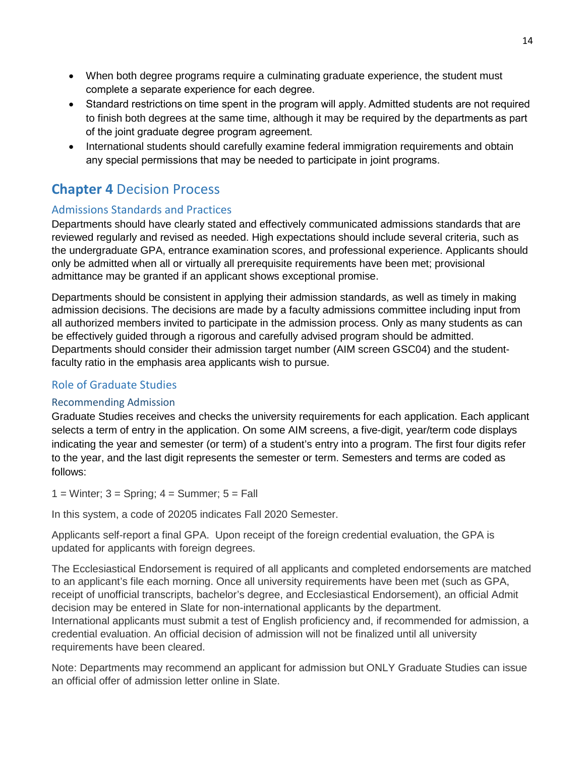- When both degree programs require a culminating graduate experience, the student must complete a separate experience for each degree.
- Standard restrictions on time spent in the program will apply. Admitted students are not required to finish both degrees at the same time, although it may be required by the departments as part of the joint graduate degree program agreement.
- International students should carefully examine federal immigration requirements and obtain any special permissions that may be needed to participate in joint programs.

# **Chapter 4** Decision Process

## Admissions Standards and Practices

Departments should have clearly stated and effectively communicated admissions standards that are reviewed regularly and revised as needed. High expectations should include several criteria, such as the undergraduate GPA, entrance examination scores, and professional experience. Applicants should only be admitted when all or virtually all prerequisite requirements have been met; provisional admittance may be granted if an applicant shows exceptional promise.

Departments should be consistent in applying their admission standards, as well as timely in making admission decisions. The decisions are made by a faculty admissions committee including input from all authorized members invited to participate in the admission process. Only as many students as can be effectively guided through a rigorous and carefully advised program should be admitted. Departments should consider their admission target number (AIM screen GSC04) and the student-faculty ratio in the emphasis area applicants wish to pursue.

## Role of Graduate Studies

### Recommending Admission

Graduate Studies receives and checks the university requirements for each application. Each applicant selects a term of entry in the application. On some AIM screens, a five-digit, year/term code displays indicating the year and semester (or term) of a student's entry into a program. The first four digits refer to the year, and the last digit represents the semester or term. Semesters and terms are coded as follows:

1 = Winter; 3 = Spring; 4 = Summer; 5 = Fall

In this system, a code of 20205 indicates Fall 2020 Semester.

Applicants self-report a final GPA. Upon receipt of the foreign credential evaluation, the GPA is updated for applicants with foreign degrees.

The Ecclesiastical Endorsement is required of all applicants and completed endorsements are matched to an applicant's file each morning. Once all university requirements have been met (such as GPA, receipt of unofficial transcripts, bachelor's degree, and Ecclesiastical Endorsement), an official Admit decision may be entered in Slate for non-international applicants by the department.
International applicants must submit a test of English proficiency and, if recommended for admission, a credential evaluation. An official decision of admission will not be finalized until all university requirements have been cleared.

Note: Departments may recommend an applicant for admission but ONLY Graduate Studies can issue an official offer of admission letter online in Slate.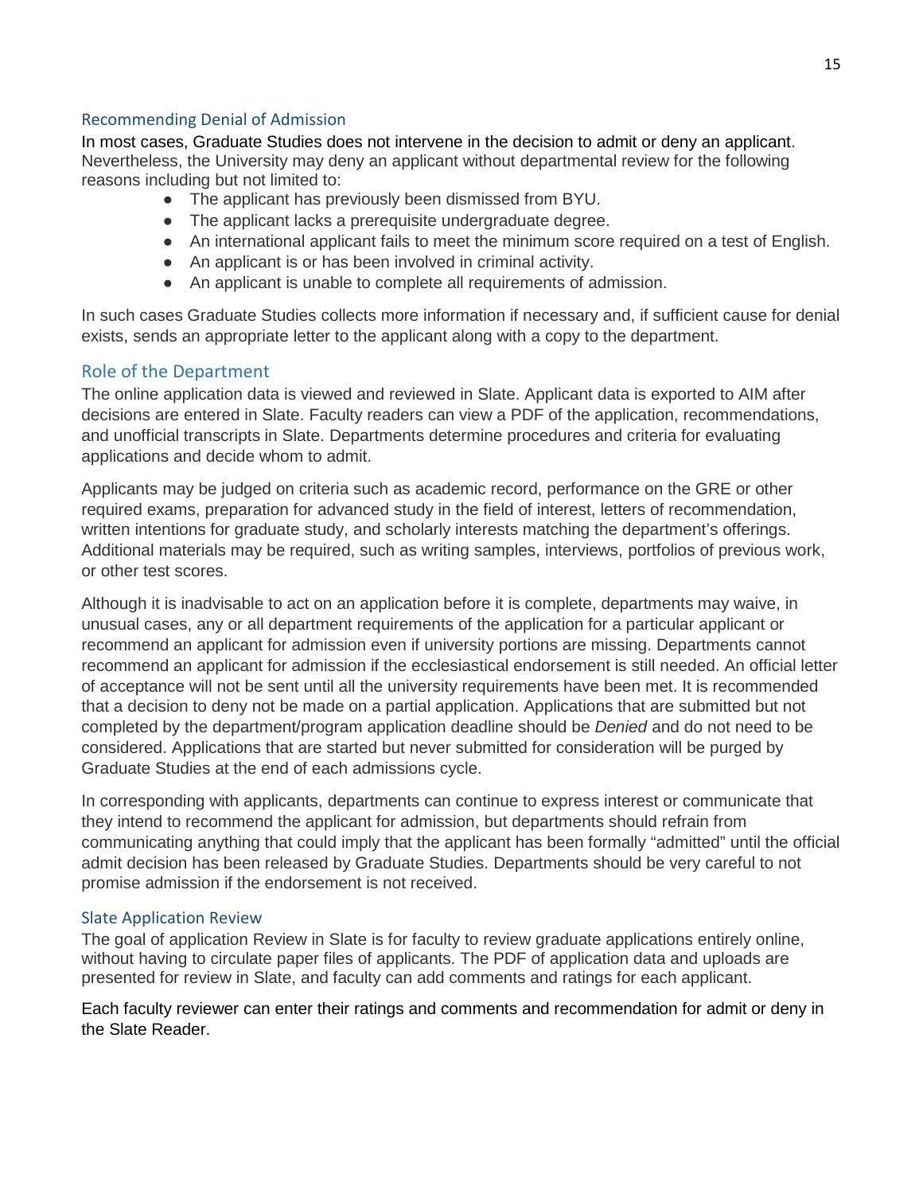### Recommending Denial of Admission

In most cases, Graduate Studies does not intervene in the decision to admit or deny an applicant. Nevertheless, the University may deny an applicant without departmental review for the following reasons including but not limited to:

- The applicant has previously been dismissed from BYU.
- The applicant lacks a prerequisite undergraduate degree.
- An international applicant fails to meet the minimum score required on a test of English.
- An applicant is or has been involved in criminal activity.
- An applicant is unable to complete all requirements of admission.

In such cases Graduate Studies collects more information if necessary and, if sufficient cause for denial exists, sends an appropriate letter to the applicant along with a copy to the department.

## Role of the Department

The online application data is viewed and reviewed in Slate. Applicant data is exported to AIM after decisions are entered in Slate. Faculty readers can view a PDF of the application, recommendations, and unofficial transcripts in Slate. Departments determine procedures and criteria for evaluating applications and decide whom to admit.

Applicants may be judged on criteria such as academic record, performance on the GRE or other required exams, preparation for advanced study in the field of interest, letters of recommendation, written intentions for graduate study, and scholarly interests matching the department's offerings. Additional materials may be required, such as writing samples, interviews, portfolios of previous work, or other test scores.

Although it is inadvisable to act on an application before it is complete, departments may waive, in unusual cases, any or all department requirements of the application for a particular applicant or recommend an applicant for admission even if university portions are missing. Departments cannot recommend an applicant for admission if the ecclesiastical endorsement is still needed. An official letter of acceptance will not be sent until all the university requirements have been met. It is recommended that a decision to deny not be made on a partial application. Applications that are submitted but not completed by the department/program application deadline should be *Denied* and do not need to be considered. Applications that are started but never submitted for consideration will be purged by Graduate Studies at the end of each admissions cycle.

In corresponding with applicants, departments can continue to express interest or communicate that they intend to recommend the applicant for admission, but departments should refrain from communicating anything that could imply that the applicant has been formally "admitted" until the official admit decision has been released by Graduate Studies. Departments should be very careful to not promise admission if the endorsement is not received.

### Slate Application Review

The goal of application Review in Slate is for faculty to review graduate applications entirely online, without having to circulate paper files of applicants. The PDF of application data and uploads are presented for review in Slate, and faculty can add comments and ratings for each applicant.

Each faculty reviewer can enter their ratings and comments and recommendation for admit or deny in the Slate Reader.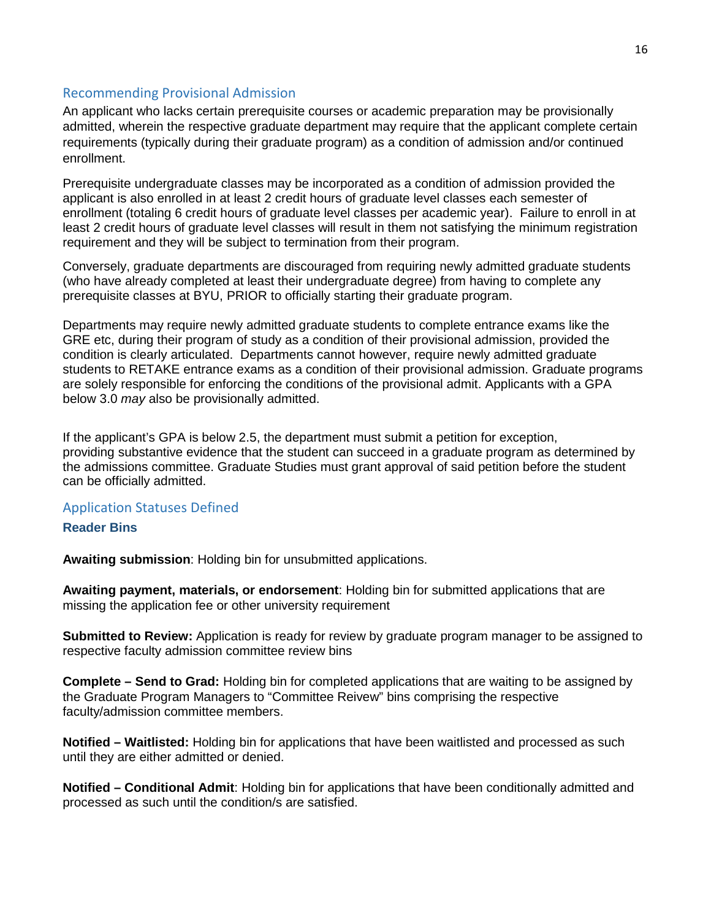## Recommending Provisional Admission

An applicant who lacks certain prerequisite courses or academic preparation may be provisionally admitted, wherein the respective graduate department may require that the applicant complete certain requirements (typically during their graduate program) as a condition of admission and/or continued enrollment.

Prerequisite undergraduate classes may be incorporated as a condition of admission provided the applicant is also enrolled in at least 2 credit hours of graduate level classes each semester of enrollment (totaling 6 credit hours of graduate level classes per academic year). Failure to enroll in at least 2 credit hours of graduate level classes will result in them not satisfying the minimum registration requirement and they will be subject to termination from their program.

Conversely, graduate departments are discouraged from requiring newly admitted graduate students (who have already completed at least their undergraduate degree) from having to complete any prerequisite classes at BYU, PRIOR to officially starting their graduate program.

Departments may require newly admitted graduate students to complete entrance exams like the GRE etc, during their program of study as a condition of their provisional admission, provided the condition is clearly articulated. Departments cannot however, require newly admitted graduate students to RETAKE entrance exams as a condition of their provisional admission. Graduate programs are solely responsible for enforcing the conditions of the provisional admit. Applicants with a GPA below 3.0 *may* also be provisionally admitted.

If the applicant's GPA is below 2.5, the department must submit a petition for exception, providing substantive evidence that the student can succeed in a graduate program as determined by the admissions committee. Graduate Studies must grant approval of said petition before the student can be officially admitted.

## Application Statuses Defined

### Reader Bins

**Awaiting submission**: Holding bin for unsubmitted applications.

**Awaiting payment, materials, or endorsement**: Holding bin for submitted applications that are missing the application fee or other university requirement

**Submitted to Review:** Application is ready for review by graduate program manager to be assigned to respective faculty admission committee review bins

**Complete – Send to Grad:** Holding bin for completed applications that are waiting to be assigned by the Graduate Program Managers to "Committee Reivew" bins comprising the respective faculty/admission committee members.

**Notified – Waitlisted:** Holding bin for applications that have been waitlisted and processed as such until they are either admitted or denied.

**Notified – Conditional Admit**: Holding bin for applications that have been conditionally admitted and processed as such until the condition/s are satisfied.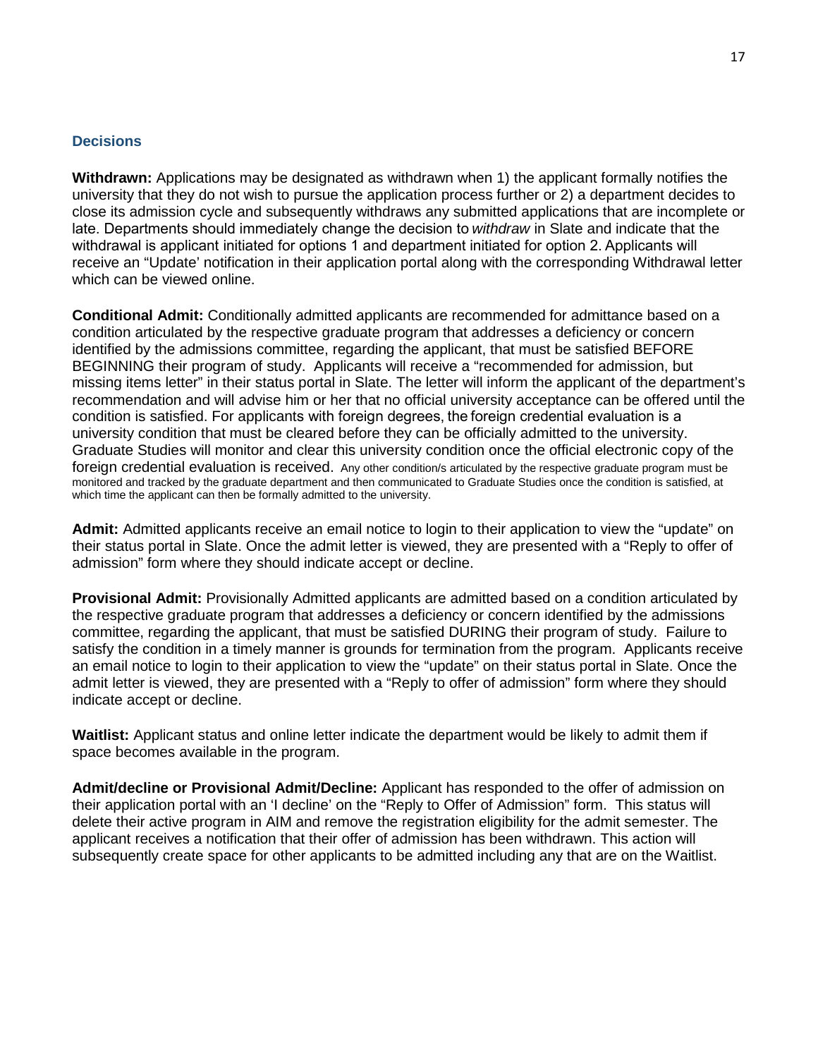### Decisions

**Withdrawn:** Applications may be designated as withdrawn when 1) the applicant formally notifies the university that they do not wish to pursue the application process further or 2) a department decides to close its admission cycle and subsequently withdraws any submitted applications that are incomplete or late. Departments should immediately change the decision to *withdraw* in Slate and indicate that the withdrawal is applicant initiated for options 1 and department initiated for option 2. Applicants will receive an "Update' notification in their application portal along with the corresponding Withdrawal letter which can be viewed online.

**Conditional Admit:** Conditionally admitted applicants are recommended for admittance based on a condition articulated by the respective graduate program that addresses a deficiency or concern identified by the admissions committee, regarding the applicant, that must be satisfied BEFORE BEGINNING their program of study. Applicants will receive a "recommended for admission, but missing items letter" in their status portal in Slate. The letter will inform the applicant of the department's recommendation and will advise him or her that no official university acceptance can be offered until the condition is satisfied. For applicants with foreign degrees, the foreign credential evaluation is a university condition that must be cleared before they can be officially admitted to the university. Graduate Studies will monitor and clear this university condition once the official electronic copy of the foreign credential evaluation is received. Any other condition/s articulated by the respective graduate program must be monitored and tracked by the graduate department and then communicated to Graduate Studies once the condition is satisfied, at which time the applicant can then be formally admitted to the university.

**Admit:** Admitted applicants receive an email notice to login to their application to view the "update" on their status portal in Slate. Once the admit letter is viewed, they are presented with a "Reply to offer of admission" form where they should indicate accept or decline.

**Provisional Admit:** Provisionally Admitted applicants are admitted based on a condition articulated by the respective graduate program that addresses a deficiency or concern identified by the admissions committee, regarding the applicant, that must be satisfied DURING their program of study. Failure to satisfy the condition in a timely manner is grounds for termination from the program. Applicants receive an email notice to login to their application to view the "update" on their status portal in Slate. Once the admit letter is viewed, they are presented with a "Reply to offer of admission" form where they should indicate accept or decline.

**Waitlist:** Applicant status and online letter indicate the department would be likely to admit them if space becomes available in the program.

**Admit/decline or Provisional Admit/Decline:** Applicant has responded to the offer of admission on their application portal with an 'I decline' on the "Reply to Offer of Admission" form. This status will delete their active program in AIM and remove the registration eligibility for the admit semester. The applicant receives a notification that their offer of admission has been withdrawn. This action will subsequently create space for other applicants to be admitted including any that are on the Waitlist.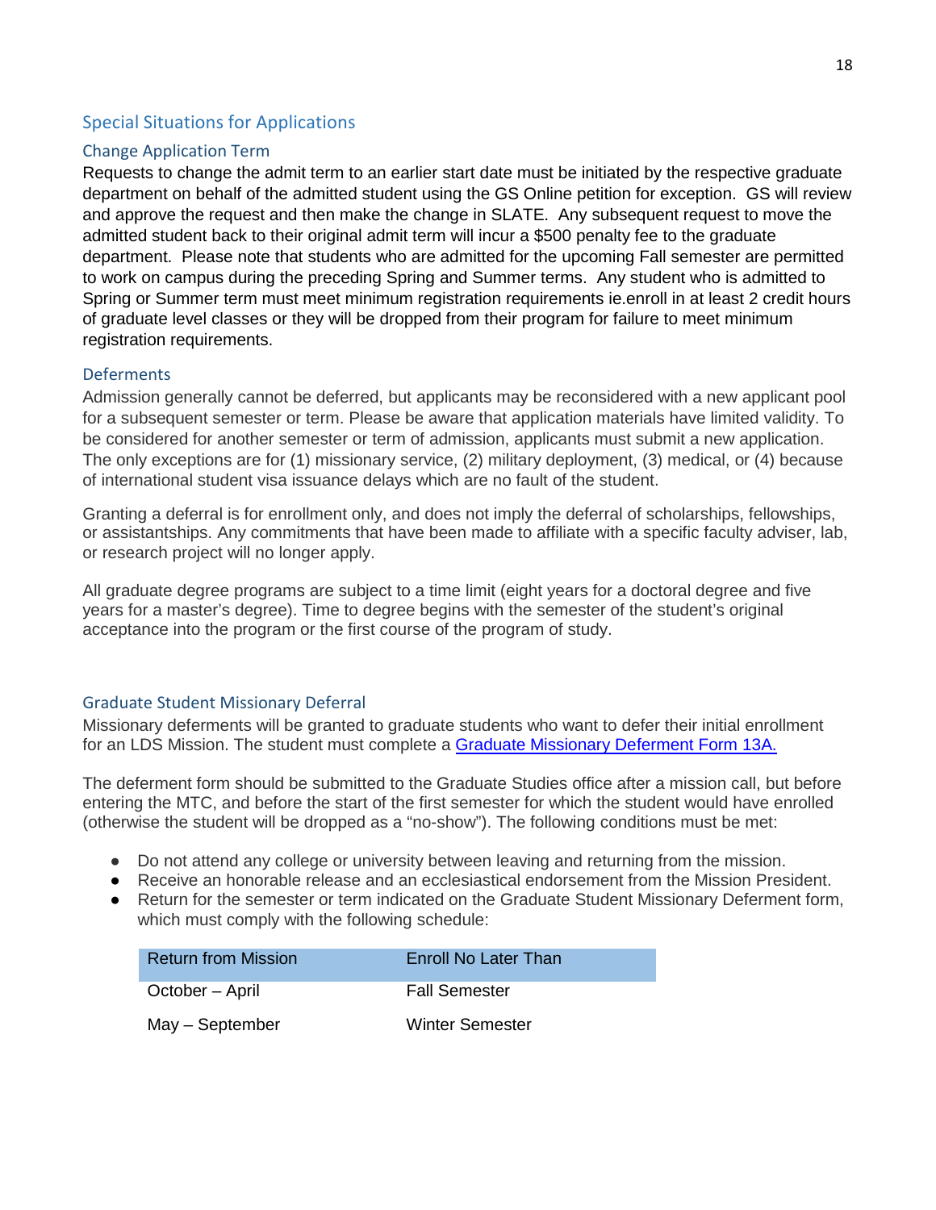## Special Situations for Applications

### Change Application Term

Requests to change the admit term to an earlier start date must be initiated by the respective graduate department on behalf of the admitted student using the GS Online petition for exception. GS will review and approve the request and then make the change in SLATE. Any subsequent request to move the admitted student back to their original admit term will incur a $500 penalty fee to the graduate department. Please note that students who are admitted for the upcoming Fall semester are permitted to work on campus during the preceding Spring and Summer terms. Any student who is admitted to Spring or Summer term must meet minimum registration requirements ie.enroll in at least 2 credit hours of graduate level classes or they will be dropped from their program for failure to meet minimum registration requirements.

### Deferments

Admission generally cannot be deferred, but applicants may be reconsidered with a new applicant pool for a subsequent semester or term. Please be aware that application materials have limited validity. To be considered for another semester or term of admission, applicants must submit a new application. The only exceptions are for (1) missionary service, (2) military deployment, (3) medical, or (4) because of international student visa issuance delays which are no fault of the student.

Granting a deferral is for enrollment only, and does not imply the deferral of scholarships, fellowships, or assistantships. Any commitments that have been made to affiliate with a specific faculty adviser, lab, or research project will no longer apply.

All graduate degree programs are subject to a time limit (eight years for a doctoral degree and five years for a master's degree). Time to degree begins with the semester of the student's original acceptance into the program or the first course of the program of study.

### Graduate Student Missionary Deferral

Missionary deferments will be granted to graduate students who want to defer their initial enrollment for an LDS Mission. The student must complete a [Graduate Missionary Deferment Form 13A.]()

The deferment form should be submitted to the Graduate Studies office after a mission call, but before entering the MTC, and before the start of the first semester for which the student would have enrolled (otherwise the student will be dropped as a "no-show"). The following conditions must be met:

- Do not attend any college or university between leaving and returning from the mission.
- Receive an honorable release and an ecclesiastical endorsement from the Mission President.
- Return for the semester or term indicated on the Graduate Student Missionary Deferment form, which must comply with the following schedule:

| Return from Mission | Enroll No Later Than |
| --- | --- |
| October – April | Fall Semester |
| May – September | Winter Semester |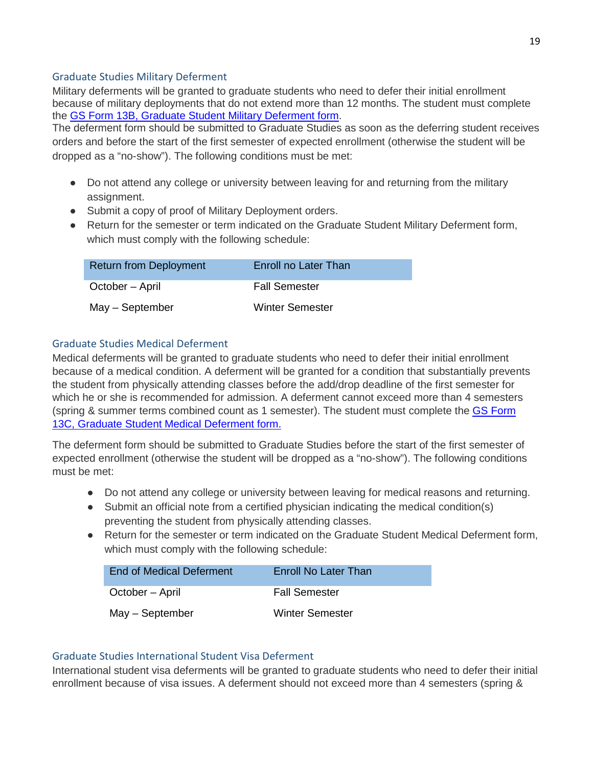### Graduate Studies Military Deferment

Military deferments will be granted to graduate students who need to defer their initial enrollment because of military deployments that do not extend more than 12 months. The student must complete the GS Form 13B, Graduate Student Military Deferment form.

The deferment form should be submitted to Graduate Studies as soon as the deferring student receives orders and before the start of the first semester of expected enrollment (otherwise the student will be dropped as a "no-show"). The following conditions must be met:

- Do not attend any college or university between leaving for and returning from the military assignment.
- Submit a copy of proof of Military Deployment orders.
- Return for the semester or term indicated on the Graduate Student Military Deferment form, which must comply with the following schedule:

| Return from Deployment | Enroll no Later Than |
|---|---|
| October – April | Fall Semester |
| May – September | Winter Semester |

### Graduate Studies Medical Deferment

Medical deferments will be granted to graduate students who need to defer their initial enrollment because of a medical condition. A deferment will be granted for a condition that substantially prevents the student from physically attending classes before the add/drop deadline of the first semester for which he or she is recommended for admission. A deferment cannot exceed more than 4 semesters (spring & summer terms combined count as 1 semester). The student must complete the GS Form 13C, Graduate Student Medical Deferment form.

The deferment form should be submitted to Graduate Studies before the start of the first semester of expected enrollment (otherwise the student will be dropped as a "no-show"). The following conditions must be met:

- Do not attend any college or university between leaving for medical reasons and returning.
- Submit an official note from a certified physician indicating the medical condition(s) preventing the student from physically attending classes.
- Return for the semester or term indicated on the Graduate Student Medical Deferment form, which must comply with the following schedule:

| End of Medical Deferment | Enroll No Later Than |
|---|---|
| October – April | Fall Semester |
| May – September | Winter Semester |

### Graduate Studies International Student Visa Deferment

International student visa deferments will be granted to graduate students who need to defer their initial enrollment because of visa issues. A deferment should not exceed more than 4 semesters (spring &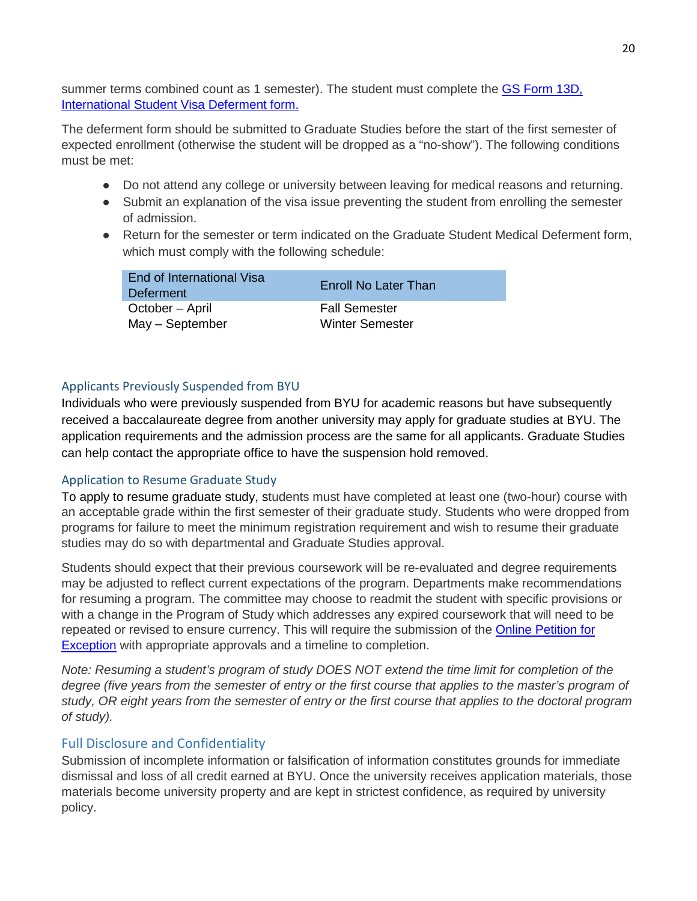summer terms combined count as 1 semester). The student must complete the [GS Form 13D, International Student Visa Deferment form.]

The deferment form should be submitted to Graduate Studies before the start of the first semester of expected enrollment (otherwise the student will be dropped as a "no-show"). The following conditions must be met:

- Do not attend any college or university between leaving for medical reasons and returning.
- Submit an explanation of the visa issue preventing the student from enrolling the semester of admission.
- Return for the semester or term indicated on the Graduate Student Medical Deferment form, which must comply with the following schedule:

| End of International Visa Deferment | Enroll No Later Than |
|---|---|
| October – April | Fall Semester |
| May – September | Winter Semester |

### Applicants Previously Suspended from BYU

Individuals who were previously suspended from BYU for academic reasons but have subsequently received a baccalaureate degree from another university may apply for graduate studies at BYU. The application requirements and the admission process are the same for all applicants. Graduate Studies can help contact the appropriate office to have the suspension hold removed.

### Application to Resume Graduate Study

To apply to resume graduate study, students must have completed at least one (two-hour) course with an acceptable grade within the first semester of their graduate study. Students who were dropped from programs for failure to meet the minimum registration requirement and wish to resume their graduate studies may do so with departmental and Graduate Studies approval.

Students should expect that their previous coursework will be re-evaluated and degree requirements may be adjusted to reflect current expectations of the program. Departments make recommendations for resuming a program. The committee may choose to readmit the student with specific provisions or with a change in the Program of Study which addresses any expired coursework that will need to be repeated or revised to ensure currency. This will require the submission of the [Online Petition for Exception] with appropriate approvals and a timeline to completion.

*Note: Resuming a student's program of study DOES NOT extend the time limit for completion of the degree (five years from the semester of entry or the first course that applies to the master's program of study, OR eight years from the semester of entry or the first course that applies to the doctoral program of study).*

## Full Disclosure and Confidentiality

Submission of incomplete information or falsification of information constitutes grounds for immediate dismissal and loss of all credit earned at BYU. Once the university receives application materials, those materials become university property and are kept in strictest confidence, as required by university policy.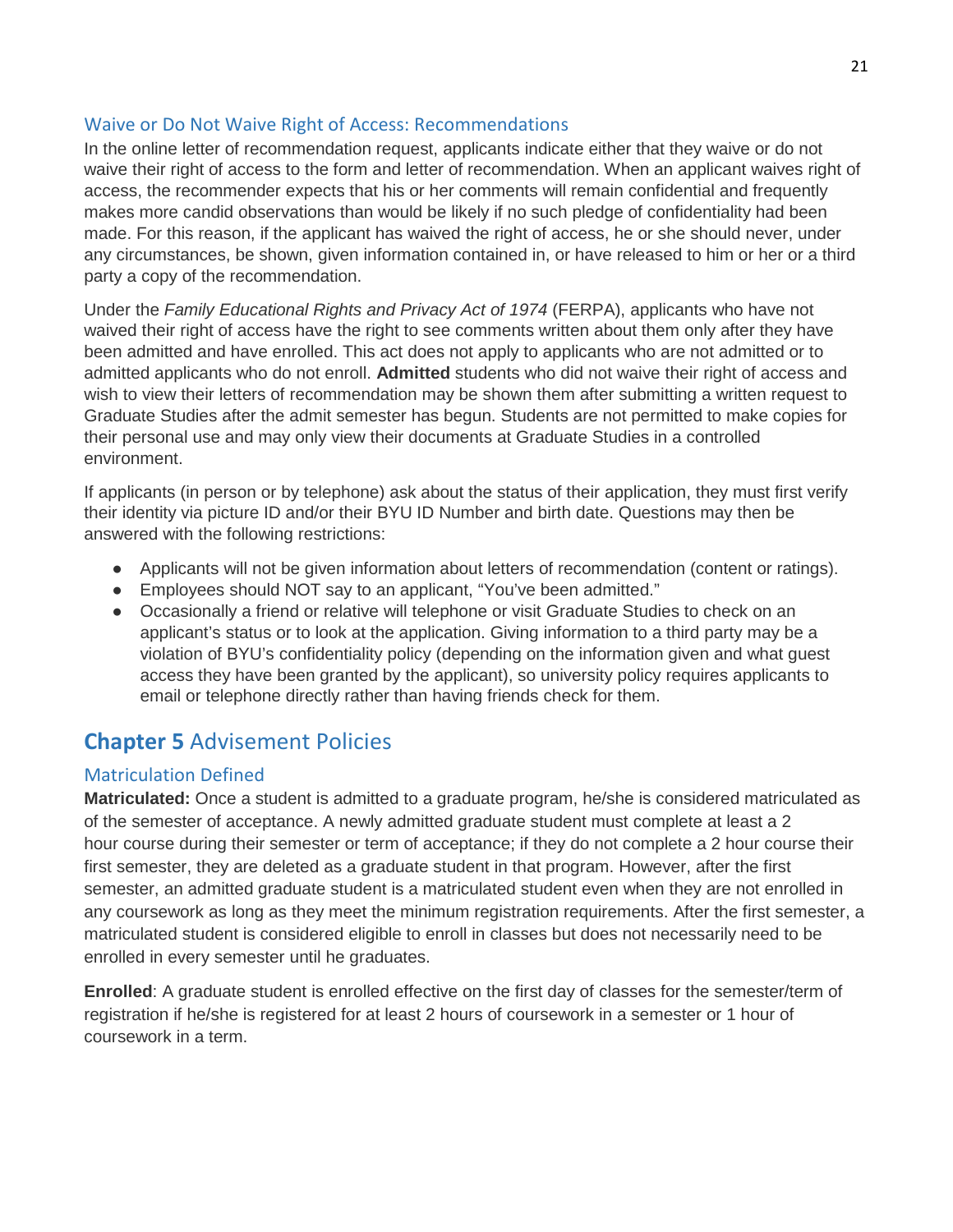### Waive or Do Not Waive Right of Access: Recommendations

In the online letter of recommendation request, applicants indicate either that they waive or do not waive their right of access to the form and letter of recommendation. When an applicant waives right of access, the recommender expects that his or her comments will remain confidential and frequently makes more candid observations than would be likely if no such pledge of confidentiality had been made. For this reason, if the applicant has waived the right of access, he or she should never, under any circumstances, be shown, given information contained in, or have released to him or her or a third party a copy of the recommendation.

Under the *Family Educational Rights and Privacy Act of 1974* (FERPA), applicants who have not waived their right of access have the right to see comments written about them only after they have been admitted and have enrolled. This act does not apply to applicants who are not admitted or to admitted applicants who do not enroll. **Admitted** students who did not waive their right of access and wish to view their letters of recommendation may be shown them after submitting a written request to Graduate Studies after the admit semester has begun. Students are not permitted to make copies for their personal use and may only view their documents at Graduate Studies in a controlled environment.

If applicants (in person or by telephone) ask about the status of their application, they must first verify their identity via picture ID and/or their BYU ID Number and birth date. Questions may then be answered with the following restrictions:

- Applicants will not be given information about letters of recommendation (content or ratings).
- Employees should NOT say to an applicant, "You've been admitted."
- Occasionally a friend or relative will telephone or visit Graduate Studies to check on an applicant's status or to look at the application. Giving information to a third party may be a violation of BYU's confidentiality policy (depending on the information given and what guest access they have been granted by the applicant), so university policy requires applicants to email or telephone directly rather than having friends check for them.

## **Chapter 5** Advisement Policies

### Matriculation Defined

**Matriculated:** Once a student is admitted to a graduate program, he/she is considered matriculated as of the semester of acceptance. A newly admitted graduate student must complete at least a 2 hour course during their semester or term of acceptance; if they do not complete a 2 hour course their first semester, they are deleted as a graduate student in that program. However, after the first semester, an admitted graduate student is a matriculated student even when they are not enrolled in any coursework as long as they meet the minimum registration requirements. After the first semester, a matriculated student is considered eligible to enroll in classes but does not necessarily need to be enrolled in every semester until he graduates.

**Enrolled**: A graduate student is enrolled effective on the first day of classes for the semester/term of registration if he/she is registered for at least 2 hours of coursework in a semester or 1 hour of coursework in a term.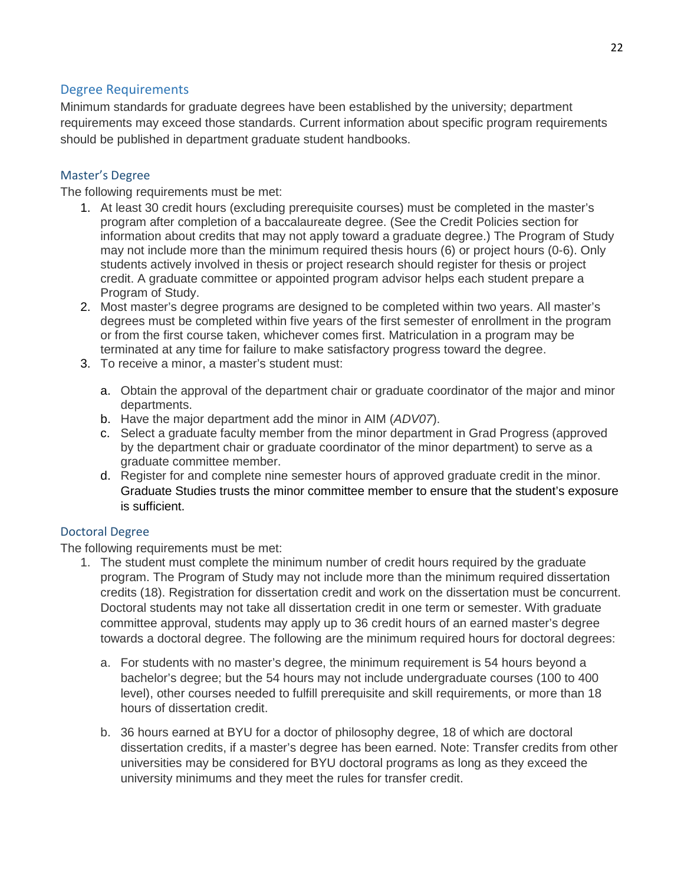## Degree Requirements

Minimum standards for graduate degrees have been established by the university; department requirements may exceed those standards. Current information about specific program requirements should be published in department graduate student handbooks.

### Master's Degree

The following requirements must be met:

1. At least 30 credit hours (excluding prerequisite courses) must be completed in the master's program after completion of a baccalaureate degree. (See the Credit Policies section for information about credits that may not apply toward a graduate degree.) The Program of Study may not include more than the minimum required thesis hours (6) or project hours (0-6). Only students actively involved in thesis or project research should register for thesis or project credit. A graduate committee or appointed program advisor helps each student prepare a Program of Study.
2. Most master's degree programs are designed to be completed within two years. All master's degrees must be completed within five years of the first semester of enrollment in the program or from the first course taken, whichever comes first. Matriculation in a program may be terminated at any time for failure to make satisfactory progress toward the degree.
3. To receive a minor, a master's student must:

   a. Obtain the approval of the department chair or graduate coordinator of the major and minor departments.
   b. Have the major department add the minor in AIM (*ADV07*).
   c. Select a graduate faculty member from the minor department in Grad Progress (approved by the department chair or graduate coordinator of the minor department) to serve as a graduate committee member.
   d. Register for and complete nine semester hours of approved graduate credit in the minor. Graduate Studies trusts the minor committee member to ensure that the student's exposure is sufficient.

### Doctoral Degree

The following requirements must be met:

1. The student must complete the minimum number of credit hours required by the graduate program. The Program of Study may not include more than the minimum required dissertation credits (18). Registration for dissertation credit and work on the dissertation must be concurrent. Doctoral students may not take all dissertation credit in one term or semester. With graduate committee approval, students may apply up to 36 credit hours of an earned master's degree towards a doctoral degree. The following are the minimum required hours for doctoral degrees:

   a. For students with no master's degree, the minimum requirement is 54 hours beyond a bachelor's degree; but the 54 hours may not include undergraduate courses (100 to 400 level), other courses needed to fulfill prerequisite and skill requirements, or more than 18 hours of dissertation credit.

   b. 36 hours earned at BYU for a doctor of philosophy degree, 18 of which are doctoral dissertation credits, if a master's degree has been earned. Note: Transfer credits from other universities may be considered for BYU doctoral programs as long as they exceed the university minimums and they meet the rules for transfer credit.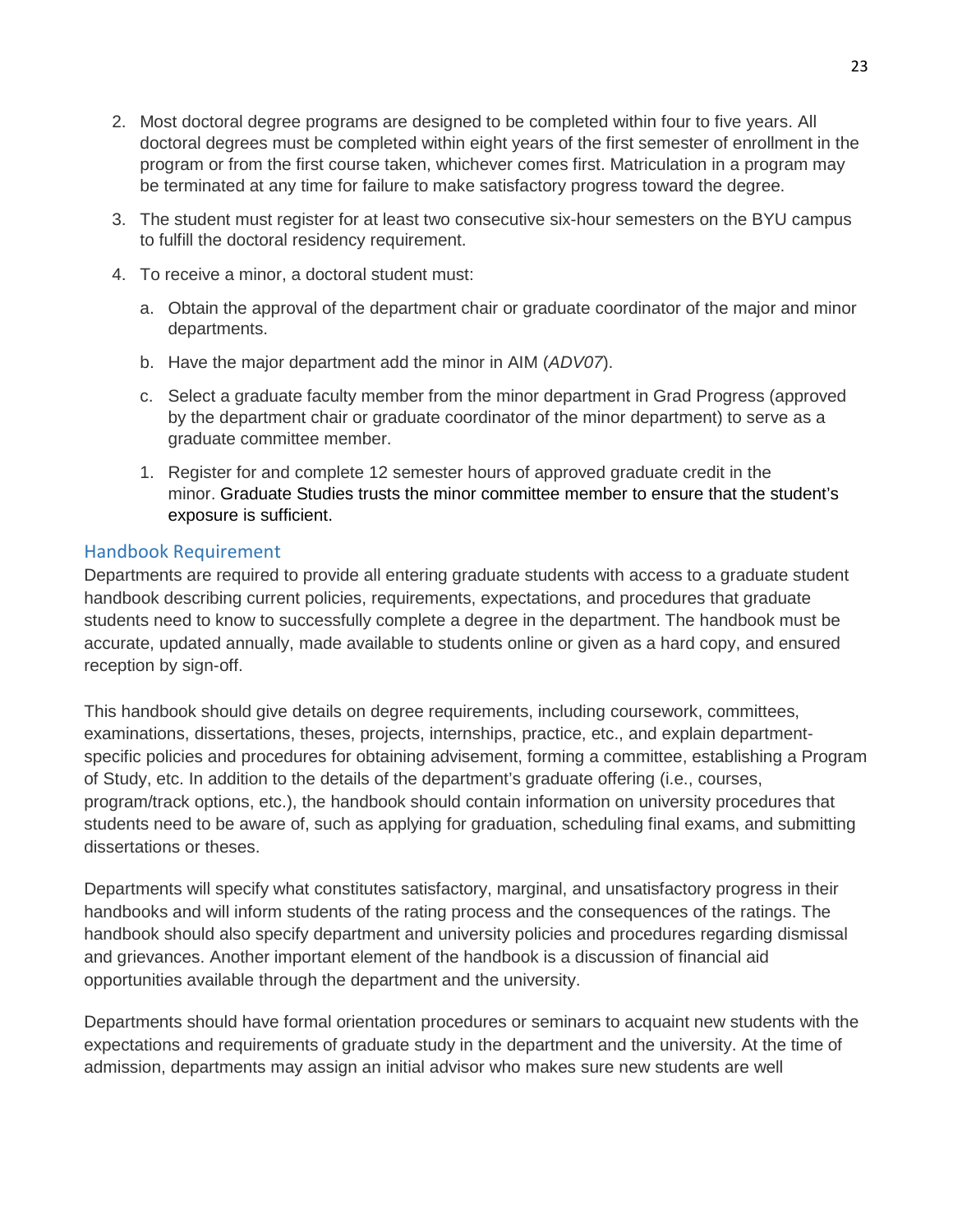2. Most doctoral degree programs are designed to be completed within four to five years. All doctoral degrees must be completed within eight years of the first semester of enrollment in the program or from the first course taken, whichever comes first. Matriculation in a program may be terminated at any time for failure to make satisfactory progress toward the degree.
3. The student must register for at least two consecutive six-hour semesters on the BYU campus to fulfill the doctoral residency requirement.
4. To receive a minor, a doctoral student must:
   a. Obtain the approval of the department chair or graduate coordinator of the major and minor departments.
   b. Have the major department add the minor in AIM (*ADV07*).
   c. Select a graduate faculty member from the minor department in Grad Progress (approved by the department chair or graduate coordinator of the minor department) to serve as a graduate committee member.
   1. Register for and complete 12 semester hours of approved graduate credit in the minor. Graduate Studies trusts the minor committee member to ensure that the student's exposure is sufficient.

## Handbook Requirement

Departments are required to provide all entering graduate students with access to a graduate student handbook describing current policies, requirements, expectations, and procedures that graduate students need to know to successfully complete a degree in the department. The handbook must be accurate, updated annually, made available to students online or given as a hard copy, and ensured reception by sign-off.

This handbook should give details on degree requirements, including coursework, committees, examinations, dissertations, theses, projects, internships, practice, etc., and explain department-specific policies and procedures for obtaining advisement, forming a committee, establishing a Program of Study, etc. In addition to the details of the department's graduate offering (i.e., courses, program/track options, etc.), the handbook should contain information on university procedures that students need to be aware of, such as applying for graduation, scheduling final exams, and submitting dissertations or theses.

Departments will specify what constitutes satisfactory, marginal, and unsatisfactory progress in their handbooks and will inform students of the rating process and the consequences of the ratings. The handbook should also specify department and university policies and procedures regarding dismissal and grievances. Another important element of the handbook is a discussion of financial aid opportunities available through the department and the university.

Departments should have formal orientation procedures or seminars to acquaint new students with the expectations and requirements of graduate study in the department and the university. At the time of admission, departments may assign an initial advisor who makes sure new students are well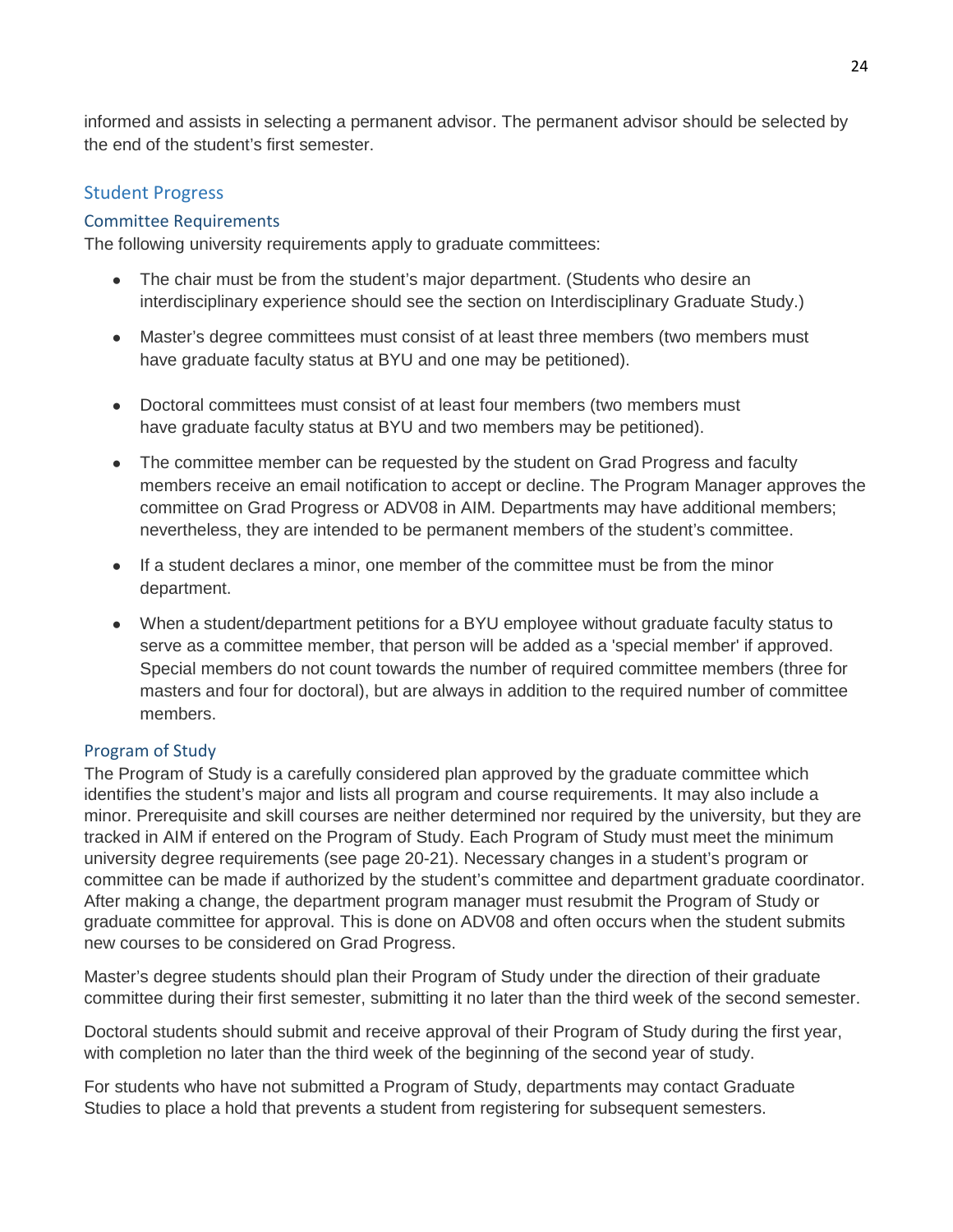informed and assists in selecting a permanent advisor. The permanent advisor should be selected by the end of the student's first semester.

## Student Progress

### Committee Requirements

The following university requirements apply to graduate committees:

- The chair must be from the student's major department. (Students who desire an interdisciplinary experience should see the section on Interdisciplinary Graduate Study.)
- Master's degree committees must consist of at least three members (two members must have graduate faculty status at BYU and one may be petitioned).
- Doctoral committees must consist of at least four members (two members must have graduate faculty status at BYU and two members may be petitioned).
- The committee member can be requested by the student on Grad Progress and faculty members receive an email notification to accept or decline. The Program Manager approves the committee on Grad Progress or ADV08 in AIM. Departments may have additional members; nevertheless, they are intended to be permanent members of the student's committee.
- If a student declares a minor, one member of the committee must be from the minor department.
- When a student/department petitions for a BYU employee without graduate faculty status to serve as a committee member, that person will be added as a 'special member' if approved. Special members do not count towards the number of required committee members (three for masters and four for doctoral), but are always in addition to the required number of committee members.

### Program of Study

The Program of Study is a carefully considered plan approved by the graduate committee which identifies the student's major and lists all program and course requirements. It may also include a minor. Prerequisite and skill courses are neither determined nor required by the university, but they are tracked in AIM if entered on the Program of Study. Each Program of Study must meet the minimum university degree requirements (see page 20-21). Necessary changes in a student's program or committee can be made if authorized by the student's committee and department graduate coordinator. After making a change, the department program manager must resubmit the Program of Study or graduate committee for approval. This is done on ADV08 and often occurs when the student submits new courses to be considered on Grad Progress.

Master's degree students should plan their Program of Study under the direction of their graduate committee during their first semester, submitting it no later than the third week of the second semester.

Doctoral students should submit and receive approval of their Program of Study during the first year, with completion no later than the third week of the beginning of the second year of study.

For students who have not submitted a Program of Study, departments may contact Graduate Studies to place a hold that prevents a student from registering for subsequent semesters.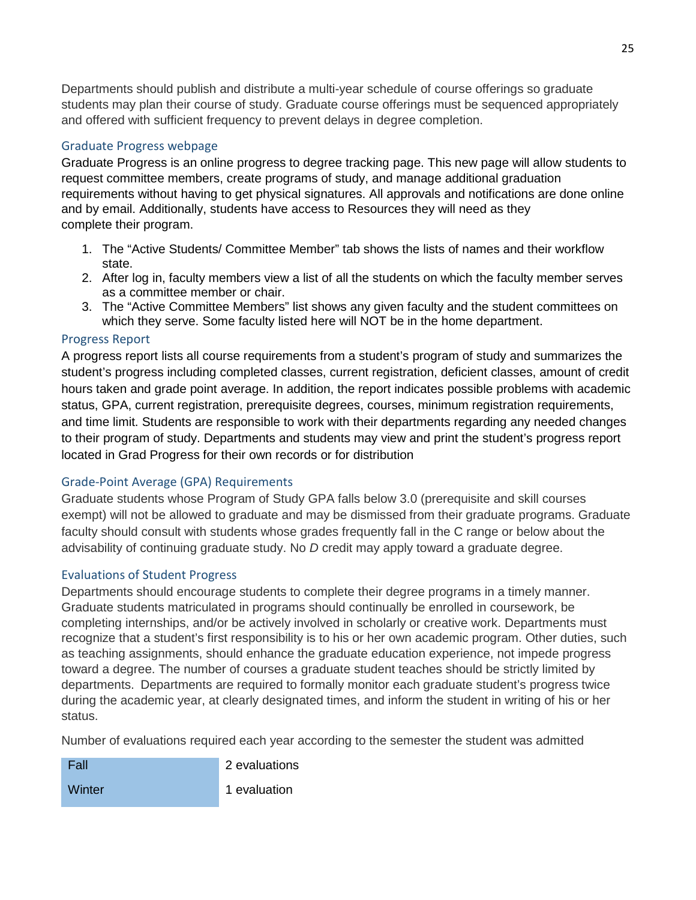Departments should publish and distribute a multi-year schedule of course offerings so graduate students may plan their course of study. Graduate course offerings must be sequenced appropriately and offered with sufficient frequency to prevent delays in degree completion.

### Graduate Progress webpage

Graduate Progress is an online progress to degree tracking page. This new page will allow students to request committee members, create programs of study, and manage additional graduation requirements without having to get physical signatures. All approvals and notifications are done online and by email. Additionally, students have access to Resources they will need as they complete their program.

1. The "Active Students/ Committee Member" tab shows the lists of names and their workflow state.
2. After log in, faculty members view a list of all the students on which the faculty member serves as a committee member or chair.
3. The "Active Committee Members" list shows any given faculty and the student committees on which they serve. Some faculty listed here will NOT be in the home department.

### Progress Report

A progress report lists all course requirements from a student's program of study and summarizes the student's progress including completed classes, current registration, deficient classes, amount of credit hours taken and grade point average. In addition, the report indicates possible problems with academic status, GPA, current registration, prerequisite degrees, courses, minimum registration requirements, and time limit. Students are responsible to work with their departments regarding any needed changes to their program of study. Departments and students may view and print the student's progress report located in Grad Progress for their own records or for distribution

### Grade-Point Average (GPA) Requirements

Graduate students whose Program of Study GPA falls below 3.0 (prerequisite and skill courses exempt) will not be allowed to graduate and may be dismissed from their graduate programs. Graduate faculty should consult with students whose grades frequently fall in the C range or below about the advisability of continuing graduate study. No *D* credit may apply toward a graduate degree.

### Evaluations of Student Progress

Departments should encourage students to complete their degree programs in a timely manner. Graduate students matriculated in programs should continually be enrolled in coursework, be completing internships, and/or be actively involved in scholarly or creative work. Departments must recognize that a student's first responsibility is to his or her own academic program. Other duties, such as teaching assignments, should enhance the graduate education experience, not impede progress toward a degree. The number of courses a graduate student teaches should be strictly limited by departments. Departments are required to formally monitor each graduate student's progress twice during the academic year, at clearly designated times, and inform the student in writing of his or her status.

Number of evaluations required each year according to the semester the student was admitted

| Semester | Evaluations |
|---|---|
| Fall | 2 evaluations |
| Winter | 1 evaluation |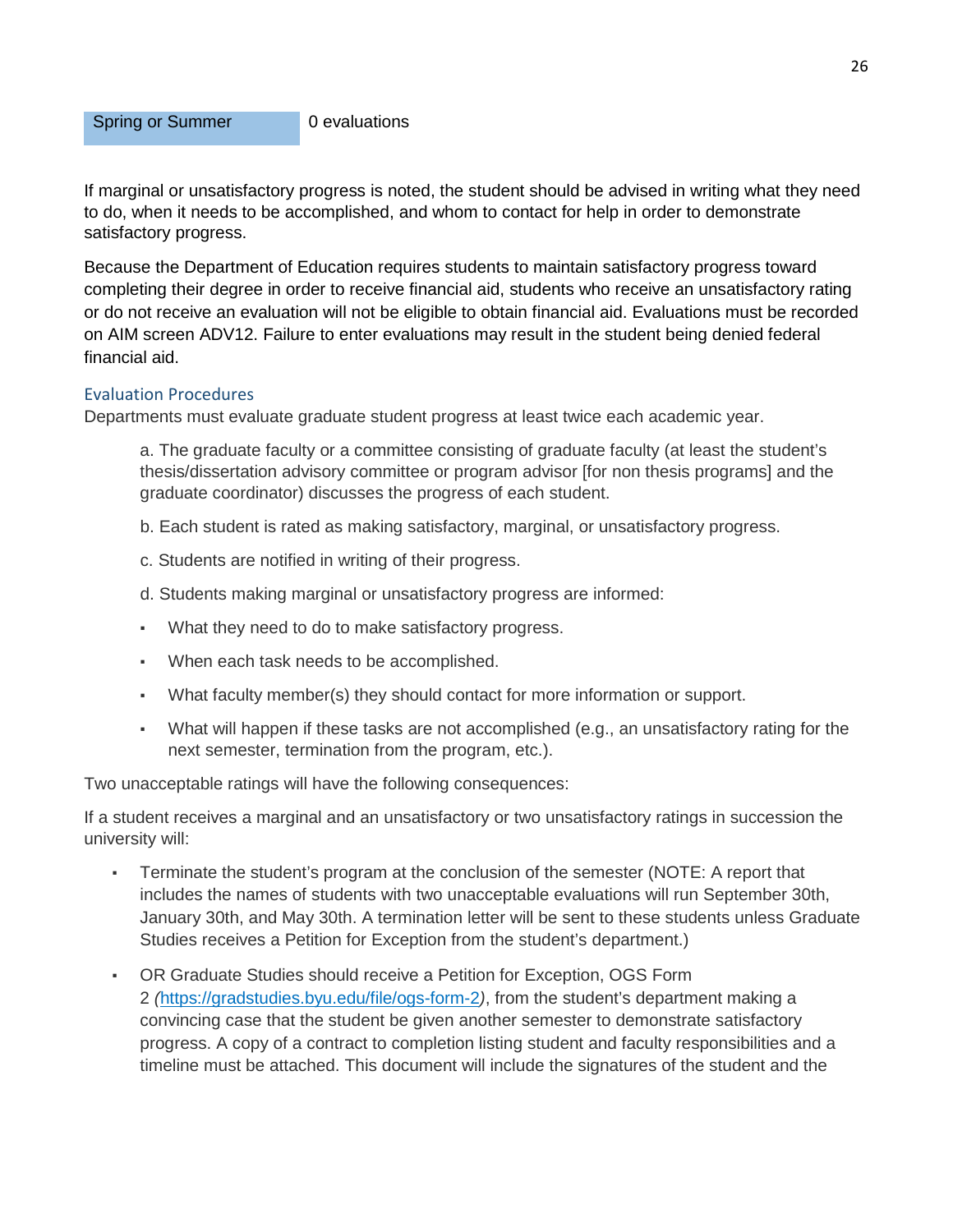| Spring or Summer | 0 evaluations |
|---|---|

If marginal or unsatisfactory progress is noted, the student should be advised in writing what they need to do, when it needs to be accomplished, and whom to contact for help in order to demonstrate satisfactory progress.

Because the Department of Education requires students to maintain satisfactory progress toward completing their degree in order to receive financial aid, students who receive an unsatisfactory rating or do not receive an evaluation will not be eligible to obtain financial aid. Evaluations must be recorded on AIM screen ADV12. Failure to enter evaluations may result in the student being denied federal financial aid.

### Evaluation Procedures

Departments must evaluate graduate student progress at least twice each academic year.

a. The graduate faculty or a committee consisting of graduate faculty (at least the student's thesis/dissertation advisory committee or program advisor [for non thesis programs] and the graduate coordinator) discusses the progress of each student.

b. Each student is rated as making satisfactory, marginal, or unsatisfactory progress.

c. Students are notified in writing of their progress.

d. Students making marginal or unsatisfactory progress are informed:

- What they need to do to make satisfactory progress.
- When each task needs to be accomplished.
- What faculty member(s) they should contact for more information or support.
- What will happen if these tasks are not accomplished (e.g., an unsatisfactory rating for the next semester, termination from the program, etc.).

Two unacceptable ratings will have the following consequences:

If a student receives a marginal and an unsatisfactory or two unsatisfactory ratings in succession the university will:

- Terminate the student's program at the conclusion of the semester (NOTE: A report that includes the names of students with two unacceptable evaluations will run September 30th, January 30th, and May 30th. A termination letter will be sent to these students unless Graduate Studies receives a Petition for Exception from the student's department.)
- OR Graduate Studies should receive a Petition for Exception, OGS Form 2 *(*[https://gradstudies.byu.edu/file/ogs-form-2](https://gradstudies.byu.edu/file/ogs-form-2)*)*, from the student's department making a convincing case that the student be given another semester to demonstrate satisfactory progress. A copy of a contract to completion listing student and faculty responsibilities and a timeline must be attached. This document will include the signatures of the student and the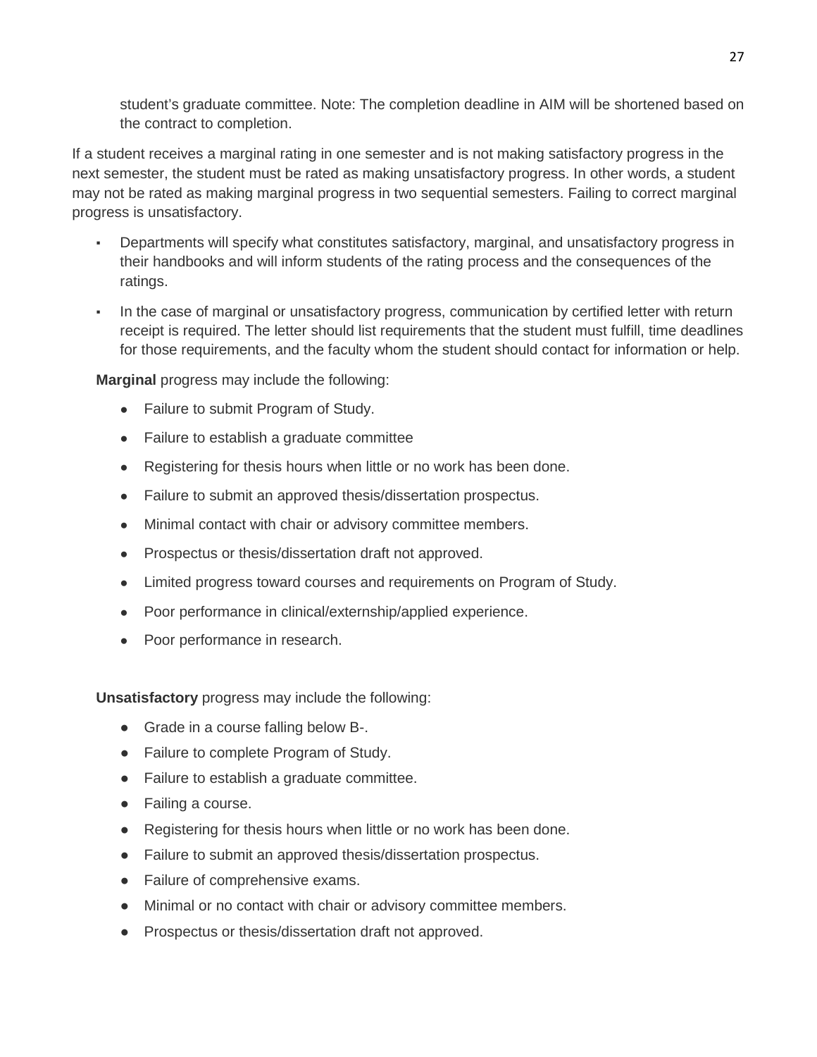student's graduate committee. Note: The completion deadline in AIM will be shortened based on the contract to completion.

If a student receives a marginal rating in one semester and is not making satisfactory progress in the next semester, the student must be rated as making unsatisfactory progress. In other words, a student may not be rated as making marginal progress in two sequential semesters. Failing to correct marginal progress is unsatisfactory.

- Departments will specify what constitutes satisfactory, marginal, and unsatisfactory progress in their handbooks and will inform students of the rating process and the consequences of the ratings.
- In the case of marginal or unsatisfactory progress, communication by certified letter with return receipt is required. The letter should list requirements that the student must fulfill, time deadlines for those requirements, and the faculty whom the student should contact for information or help.

**Marginal** progress may include the following:

- Failure to submit Program of Study.
- Failure to establish a graduate committee
- Registering for thesis hours when little or no work has been done.
- Failure to submit an approved thesis/dissertation prospectus.
- Minimal contact with chair or advisory committee members.
- Prospectus or thesis/dissertation draft not approved.
- Limited progress toward courses and requirements on Program of Study.
- Poor performance in clinical/externship/applied experience.
- Poor performance in research.

**Unsatisfactory** progress may include the following:

- Grade in a course falling below B-.
- Failure to complete Program of Study.
- Failure to establish a graduate committee.
- Failing a course.
- Registering for thesis hours when little or no work has been done.
- Failure to submit an approved thesis/dissertation prospectus.
- Failure of comprehensive exams.
- Minimal or no contact with chair or advisory committee members.
- Prospectus or thesis/dissertation draft not approved.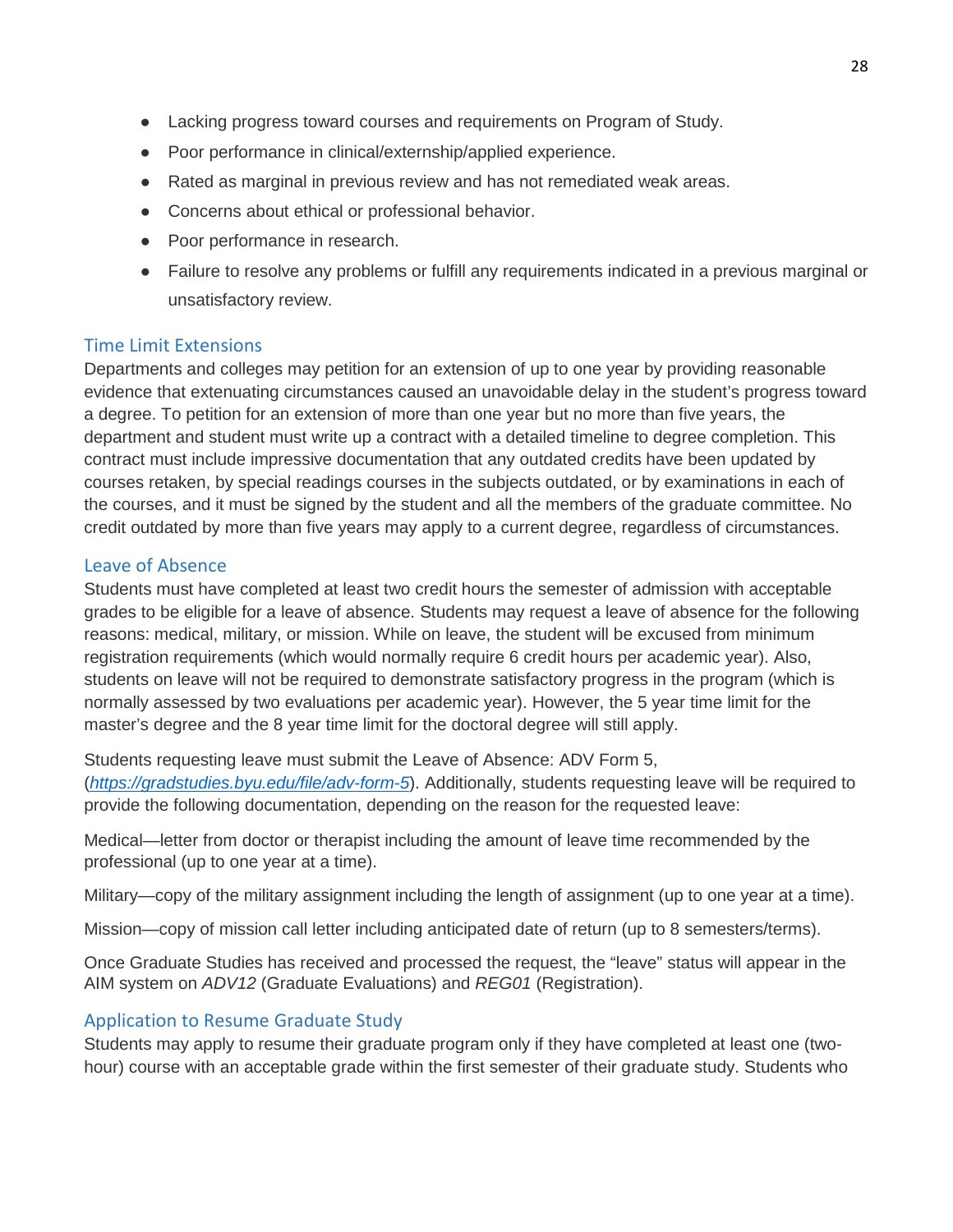- Lacking progress toward courses and requirements on Program of Study.
- Poor performance in clinical/externship/applied experience.
- Rated as marginal in previous review and has not remediated weak areas.
- Concerns about ethical or professional behavior.
- Poor performance in research.
- Failure to resolve any problems or fulfill any requirements indicated in a previous marginal or unsatisfactory review.

### Time Limit Extensions

Departments and colleges may petition for an extension of up to one year by providing reasonable evidence that extenuating circumstances caused an unavoidable delay in the student's progress toward a degree. To petition for an extension of more than one year but no more than five years, the department and student must write up a contract with a detailed timeline to degree completion. This contract must include impressive documentation that any outdated credits have been updated by courses retaken, by special readings courses in the subjects outdated, or by examinations in each of the courses, and it must be signed by the student and all the members of the graduate committee. No credit outdated by more than five years may apply to a current degree, regardless of circumstances.

### Leave of Absence

Students must have completed at least two credit hours the semester of admission with acceptable grades to be eligible for a leave of absence. Students may request a leave of absence for the following reasons: medical, military, or mission. While on leave, the student will be excused from minimum registration requirements (which would normally require 6 credit hours per academic year). Also, students on leave will not be required to demonstrate satisfactory progress in the program (which is normally assessed by two evaluations per academic year). However, the 5 year time limit for the master's degree and the 8 year time limit for the doctoral degree will still apply.

Students requesting leave must submit the Leave of Absence: ADV Form 5, (*https://gradstudies.byu.edu/file/adv-form-5*). Additionally, students requesting leave will be required to provide the following documentation, depending on the reason for the requested leave:

Medical—letter from doctor or therapist including the amount of leave time recommended by the professional (up to one year at a time).

Military—copy of the military assignment including the length of assignment (up to one year at a time).

Mission—copy of mission call letter including anticipated date of return (up to 8 semesters/terms).

Once Graduate Studies has received and processed the request, the "leave" status will appear in the AIM system on *ADV12* (Graduate Evaluations) and *REG01* (Registration).

### Application to Resume Graduate Study

Students may apply to resume their graduate program only if they have completed at least one (two-hour) course with an acceptable grade within the first semester of their graduate study. Students who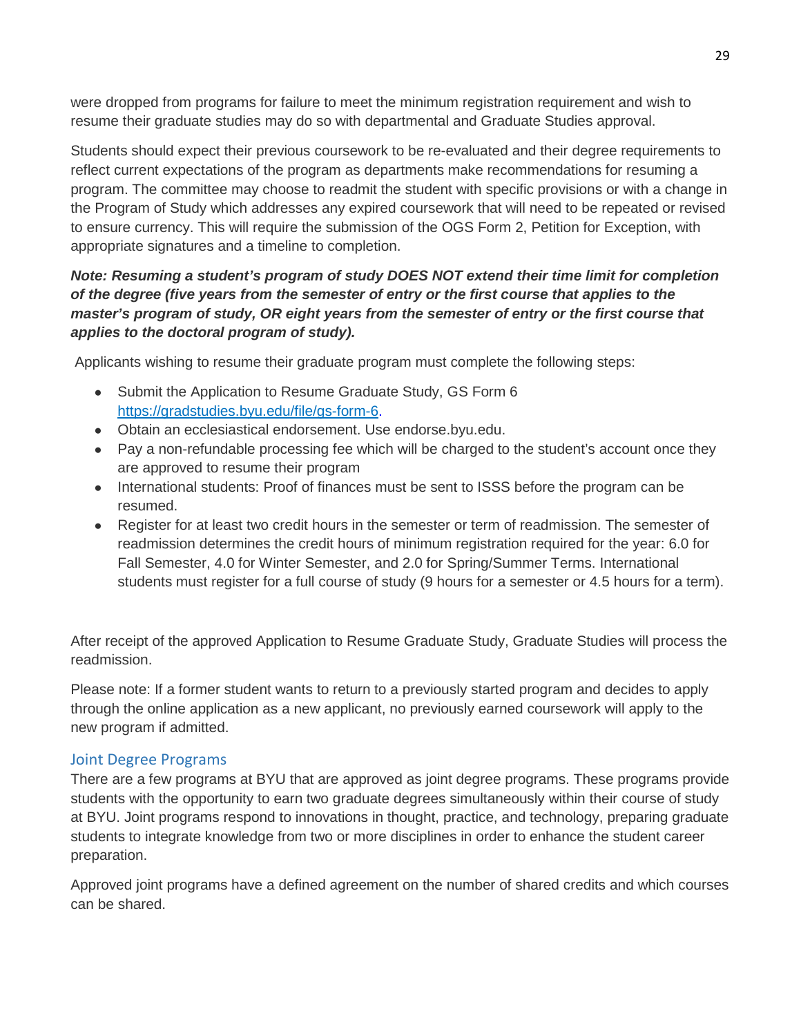were dropped from programs for failure to meet the minimum registration requirement and wish to resume their graduate studies may do so with departmental and Graduate Studies approval.

Students should expect their previous coursework to be re-evaluated and their degree requirements to reflect current expectations of the program as departments make recommendations for resuming a program. The committee may choose to readmit the student with specific provisions or with a change in the Program of Study which addresses any expired coursework that will need to be repeated or revised to ensure currency. This will require the submission of the OGS Form 2, Petition for Exception, with appropriate signatures and a timeline to completion.

***Note: Resuming a student's program of study DOES NOT extend their time limit for completion of the degree (five years from the semester of entry or the first course that applies to the master's program of study, OR eight years from the semester of entry or the first course that applies to the doctoral program of study).***

Applicants wishing to resume their graduate program must complete the following steps:

- Submit the Application to Resume Graduate Study, GS Form 6 [https://gradstudies.byu.edu/file/gs-form-6](https://gradstudies.byu.edu/file/gs-form-6).
- Obtain an ecclesiastical endorsement. Use endorse.byu.edu.
- Pay a non-refundable processing fee which will be charged to the student's account once they are approved to resume their program
- International students: Proof of finances must be sent to ISSS before the program can be resumed.
- Register for at least two credit hours in the semester or term of readmission. The semester of readmission determines the credit hours of minimum registration required for the year: 6.0 for Fall Semester, 4.0 for Winter Semester, and 2.0 for Spring/Summer Terms. International students must register for a full course of study (9 hours for a semester or 4.5 hours for a term).

After receipt of the approved Application to Resume Graduate Study, Graduate Studies will process the readmission.

Please note: If a former student wants to return to a previously started program and decides to apply through the online application as a new applicant, no previously earned coursework will apply to the new program if admitted.

## Joint Degree Programs

There are a few programs at BYU that are approved as joint degree programs. These programs provide students with the opportunity to earn two graduate degrees simultaneously within their course of study at BYU. Joint programs respond to innovations in thought, practice, and technology, preparing graduate students to integrate knowledge from two or more disciplines in order to enhance the student career preparation.

Approved joint programs have a defined agreement on the number of shared credits and which courses can be shared.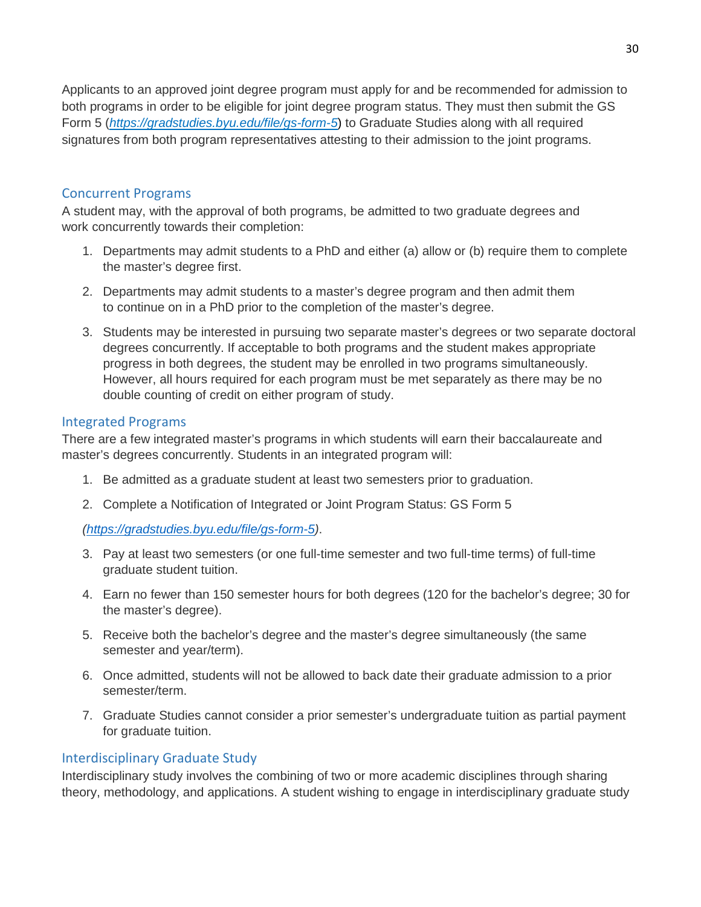Applicants to an approved joint degree program must apply for and be recommended for admission to both programs in order to be eligible for joint degree program status. They must then submit the GS Form 5 (*[https://gradstudies.byu.edu/file/gs-form-5](https://gradstudies.byu.edu/file/gs-form-5)*) to Graduate Studies along with all required signatures from both program representatives attesting to their admission to the joint programs.

## Concurrent Programs

A student may, with the approval of both programs, be admitted to two graduate degrees and work concurrently towards their completion:

1. Departments may admit students to a PhD and either (a) allow or (b) require them to complete the master's degree first.
2. Departments may admit students to a master's degree program and then admit them to continue on in a PhD prior to the completion of the master's degree.
3. Students may be interested in pursuing two separate master's degrees or two separate doctoral degrees concurrently. If acceptable to both programs and the student makes appropriate progress in both degrees, the student may be enrolled in two programs simultaneously. However, all hours required for each program must be met separately as there may be no double counting of credit on either program of study.

## Integrated Programs

There are a few integrated master's programs in which students will earn their baccalaureate and master's degrees concurrently. Students in an integrated program will:

1. Be admitted as a graduate student at least two semesters prior to graduation.
2. Complete a Notification of Integrated or Joint Program Status: GS Form 5

   *([https://gradstudies.byu.edu/file/gs-form-5](https://gradstudies.byu.edu/file/gs-form-5))*.
3. Pay at least two semesters (or one full-time semester and two full-time terms) of full-time graduate student tuition.
4. Earn no fewer than 150 semester hours for both degrees (120 for the bachelor's degree; 30 for the master's degree).
5. Receive both the bachelor's degree and the master's degree simultaneously (the same semester and year/term).
6. Once admitted, students will not be allowed to back date their graduate admission to a prior semester/term.
7. Graduate Studies cannot consider a prior semester's undergraduate tuition as partial payment for graduate tuition.

## Interdisciplinary Graduate Study

Interdisciplinary study involves the combining of two or more academic disciplines through sharing theory, methodology, and applications. A student wishing to engage in interdisciplinary graduate study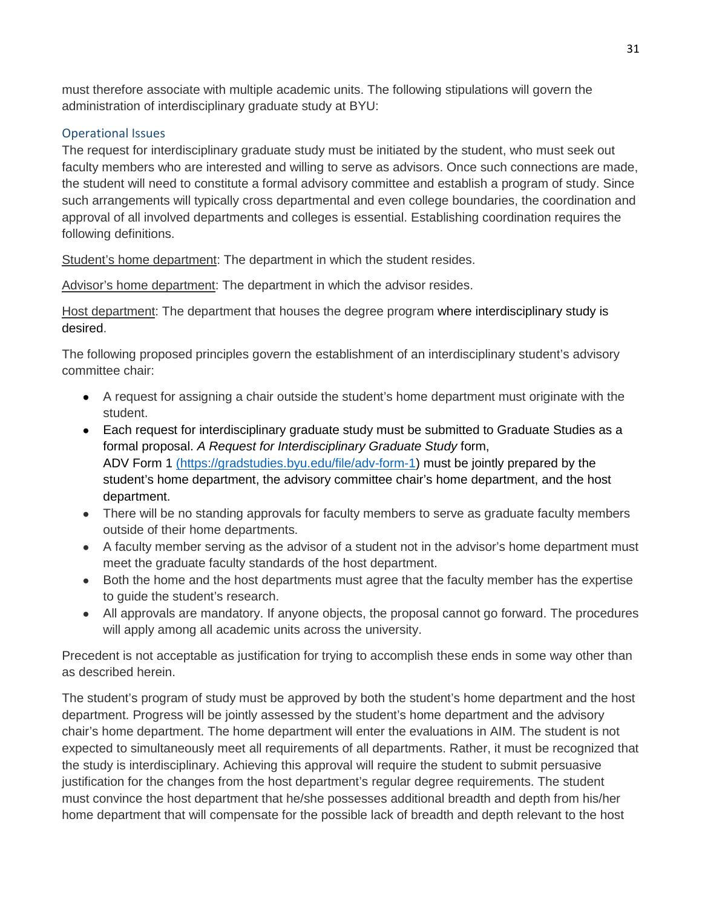must therefore associate with multiple academic units. The following stipulations will govern the administration of interdisciplinary graduate study at BYU:

### Operational Issues

The request for interdisciplinary graduate study must be initiated by the student, who must seek out faculty members who are interested and willing to serve as advisors. Once such connections are made, the student will need to constitute a formal advisory committee and establish a program of study. Since such arrangements will typically cross departmental and even college boundaries, the coordination and approval of all involved departments and colleges is essential. Establishing coordination requires the following definitions.

Student's home department: The department in which the student resides.

Advisor's home department: The department in which the advisor resides.

Host department: The department that houses the degree program where interdisciplinary study is desired.

The following proposed principles govern the establishment of an interdisciplinary student's advisory committee chair:

- A request for assigning a chair outside the student's home department must originate with the student.
- Each request for interdisciplinary graduate study must be submitted to Graduate Studies as a formal proposal. *A Request for Interdisciplinary Graduate Study* form, ADV Form 1 (https://gradstudies.byu.edu/file/adv-form-1) must be jointly prepared by the student's home department, the advisory committee chair's home department, and the host department.
- There will be no standing approvals for faculty members to serve as graduate faculty members outside of their home departments.
- A faculty member serving as the advisor of a student not in the advisor's home department must meet the graduate faculty standards of the host department.
- Both the home and the host departments must agree that the faculty member has the expertise to guide the student's research.
- All approvals are mandatory. If anyone objects, the proposal cannot go forward. The procedures will apply among all academic units across the university.

Precedent is not acceptable as justification for trying to accomplish these ends in some way other than as described herein.

The student's program of study must be approved by both the student's home department and the host department. Progress will be jointly assessed by the student's home department and the advisory chair's home department. The home department will enter the evaluations in AIM. The student is not expected to simultaneously meet all requirements of all departments. Rather, it must be recognized that the study is interdisciplinary. Achieving this approval will require the student to submit persuasive justification for the changes from the host department's regular degree requirements. The student must convince the host department that he/she possesses additional breadth and depth from his/her home department that will compensate for the possible lack of breadth and depth relevant to the host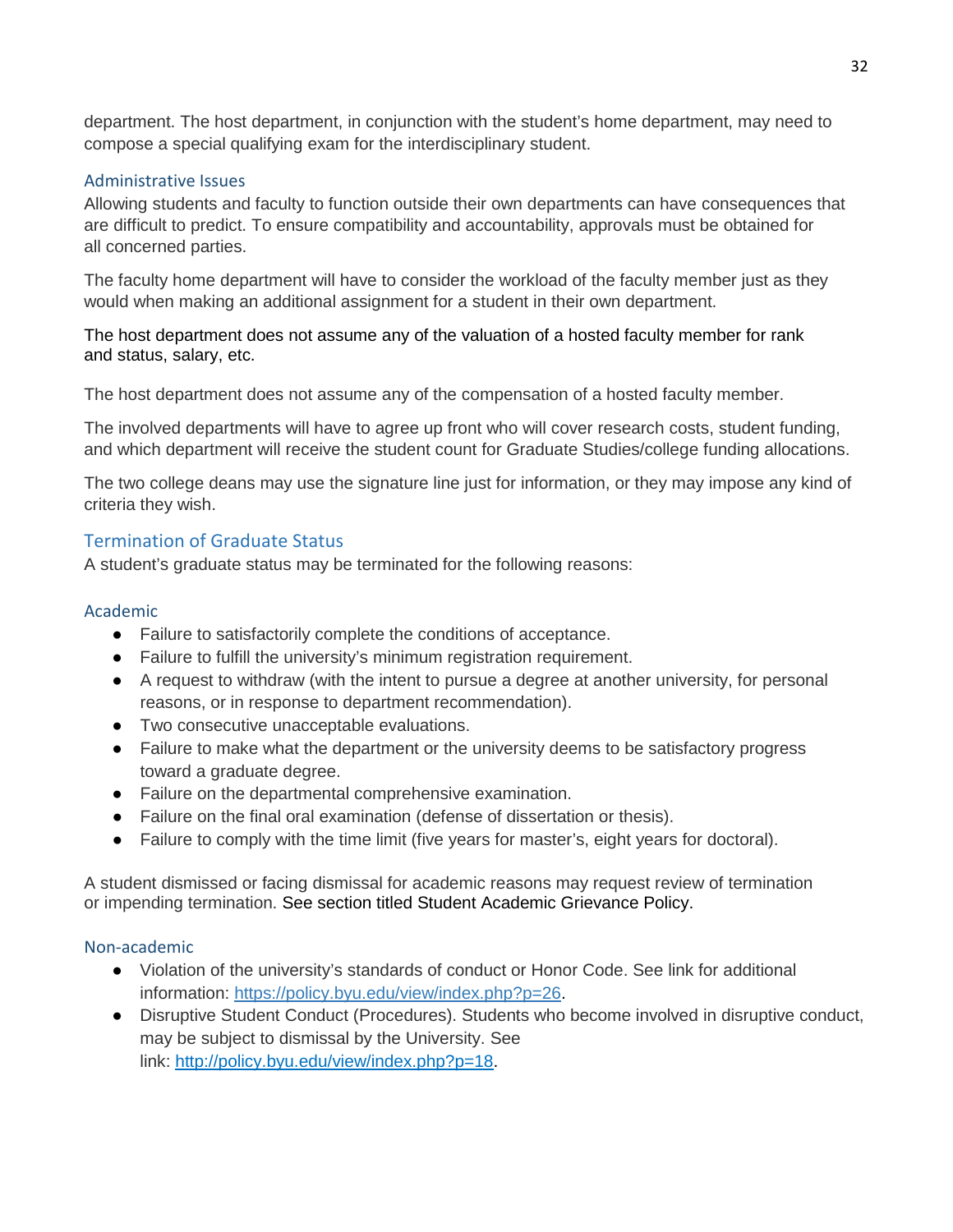department. The host department, in conjunction with the student's home department, may need to compose a special qualifying exam for the interdisciplinary student.

### Administrative Issues

Allowing students and faculty to function outside their own departments can have consequences that are difficult to predict. To ensure compatibility and accountability, approvals must be obtained for all concerned parties.

The faculty home department will have to consider the workload of the faculty member just as they would when making an additional assignment for a student in their own department.

The host department does not assume any of the valuation of a hosted faculty member for rank and status, salary, etc.

The host department does not assume any of the compensation of a hosted faculty member.

The involved departments will have to agree up front who will cover research costs, student funding, and which department will receive the student count for Graduate Studies/college funding allocations.

The two college deans may use the signature line just for information, or they may impose any kind of criteria they wish.

## Termination of Graduate Status

A student's graduate status may be terminated for the following reasons:

### Academic

- Failure to satisfactorily complete the conditions of acceptance.
- Failure to fulfill the university's minimum registration requirement.
- A request to withdraw (with the intent to pursue a degree at another university, for personal reasons, or in response to department recommendation).
- Two consecutive unacceptable evaluations.
- Failure to make what the department or the university deems to be satisfactory progress toward a graduate degree.
- Failure on the departmental comprehensive examination.
- Failure on the final oral examination (defense of dissertation or thesis).
- Failure to comply with the time limit (five years for master's, eight years for doctoral).

A student dismissed or facing dismissal for academic reasons may request review of termination or impending termination. See section titled Student Academic Grievance Policy.

### Non-academic

- Violation of the university's standards of conduct or Honor Code. See link for additional information: https://policy.byu.edu/view/index.php?p=26.
- Disruptive Student Conduct (Procedures). Students who become involved in disruptive conduct, may be subject to dismissal by the University. See link: http://policy.byu.edu/view/index.php?p=18.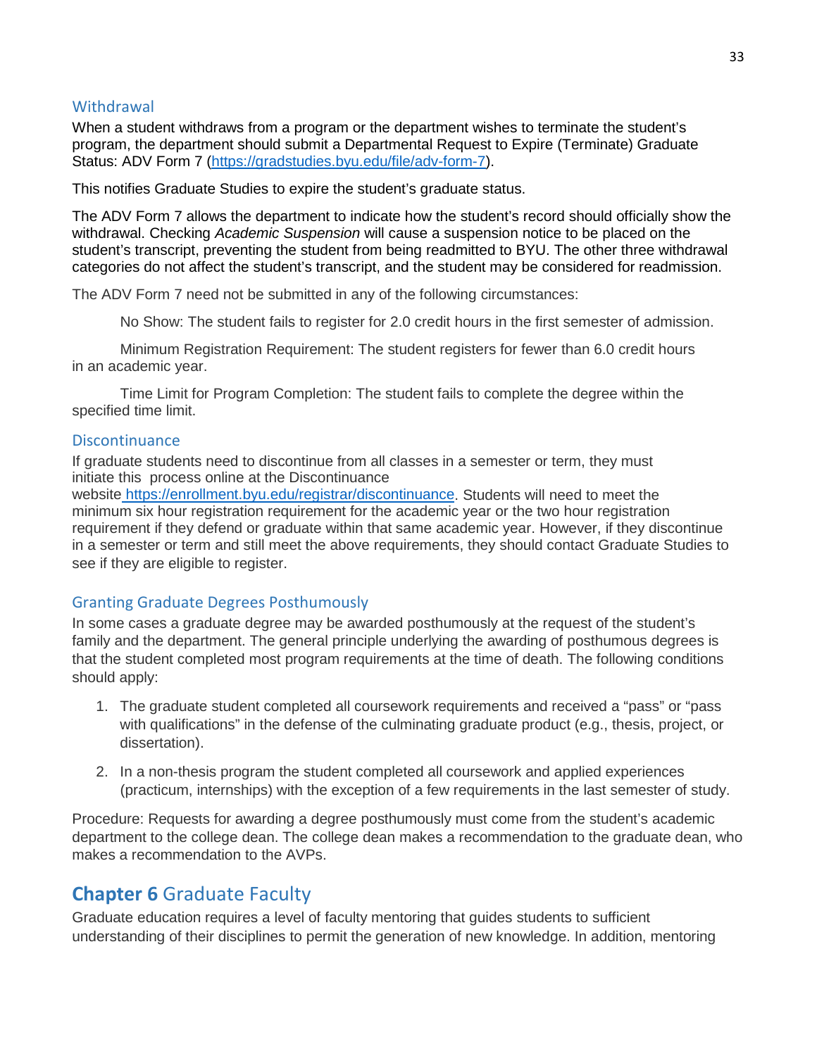### Withdrawal

When a student withdraws from a program or the department wishes to terminate the student's program, the department should submit a Departmental Request to Expire (Terminate) Graduate Status: ADV Form 7 (https://gradstudies.byu.edu/file/adv-form-7).

This notifies Graduate Studies to expire the student's graduate status.

The ADV Form 7 allows the department to indicate how the student's record should officially show the withdrawal. Checking *Academic Suspension* will cause a suspension notice to be placed on the student's transcript, preventing the student from being readmitted to BYU. The other three withdrawal categories do not affect the student's transcript, and the student may be considered for readmission.

The ADV Form 7 need not be submitted in any of the following circumstances:

No Show: The student fails to register for 2.0 credit hours in the first semester of admission.

Minimum Registration Requirement: The student registers for fewer than 6.0 credit hours in an academic year.

Time Limit for Program Completion: The student fails to complete the degree within the specified time limit.

### Discontinuance

If graduate students need to discontinue from all classes in a semester or term, they must initiate this process online at the Discontinuance website https://enrollment.byu.edu/registrar/discontinuance. Students will need to meet the minimum six hour registration requirement for the academic year or the two hour registration requirement if they defend or graduate within that same academic year. However, if they discontinue in a semester or term and still meet the above requirements, they should contact Graduate Studies to see if they are eligible to register.

### Granting Graduate Degrees Posthumously

In some cases a graduate degree may be awarded posthumously at the request of the student's family and the department. The general principle underlying the awarding of posthumous degrees is that the student completed most program requirements at the time of death. The following conditions should apply:

1. The graduate student completed all coursework requirements and received a "pass" or "pass with qualifications" in the defense of the culminating graduate product (e.g., thesis, project, or dissertation).
2. In a non-thesis program the student completed all coursework and applied experiences (practicum, internships) with the exception of a few requirements in the last semester of study.

Procedure: Requests for awarding a degree posthumously must come from the student's academic department to the college dean. The college dean makes a recommendation to the graduate dean, who makes a recommendation to the AVPs.

## **Chapter 6** Graduate Faculty

Graduate education requires a level of faculty mentoring that guides students to sufficient understanding of their disciplines to permit the generation of new knowledge. In addition, mentoring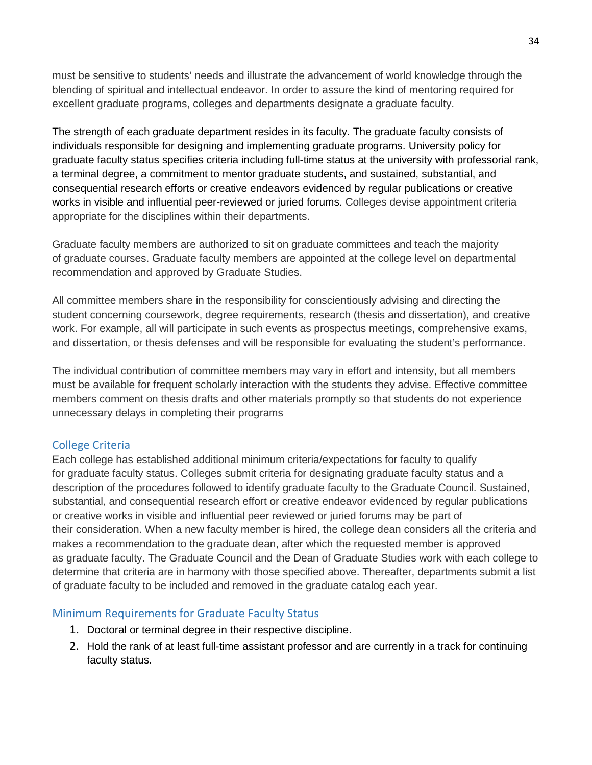must be sensitive to students' needs and illustrate the advancement of world knowledge through the blending of spiritual and intellectual endeavor. In order to assure the kind of mentoring required for excellent graduate programs, colleges and departments designate a graduate faculty.

The strength of each graduate department resides in its faculty. The graduate faculty consists of individuals responsible for designing and implementing graduate programs. University policy for graduate faculty status specifies criteria including full-time status at the university with professorial rank, a terminal degree, a commitment to mentor graduate students, and sustained, substantial, and consequential research efforts or creative endeavors evidenced by regular publications or creative works in visible and influential peer-reviewed or juried forums. Colleges devise appointment criteria appropriate for the disciplines within their departments.

Graduate faculty members are authorized to sit on graduate committees and teach the majority of graduate courses. Graduate faculty members are appointed at the college level on departmental recommendation and approved by Graduate Studies.

All committee members share in the responsibility for conscientiously advising and directing the student concerning coursework, degree requirements, research (thesis and dissertation), and creative work. For example, all will participate in such events as prospectus meetings, comprehensive exams, and dissertation, or thesis defenses and will be responsible for evaluating the student's performance.

The individual contribution of committee members may vary in effort and intensity, but all members must be available for frequent scholarly interaction with the students they advise. Effective committee members comment on thesis drafts and other materials promptly so that students do not experience unnecessary delays in completing their programs

## College Criteria

Each college has established additional minimum criteria/expectations for faculty to qualify for graduate faculty status. Colleges submit criteria for designating graduate faculty status and a description of the procedures followed to identify graduate faculty to the Graduate Council. Sustained, substantial, and consequential research effort or creative endeavor evidenced by regular publications or creative works in visible and influential peer reviewed or juried forums may be part of their consideration. When a new faculty member is hired, the college dean considers all the criteria and makes a recommendation to the graduate dean, after which the requested member is approved as graduate faculty. The Graduate Council and the Dean of Graduate Studies work with each college to determine that criteria are in harmony with those specified above. Thereafter, departments submit a list of graduate faculty to be included and removed in the graduate catalog each year.

## Minimum Requirements for Graduate Faculty Status

1. Doctoral or terminal degree in their respective discipline.
2. Hold the rank of at least full-time assistant professor and are currently in a track for continuing faculty status.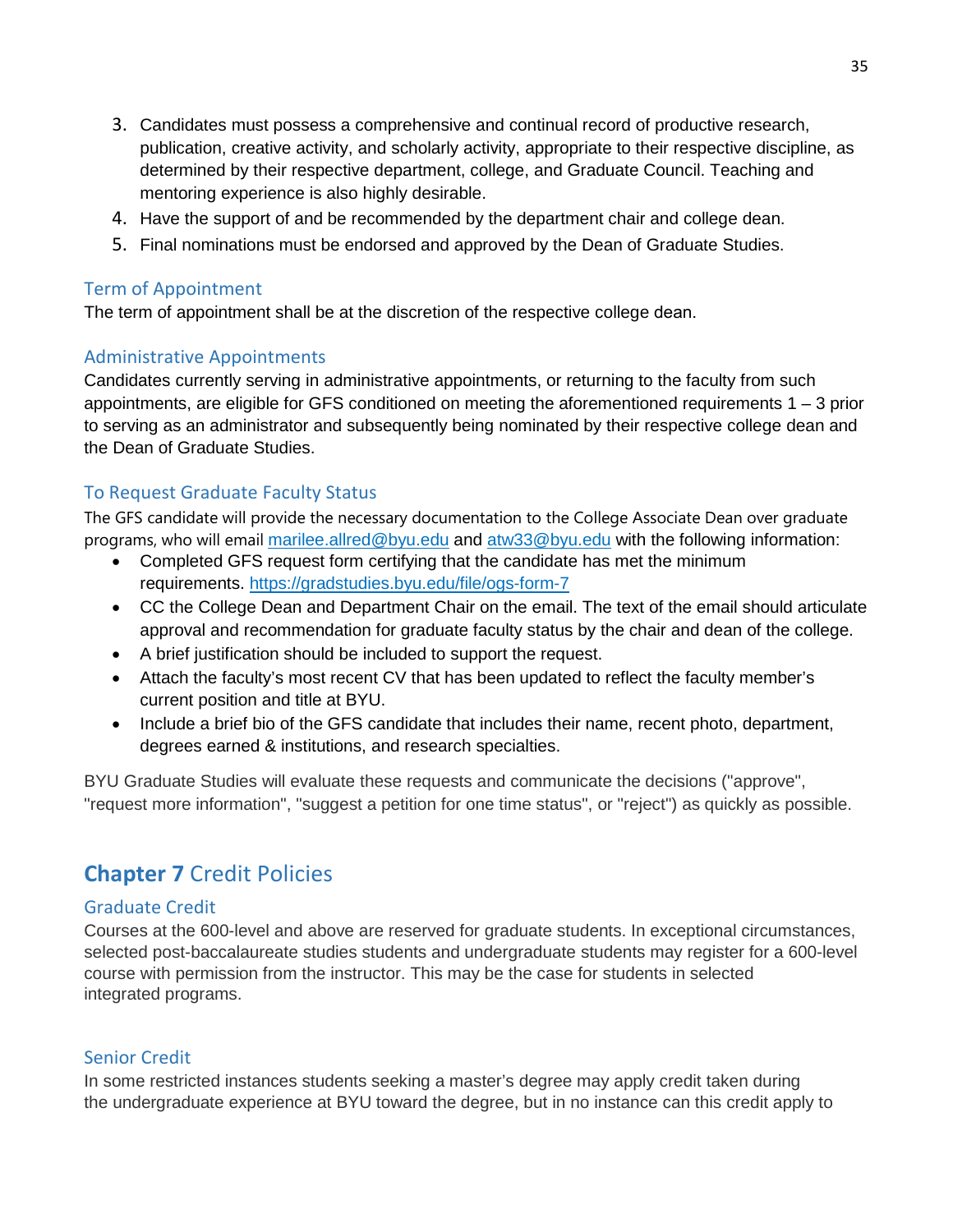3. Candidates must possess a comprehensive and continual record of productive research, publication, creative activity, and scholarly activity, appropriate to their respective discipline, as determined by their respective department, college, and Graduate Council. Teaching and mentoring experience is also highly desirable.
4. Have the support of and be recommended by the department chair and college dean.
5. Final nominations must be endorsed and approved by the Dean of Graduate Studies.

### Term of Appointment

The term of appointment shall be at the discretion of the respective college dean.

### Administrative Appointments

Candidates currently serving in administrative appointments, or returning to the faculty from such appointments, are eligible for GFS conditioned on meeting the aforementioned requirements 1 – 3 prior to serving as an administrator and subsequently being nominated by their respective college dean and the Dean of Graduate Studies.

### To Request Graduate Faculty Status

The GFS candidate will provide the necessary documentation to the College Associate Dean over graduate programs, who will email marilee.allred@byu.edu and atw33@byu.edu with the following information:

- Completed GFS request form certifying that the candidate has met the minimum requirements. https://gradstudies.byu.edu/file/ogs-form-7
- CC the College Dean and Department Chair on the email. The text of the email should articulate approval and recommendation for graduate faculty status by the chair and dean of the college.
- A brief justification should be included to support the request.
- Attach the faculty's most recent CV that has been updated to reflect the faculty member's current position and title at BYU.
- Include a brief bio of the GFS candidate that includes their name, recent photo, department, degrees earned & institutions, and research specialties.

BYU Graduate Studies will evaluate these requests and communicate the decisions ("approve", "request more information", "suggest a petition for one time status", or "reject") as quickly as possible.

## **Chapter 7** Credit Policies

### Graduate Credit

Courses at the 600-level and above are reserved for graduate students. In exceptional circumstances, selected post-baccalaureate studies students and undergraduate students may register for a 600-level course with permission from the instructor. This may be the case for students in selected integrated programs.

### Senior Credit

In some restricted instances students seeking a master's degree may apply credit taken during the undergraduate experience at BYU toward the degree, but in no instance can this credit apply to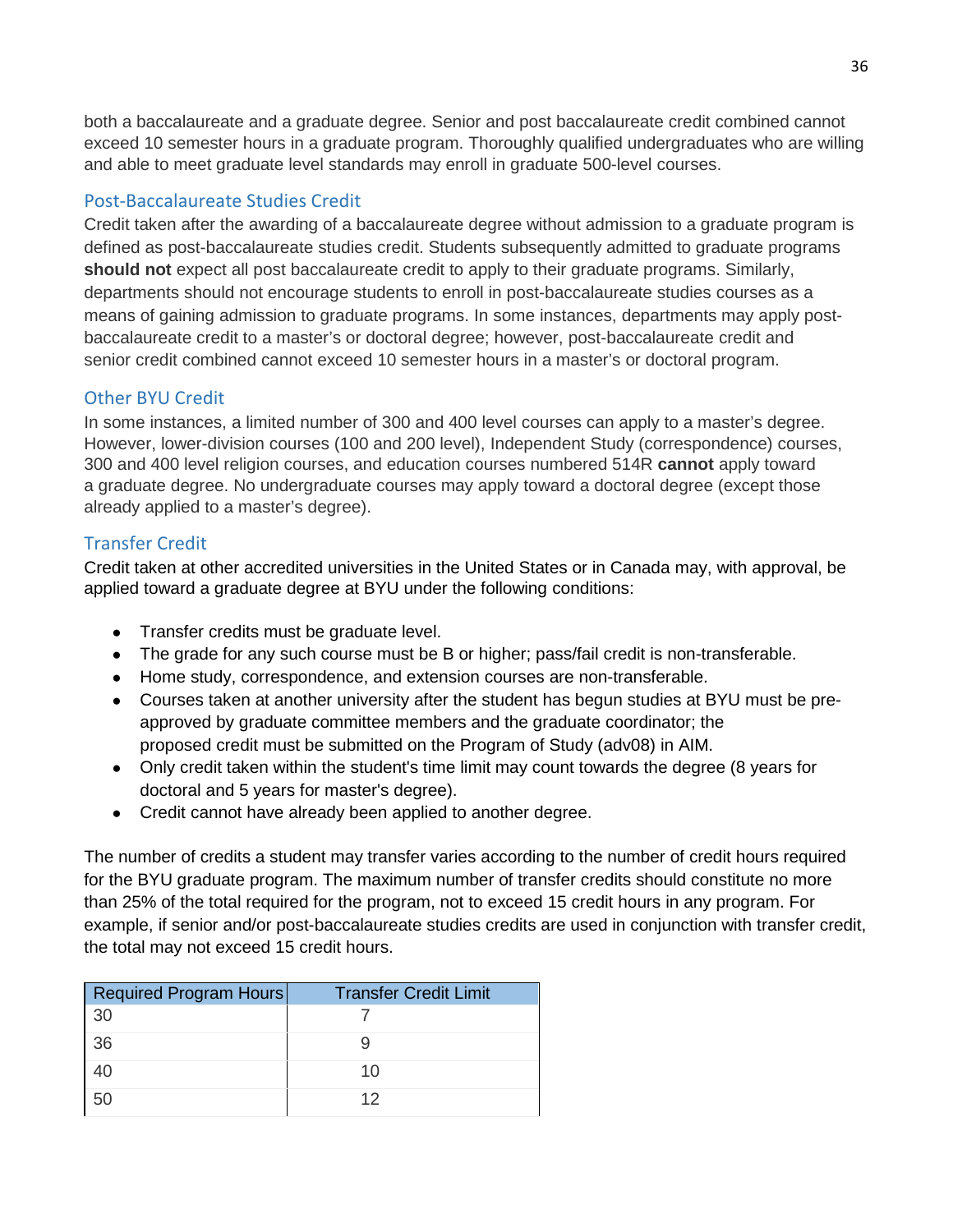both a baccalaureate and a graduate degree. Senior and post baccalaureate credit combined cannot exceed 10 semester hours in a graduate program. Thoroughly qualified undergraduates who are willing and able to meet graduate level standards may enroll in graduate 500-level courses.

## Post-Baccalaureate Studies Credit

Credit taken after the awarding of a baccalaureate degree without admission to a graduate program is defined as post-baccalaureate studies credit. Students subsequently admitted to graduate programs **should not** expect all post baccalaureate credit to apply to their graduate programs. Similarly, departments should not encourage students to enroll in post-baccalaureate studies courses as a means of gaining admission to graduate programs. In some instances, departments may apply post-baccalaureate credit to a master's or doctoral degree; however, post-baccalaureate credit and senior credit combined cannot exceed 10 semester hours in a master's or doctoral program.

## Other BYU Credit

In some instances, a limited number of 300 and 400 level courses can apply to a master's degree. However, lower-division courses (100 and 200 level), Independent Study (correspondence) courses, 300 and 400 level religion courses, and education courses numbered 514R **cannot** apply toward a graduate degree. No undergraduate courses may apply toward a doctoral degree (except those already applied to a master's degree).

## Transfer Credit

Credit taken at other accredited universities in the United States or in Canada may, with approval, be applied toward a graduate degree at BYU under the following conditions:

- Transfer credits must be graduate level.
- The grade for any such course must be B or higher; pass/fail credit is non-transferable.
- Home study, correspondence, and extension courses are non-transferable.
- Courses taken at another university after the student has begun studies at BYU must be pre-approved by graduate committee members and the graduate coordinator; the proposed credit must be submitted on the Program of Study (adv08) in AIM.
- Only credit taken within the student's time limit may count towards the degree (8 years for doctoral and 5 years for master's degree).
- Credit cannot have already been applied to another degree.

The number of credits a student may transfer varies according to the number of credit hours required for the BYU graduate program. The maximum number of transfer credits should constitute no more than 25% of the total required for the program, not to exceed 15 credit hours in any program. For example, if senior and/or post-baccalaureate studies credits are used in conjunction with transfer credit, the total may not exceed 15 credit hours.

| Required Program Hours | Transfer Credit Limit |
|---|---|
| 30 | 7 |
| 36 | 9 |
| 40 | 10 |
| 50 | 12 |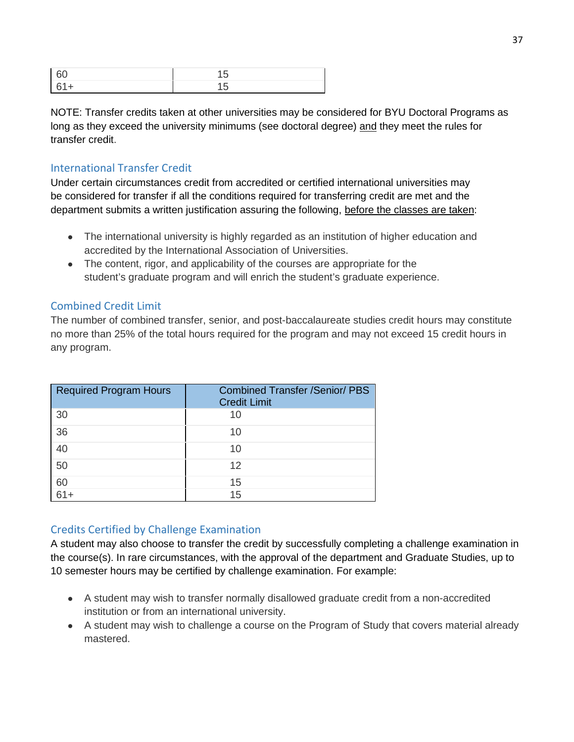| | |
|---|---|
| 60 | 15 |
| 61+ | 15 |

NOTE: Transfer credits taken at other universities may be considered for BYU Doctoral Programs as long as they exceed the university minimums (see doctoral degree) and they meet the rules for transfer credit.

### International Transfer Credit

Under certain circumstances credit from accredited or certified international universities may be considered for transfer if all the conditions required for transferring credit are met and the department submits a written justification assuring the following, before the classes are taken:

- The international university is highly regarded as an institution of higher education and accredited by the International Association of Universities.
- The content, rigor, and applicability of the courses are appropriate for the student's graduate program and will enrich the student's graduate experience.

### Combined Credit Limit

The number of combined transfer, senior, and post-baccalaureate studies credit hours may constitute no more than 25% of the total hours required for the program and may not exceed 15 credit hours in any program.

| Required Program Hours | Combined Transfer /Senior/ PBS Credit Limit |
|---|---|
| 30 | 10 |
| 36 | 10 |
| 40 | 10 |
| 50 | 12 |
| 60 | 15 |
| 61+ | 15 |

### Credits Certified by Challenge Examination

A student may also choose to transfer the credit by successfully completing a challenge examination in the course(s). In rare circumstances, with the approval of the department and Graduate Studies, up to 10 semester hours may be certified by challenge examination. For example:

- A student may wish to transfer normally disallowed graduate credit from a non-accredited institution or from an international university.
- A student may wish to challenge a course on the Program of Study that covers material already mastered.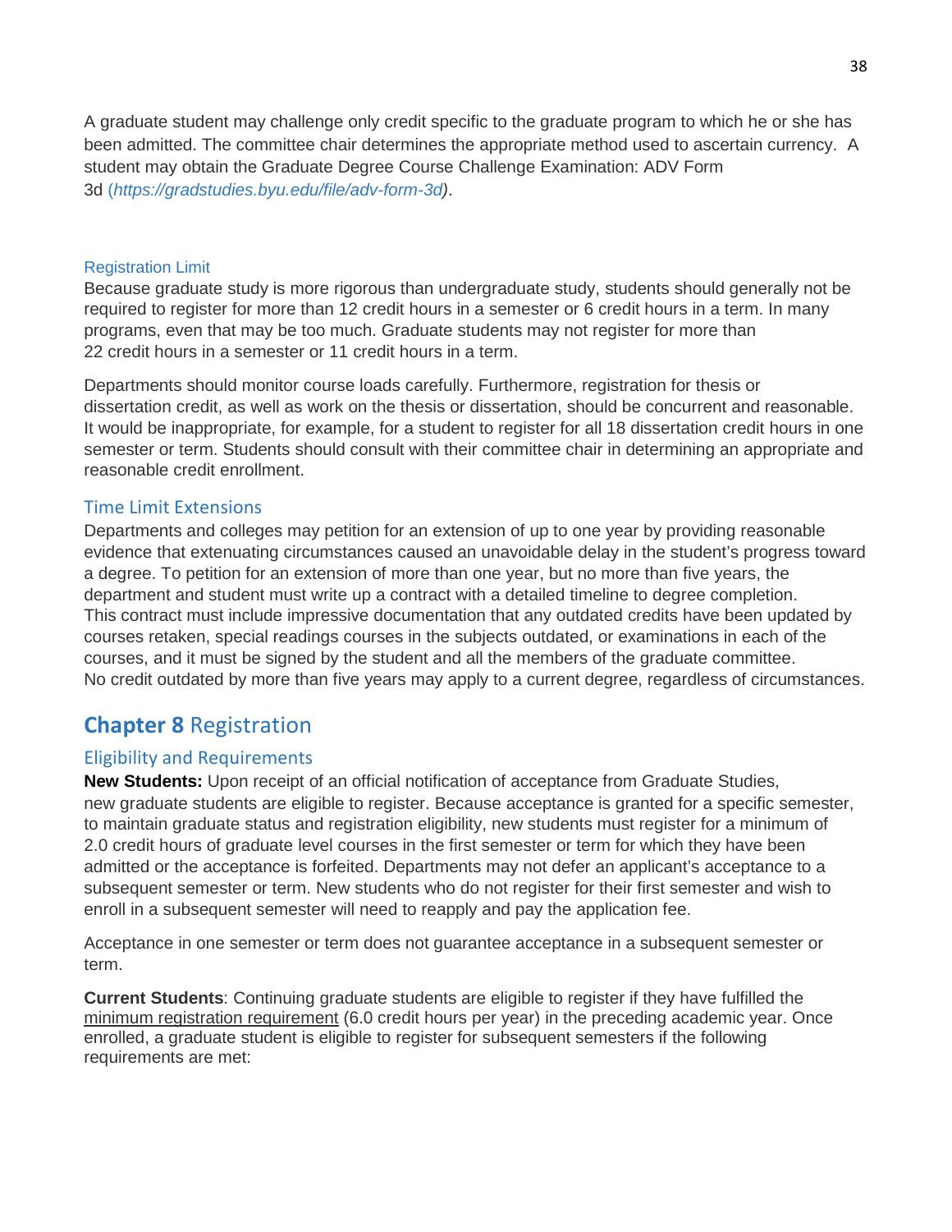A graduate student may challenge only credit specific to the graduate program to which he or she has been admitted. The committee chair determines the appropriate method used to ascertain currency. A student may obtain the Graduate Degree Course Challenge Examination: ADV Form 3d (*https://gradstudies.byu.edu/file/adv-form-3d)*.

### Registration Limit

Because graduate study is more rigorous than undergraduate study, students should generally not be required to register for more than 12 credit hours in a semester or 6 credit hours in a term. In many programs, even that may be too much. Graduate students may not register for more than 22 credit hours in a semester or 11 credit hours in a term.

Departments should monitor course loads carefully. Furthermore, registration for thesis or dissertation credit, as well as work on the thesis or dissertation, should be concurrent and reasonable. It would be inappropriate, for example, for a student to register for all 18 dissertation credit hours in one semester or term. Students should consult with their committee chair in determining an appropriate and reasonable credit enrollment.

### Time Limit Extensions

Departments and colleges may petition for an extension of up to one year by providing reasonable evidence that extenuating circumstances caused an unavoidable delay in the student's progress toward a degree. To petition for an extension of more than one year, but no more than five years, the department and student must write up a contract with a detailed timeline to degree completion. This contract must include impressive documentation that any outdated credits have been updated by courses retaken, special readings courses in the subjects outdated, or examinations in each of the courses, and it must be signed by the student and all the members of the graduate committee. No credit outdated by more than five years may apply to a current degree, regardless of circumstances.

## Chapter 8 Registration

### Eligibility and Requirements

**New Students:** Upon receipt of an official notification of acceptance from Graduate Studies, new graduate students are eligible to register. Because acceptance is granted for a specific semester, to maintain graduate status and registration eligibility, new students must register for a minimum of 2.0 credit hours of graduate level courses in the first semester or term for which they have been admitted or the acceptance is forfeited. Departments may not defer an applicant's acceptance to a subsequent semester or term. New students who do not register for their first semester and wish to enroll in a subsequent semester will need to reapply and pay the application fee.

Acceptance in one semester or term does not guarantee acceptance in a subsequent semester or term.

**Current Students**: Continuing graduate students are eligible to register if they have fulfilled the minimum registration requirement (6.0 credit hours per year) in the preceding academic year. Once enrolled, a graduate student is eligible to register for subsequent semesters if the following requirements are met: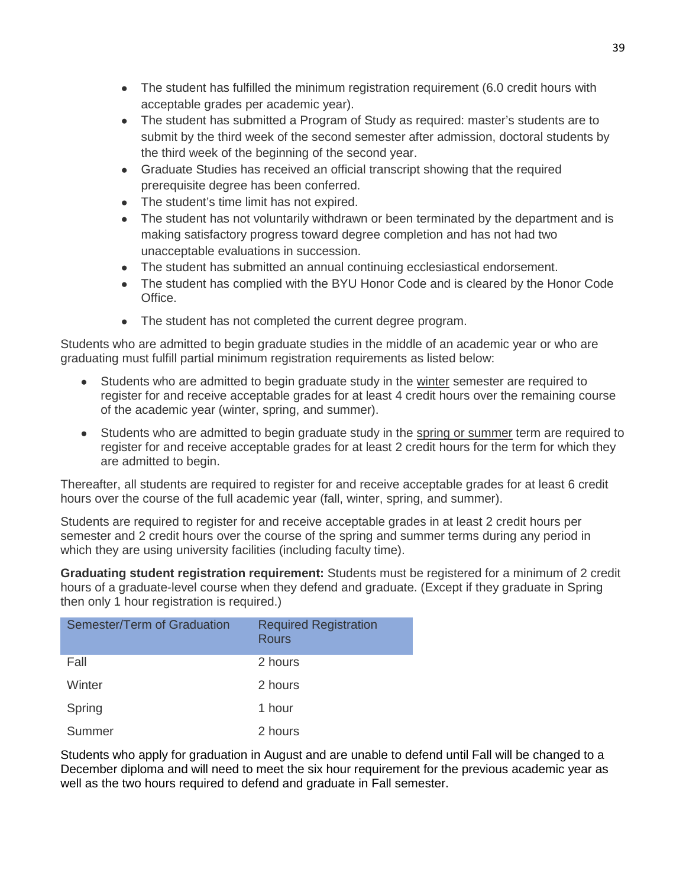- The student has fulfilled the minimum registration requirement (6.0 credit hours with acceptable grades per academic year).
- The student has submitted a Program of Study as required: master's students are to submit by the third week of the second semester after admission, doctoral students by the third week of the beginning of the second year.
- Graduate Studies has received an official transcript showing that the required prerequisite degree has been conferred.
- The student's time limit has not expired.
- The student has not voluntarily withdrawn or been terminated by the department and is making satisfactory progress toward degree completion and has not had two unacceptable evaluations in succession.
- The student has submitted an annual continuing ecclesiastical endorsement.
- The student has complied with the BYU Honor Code and is cleared by the Honor Code Office.
- The student has not completed the current degree program.

Students who are admitted to begin graduate studies in the middle of an academic year or who are graduating must fulfill partial minimum registration requirements as listed below:

- Students who are admitted to begin graduate study in the winter semester are required to register for and receive acceptable grades for at least 4 credit hours over the remaining course of the academic year (winter, spring, and summer).
- Students who are admitted to begin graduate study in the spring or summer term are required to register for and receive acceptable grades for at least 2 credit hours for the term for which they are admitted to begin.

Thereafter, all students are required to register for and receive acceptable grades for at least 6 credit hours over the course of the full academic year (fall, winter, spring, and summer).

Students are required to register for and receive acceptable grades in at least 2 credit hours per semester and 2 credit hours over the course of the spring and summer terms during any period in which they are using university facilities (including faculty time).

**Graduating student registration requirement:** Students must be registered for a minimum of 2 credit hours of a graduate-level course when they defend and graduate. (Except if they graduate in Spring then only 1 hour registration is required.)

| Semester/Term of Graduation | Required Registration Rours |
|---|---|
| Fall | 2 hours |
| Winter | 2 hours |
| Spring | 1 hour |
| Summer | 2 hours |

Students who apply for graduation in August and are unable to defend until Fall will be changed to a December diploma and will need to meet the six hour requirement for the previous academic year as well as the two hours required to defend and graduate in Fall semester.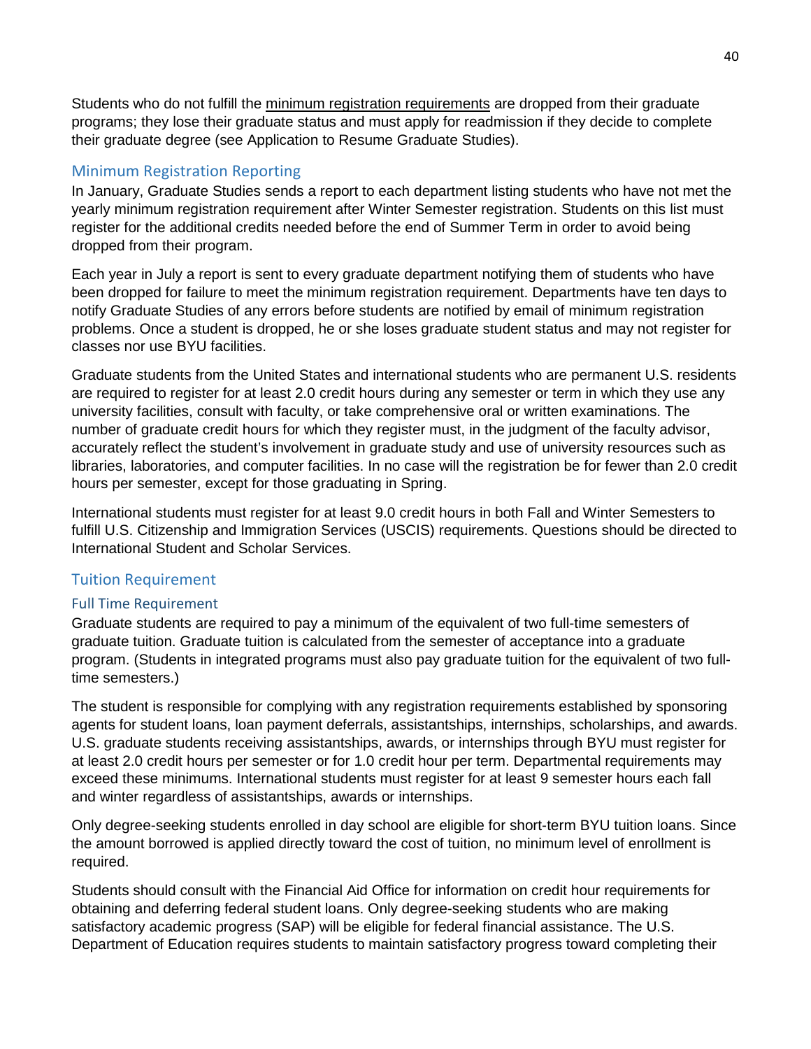Students who do not fulfill the minimum registration requirements are dropped from their graduate programs; they lose their graduate status and must apply for readmission if they decide to complete their graduate degree (see Application to Resume Graduate Studies).

## Minimum Registration Reporting

In January, Graduate Studies sends a report to each department listing students who have not met the yearly minimum registration requirement after Winter Semester registration. Students on this list must register for the additional credits needed before the end of Summer Term in order to avoid being dropped from their program.

Each year in July a report is sent to every graduate department notifying them of students who have been dropped for failure to meet the minimum registration requirement. Departments have ten days to notify Graduate Studies of any errors before students are notified by email of minimum registration problems. Once a student is dropped, he or she loses graduate student status and may not register for classes nor use BYU facilities.

Graduate students from the United States and international students who are permanent U.S. residents are required to register for at least 2.0 credit hours during any semester or term in which they use any university facilities, consult with faculty, or take comprehensive oral or written examinations. The number of graduate credit hours for which they register must, in the judgment of the faculty advisor, accurately reflect the student's involvement in graduate study and use of university resources such as libraries, laboratories, and computer facilities. In no case will the registration be for fewer than 2.0 credit hours per semester, except for those graduating in Spring.

International students must register for at least 9.0 credit hours in both Fall and Winter Semesters to fulfill U.S. Citizenship and Immigration Services (USCIS) requirements. Questions should be directed to International Student and Scholar Services.

## Tuition Requirement

### Full Time Requirement

Graduate students are required to pay a minimum of the equivalent of two full-time semesters of graduate tuition. Graduate tuition is calculated from the semester of acceptance into a graduate program. (Students in integrated programs must also pay graduate tuition for the equivalent of two full-time semesters.)

The student is responsible for complying with any registration requirements established by sponsoring agents for student loans, loan payment deferrals, assistantships, internships, scholarships, and awards. U.S. graduate students receiving assistantships, awards, or internships through BYU must register for at least 2.0 credit hours per semester or for 1.0 credit hour per term. Departmental requirements may exceed these minimums. International students must register for at least 9 semester hours each fall and winter regardless of assistantships, awards or internships.

Only degree-seeking students enrolled in day school are eligible for short-term BYU tuition loans. Since the amount borrowed is applied directly toward the cost of tuition, no minimum level of enrollment is required.

Students should consult with the Financial Aid Office for information on credit hour requirements for obtaining and deferring federal student loans. Only degree-seeking students who are making satisfactory academic progress (SAP) will be eligible for federal financial assistance. The U.S. Department of Education requires students to maintain satisfactory progress toward completing their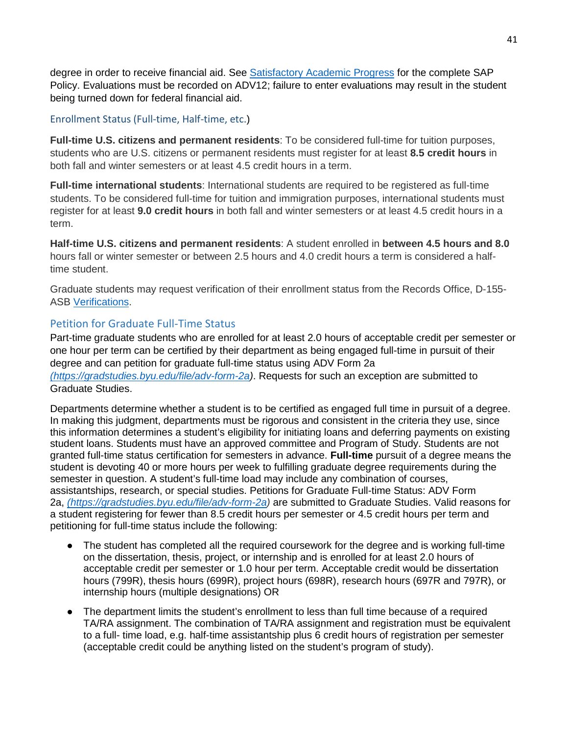degree in order to receive financial aid. See [Satisfactory Academic Progress](#) for the complete SAP Policy. Evaluations must be recorded on ADV12; failure to enter evaluations may result in the student being turned down for federal financial aid.

### Enrollment Status (Full-time, Half-time, etc.)

**Full-time U.S. citizens and permanent residents**: To be considered full-time for tuition purposes, students who are U.S. citizens or permanent residents must register for at least **8.5 credit hours** in both fall and winter semesters or at least 4.5 credit hours in a term.

**Full-time international students**: International students are required to be registered as full-time students. To be considered full-time for tuition and immigration purposes, international students must register for at least **9.0 credit hours** in both fall and winter semesters or at least 4.5 credit hours in a term.

**Half-time U.S. citizens and permanent residents**: A student enrolled in **between 4.5 hours and 8.0** hours fall or winter semester or between 2.5 hours and 4.0 credit hours a term is considered a half-time student.

Graduate students may request verification of their enrollment status from the Records Office, D-155-ASB [Verifications](#).

## Petition for Graduate Full-Time Status

Part-time graduate students who are enrolled for at least 2.0 hours of acceptable credit per semester or one hour per term can be certified by their department as being engaged full-time in pursuit of their degree and can petition for graduate full-time status using ADV Form 2a *(https://gradstudies.byu.edu/file/adv-form-2a)*. Requests for such an exception are submitted to Graduate Studies.

Departments determine whether a student is to be certified as engaged full time in pursuit of a degree. In making this judgment, departments must be rigorous and consistent in the criteria they use, since this information determines a student's eligibility for initiating loans and deferring payments on existing student loans. Students must have an approved committee and Program of Study. Students are not granted full-time status certification for semesters in advance. **Full-time** pursuit of a degree means the student is devoting 40 or more hours per week to fulfilling graduate degree requirements during the semester in question. A student's full-time load may include any combination of courses, assistantships, research, or special studies. Petitions for Graduate Full-time Status: ADV Form 2a, *(https://gradstudies.byu.edu/file/adv-form-2a)* are submitted to Graduate Studies. Valid reasons for a student registering for fewer than 8.5 credit hours per semester or 4.5 credit hours per term and petitioning for full-time status include the following:

- The student has completed all the required coursework for the degree and is working full-time on the dissertation, thesis, project, or internship and is enrolled for at least 2.0 hours of acceptable credit per semester or 1.0 hour per term. Acceptable credit would be dissertation hours (799R), thesis hours (699R), project hours (698R), research hours (697R and 797R), or internship hours (multiple designations) OR

- The department limits the student's enrollment to less than full time because of a required TA/RA assignment. The combination of TA/RA assignment and registration must be equivalent to a full- time load, e.g. half-time assistantship plus 6 credit hours of registration per semester (acceptable credit could be anything listed on the student's program of study).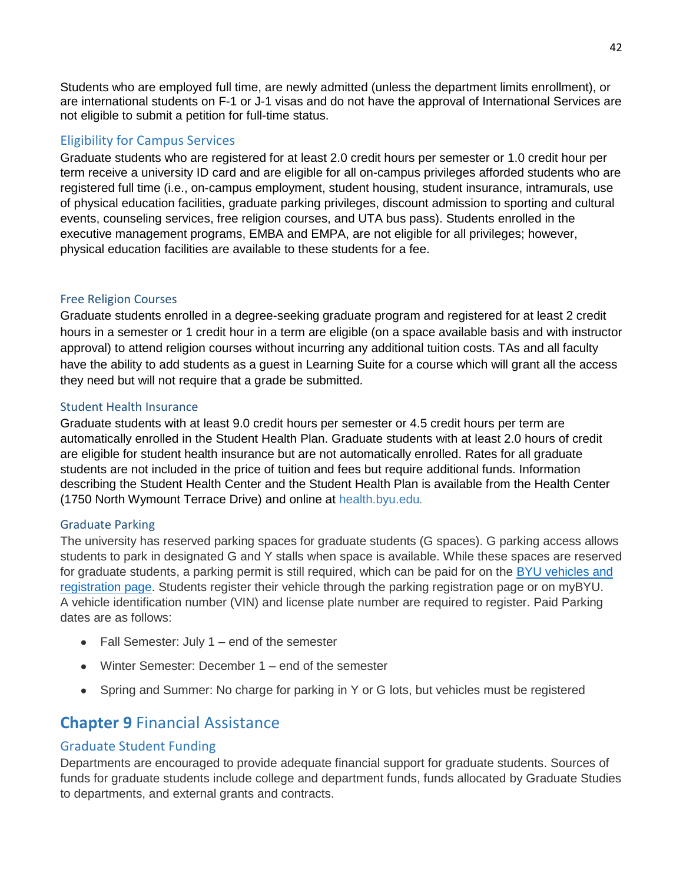Students who are employed full time, are newly admitted (unless the department limits enrollment), or are international students on F-1 or J-1 visas and do not have the approval of International Services are not eligible to submit a petition for full-time status.

### Eligibility for Campus Services

Graduate students who are registered for at least 2.0 credit hours per semester or 1.0 credit hour per term receive a university ID card and are eligible for all on-campus privileges afforded students who are registered full time (i.e., on-campus employment, student housing, student insurance, intramurals, use of physical education facilities, graduate parking privileges, discount admission to sporting and cultural events, counseling services, free religion courses, and UTA bus pass). Students enrolled in the executive management programs, EMBA and EMPA, are not eligible for all privileges; however, physical education facilities are available to these students for a fee.

### Free Religion Courses

Graduate students enrolled in a degree-seeking graduate program and registered for at least 2 credit hours in a semester or 1 credit hour in a term are eligible (on a space available basis and with instructor approval) to attend religion courses without incurring any additional tuition costs. TAs and all faculty have the ability to add students as a guest in Learning Suite for a course which will grant all the access they need but will not require that a grade be submitted.

### Student Health Insurance

Graduate students with at least 9.0 credit hours per semester or 4.5 credit hours per term are automatically enrolled in the Student Health Plan. Graduate students with at least 2.0 hours of credit are eligible for student health insurance but are not automatically enrolled. Rates for all graduate students are not included in the price of tuition and fees but require additional funds. Information describing the Student Health Center and the Student Health Plan is available from the Health Center (1750 North Wymount Terrace Drive) and online at health.byu.edu.

### Graduate Parking

The university has reserved parking spaces for graduate students (G spaces). G parking access allows students to park in designated G and Y stalls when space is available. While these spaces are reserved for graduate students, a parking permit is still required, which can be paid for on the BYU vehicles and registration page. Students register their vehicle through the parking registration page or on myBYU. A vehicle identification number (VIN) and license plate number are required to register. Paid Parking dates are as follows:

- Fall Semester: July 1 – end of the semester
- Winter Semester: December 1 – end of the semester
- Spring and Summer: No charge for parking in Y or G lots, but vehicles must be registered

## **Chapter 9** Financial Assistance

### Graduate Student Funding

Departments are encouraged to provide adequate financial support for graduate students. Sources of funds for graduate students include college and department funds, funds allocated by Graduate Studies to departments, and external grants and contracts.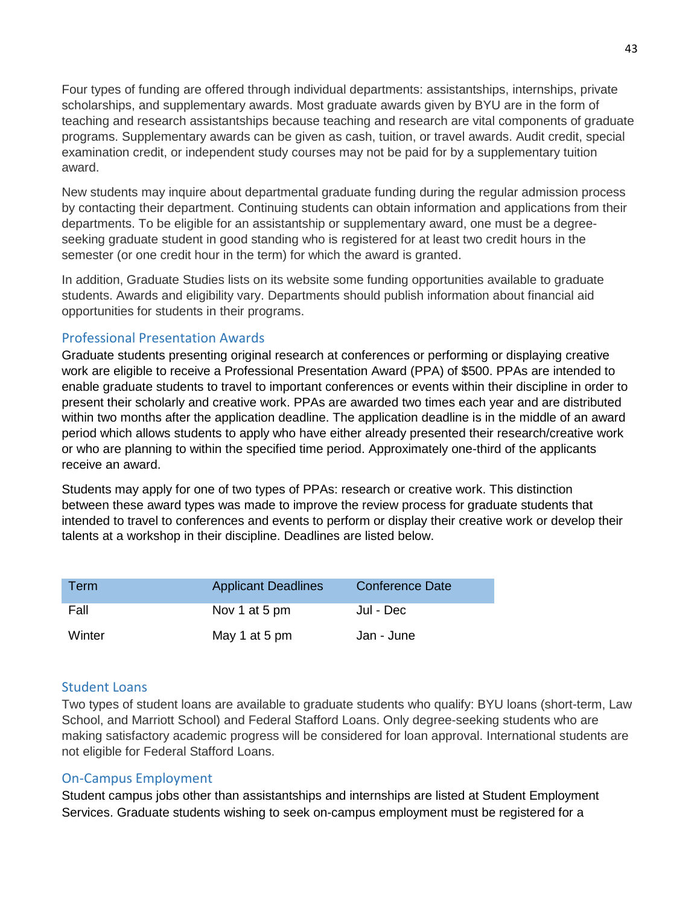Four types of funding are offered through individual departments: assistantships, internships, private scholarships, and supplementary awards. Most graduate awards given by BYU are in the form of teaching and research assistantships because teaching and research are vital components of graduate programs. Supplementary awards can be given as cash, tuition, or travel awards. Audit credit, special examination credit, or independent study courses may not be paid for by a supplementary tuition award.

New students may inquire about departmental graduate funding during the regular admission process by contacting their department. Continuing students can obtain information and applications from their departments. To be eligible for an assistantship or supplementary award, one must be a degree-seeking graduate student in good standing who is registered for at least two credit hours in the semester (or one credit hour in the term) for which the award is granted.

In addition, Graduate Studies lists on its website some funding opportunities available to graduate students. Awards and eligibility vary. Departments should publish information about financial aid opportunities for students in their programs.

### Professional Presentation Awards

Graduate students presenting original research at conferences or performing or displaying creative work are eligible to receive a Professional Presentation Award (PPA) of $500. PPAs are intended to enable graduate students to travel to important conferences or events within their discipline in order to present their scholarly and creative work. PPAs are awarded two times each year and are distributed within two months after the application deadline. The application deadline is in the middle of an award period which allows students to apply who have either already presented their research/creative work or who are planning to within the specified time period. Approximately one-third of the applicants receive an award.

Students may apply for one of two types of PPAs: research or creative work. This distinction between these award types was made to improve the review process for graduate students that intended to travel to conferences and events to perform or display their creative work or develop their talents at a workshop in their discipline. Deadlines are listed below.

| Term | Applicant Deadlines | Conference Date |
|---|---|---|
| Fall | Nov 1 at 5 pm | Jul - Dec |
| Winter | May 1 at 5 pm | Jan - June |

### Student Loans

Two types of student loans are available to graduate students who qualify: BYU loans (short-term, Law School, and Marriott School) and Federal Stafford Loans. Only degree-seeking students who are making satisfactory academic progress will be considered for loan approval. International students are not eligible for Federal Stafford Loans.

### On-Campus Employment

Student campus jobs other than assistantships and internships are listed at Student Employment Services. Graduate students wishing to seek on-campus employment must be registered for a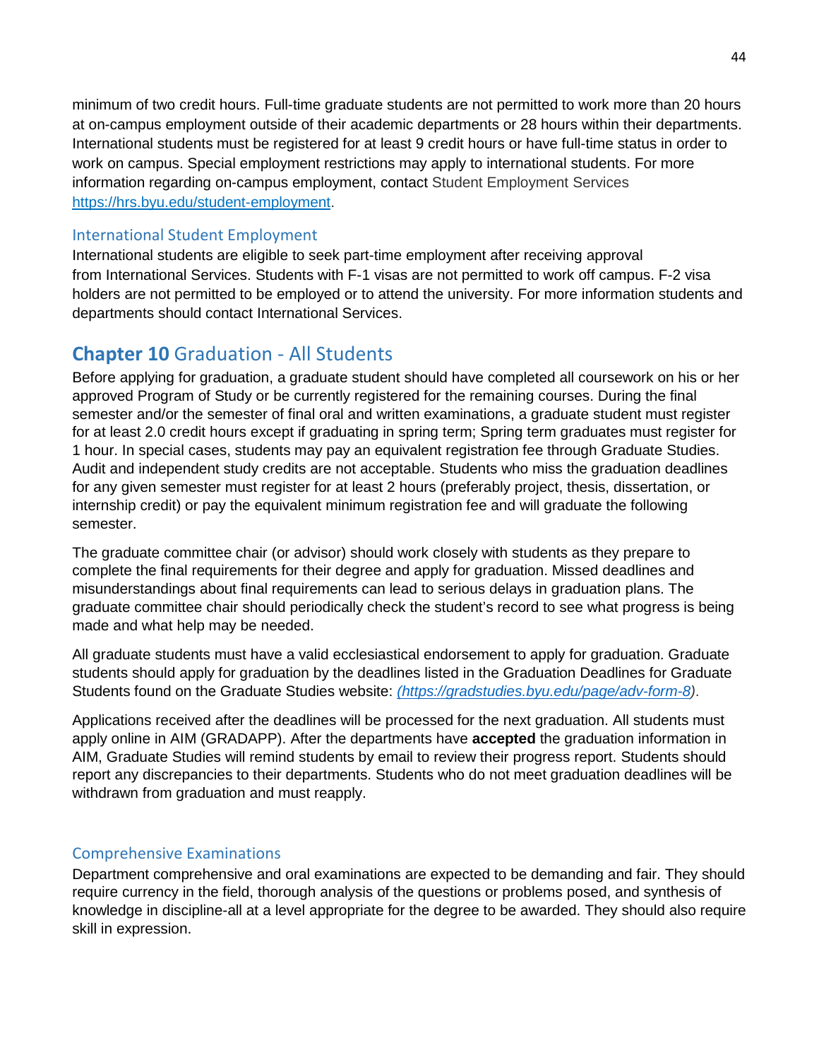minimum of two credit hours. Full-time graduate students are not permitted to work more than 20 hours at on-campus employment outside of their academic departments or 28 hours within their departments. International students must be registered for at least 9 credit hours or have full-time status in order to work on campus. Special employment restrictions may apply to international students. For more information regarding on-campus employment, contact Student Employment Services https://hrs.byu.edu/student-employment.

### International Student Employment

International students are eligible to seek part-time employment after receiving approval from International Services. Students with F-1 visas are not permitted to work off campus. F-2 visa holders are not permitted to be employed or to attend the university. For more information students and departments should contact International Services.

## **Chapter 10** Graduation - All Students

Before applying for graduation, a graduate student should have completed all coursework on his or her approved Program of Study or be currently registered for the remaining courses. During the final semester and/or the semester of final oral and written examinations, a graduate student must register for at least 2.0 credit hours except if graduating in spring term; Spring term graduates must register for 1 hour. In special cases, students may pay an equivalent registration fee through Graduate Studies. Audit and independent study credits are not acceptable. Students who miss the graduation deadlines for any given semester must register for at least 2 hours (preferably project, thesis, dissertation, or internship credit) or pay the equivalent minimum registration fee and will graduate the following semester.

The graduate committee chair (or advisor) should work closely with students as they prepare to complete the final requirements for their degree and apply for graduation. Missed deadlines and misunderstandings about final requirements can lead to serious delays in graduation plans. The graduate committee chair should periodically check the student's record to see what progress is being made and what help may be needed.

All graduate students must have a valid ecclesiastical endorsement to apply for graduation. Graduate students should apply for graduation by the deadlines listed in the Graduation Deadlines for Graduate Students found on the Graduate Studies website: *(https://gradstudies.byu.edu/page/adv-form-8)*.

Applications received after the deadlines will be processed for the next graduation. All students must apply online in AIM (GRADAPP). After the departments have **accepted** the graduation information in AIM, Graduate Studies will remind students by email to review their progress report. Students should report any discrepancies to their departments. Students who do not meet graduation deadlines will be withdrawn from graduation and must reapply.

### Comprehensive Examinations

Department comprehensive and oral examinations are expected to be demanding and fair. They should require currency in the field, thorough analysis of the questions or problems posed, and synthesis of knowledge in discipline-all at a level appropriate for the degree to be awarded. They should also require skill in expression.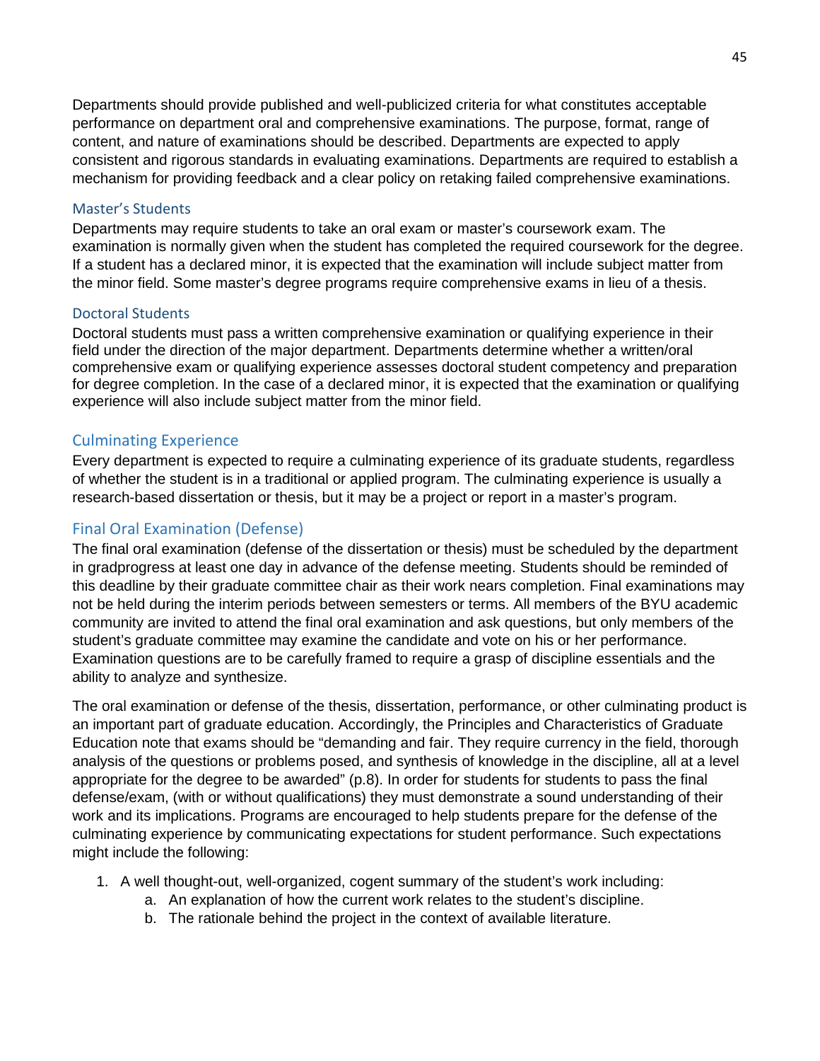Departments should provide published and well-publicized criteria for what constitutes acceptable performance on department oral and comprehensive examinations. The purpose, format, range of content, and nature of examinations should be described. Departments are expected to apply consistent and rigorous standards in evaluating examinations. Departments are required to establish a mechanism for providing feedback and a clear policy on retaking failed comprehensive examinations.

### Master's Students

Departments may require students to take an oral exam or master's coursework exam. The examination is normally given when the student has completed the required coursework for the degree. If a student has a declared minor, it is expected that the examination will include subject matter from the minor field. Some master's degree programs require comprehensive exams in lieu of a thesis.

### Doctoral Students

Doctoral students must pass a written comprehensive examination or qualifying experience in their field under the direction of the major department. Departments determine whether a written/oral comprehensive exam or qualifying experience assesses doctoral student competency and preparation for degree completion. In the case of a declared minor, it is expected that the examination or qualifying experience will also include subject matter from the minor field.

## Culminating Experience

Every department is expected to require a culminating experience of its graduate students, regardless of whether the student is in a traditional or applied program. The culminating experience is usually a research-based dissertation or thesis, but it may be a project or report in a master's program.

## Final Oral Examination (Defense)

The final oral examination (defense of the dissertation or thesis) must be scheduled by the department in gradprogress at least one day in advance of the defense meeting. Students should be reminded of this deadline by their graduate committee chair as their work nears completion. Final examinations may not be held during the interim periods between semesters or terms. All members of the BYU academic community are invited to attend the final oral examination and ask questions, but only members of the student's graduate committee may examine the candidate and vote on his or her performance. Examination questions are to be carefully framed to require a grasp of discipline essentials and the ability to analyze and synthesize.

The oral examination or defense of the thesis, dissertation, performance, or other culminating product is an important part of graduate education. Accordingly, the Principles and Characteristics of Graduate Education note that exams should be "demanding and fair. They require currency in the field, thorough analysis of the questions or problems posed, and synthesis of knowledge in the discipline, all at a level appropriate for the degree to be awarded" (p.8). In order for students for students to pass the final defense/exam, (with or without qualifications) they must demonstrate a sound understanding of their work and its implications. Programs are encouraged to help students prepare for the defense of the culminating experience by communicating expectations for student performance. Such expectations might include the following:

1. A well thought-out, well-organized, cogent summary of the student's work including:
    a. An explanation of how the current work relates to the student's discipline.
    b. The rationale behind the project in the context of available literature.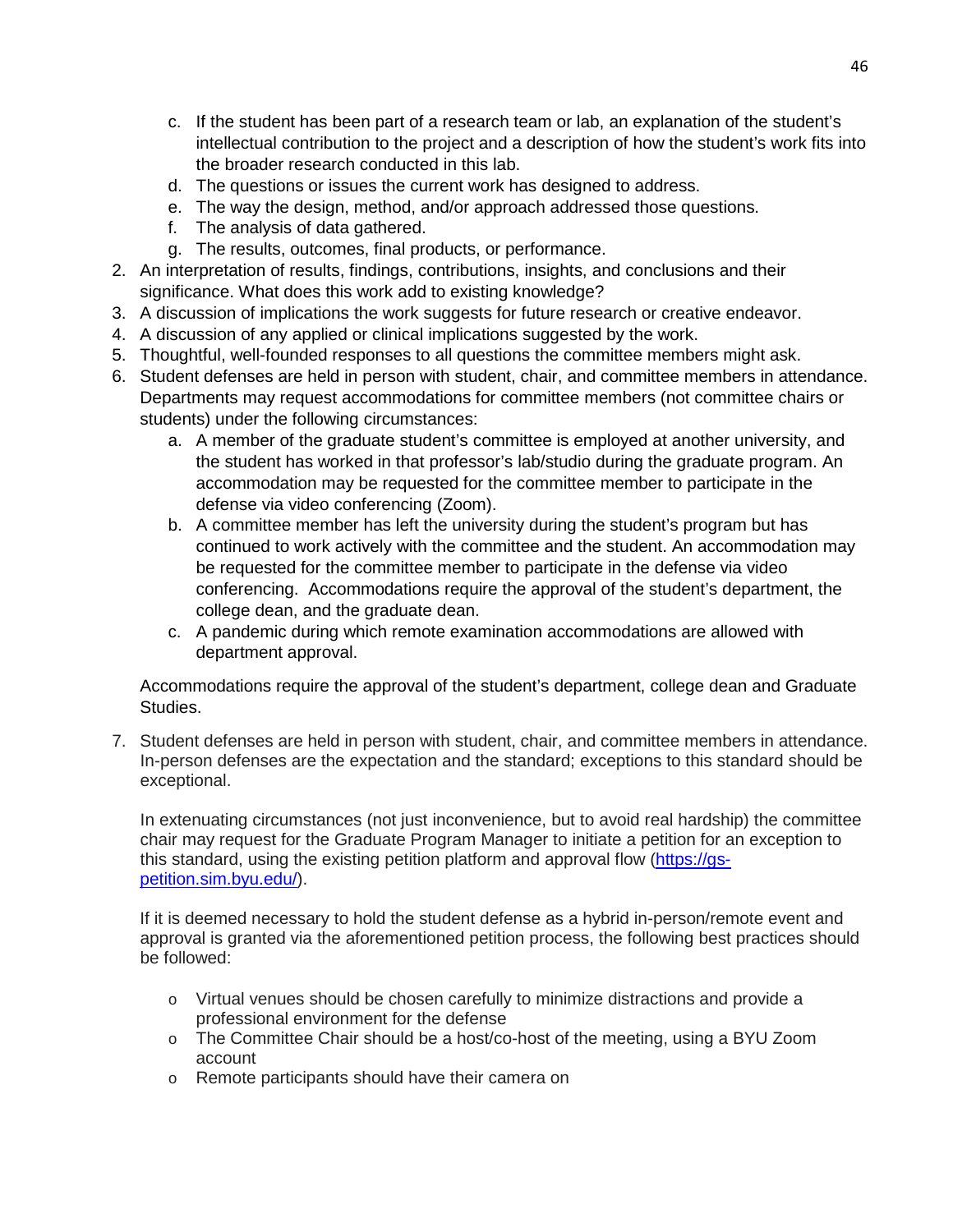c. If the student has been part of a research team or lab, an explanation of the student's intellectual contribution to the project and a description of how the student's work fits into the broader research conducted in this lab.
   d. The questions or issues the current work has designed to address.
   e. The way the design, method, and/or approach addressed those questions.
   f. The analysis of data gathered.
   g. The results, outcomes, final products, or performance.
2. An interpretation of results, findings, contributions, insights, and conclusions and their significance. What does this work add to existing knowledge?
3. A discussion of implications the work suggests for future research or creative endeavor.
4. A discussion of any applied or clinical implications suggested by the work.
5. Thoughtful, well-founded responses to all questions the committee members might ask.
6. Student defenses are held in person with student, chair, and committee members in attendance. Departments may request accommodations for committee members (not committee chairs or students) under the following circumstances:
   a. A member of the graduate student's committee is employed at another university, and the student has worked in that professor's lab/studio during the graduate program. An accommodation may be requested for the committee member to participate in the defense via video conferencing (Zoom).
   b. A committee member has left the university during the student's program but has continued to work actively with the committee and the student. An accommodation may be requested for the committee member to participate in the defense via video conferencing. Accommodations require the approval of the student's department, the college dean, and the graduate dean.
   c. A pandemic during which remote examination accommodations are allowed with department approval.

   Accommodations require the approval of the student's department, college dean and Graduate Studies.

7. Student defenses are held in person with student, chair, and committee members in attendance. In-person defenses are the expectation and the standard; exceptions to this standard should be exceptional.

   In extenuating circumstances (not just inconvenience, but to avoid real hardship) the committee chair may request for the Graduate Program Manager to initiate a petition for an exception to this standard, using the existing petition platform and approval flow ([https://gs-petition.sim.byu.edu/](https://gs-petition.sim.byu.edu/)).

   If it is deemed necessary to hold the student defense as a hybrid in-person/remote event and approval is granted via the aforementioned petition process, the following best practices should be followed:

   - Virtual venues should be chosen carefully to minimize distractions and provide a professional environment for the defense
   - The Committee Chair should be a host/co-host of the meeting, using a BYU Zoom account
   - Remote participants should have their camera on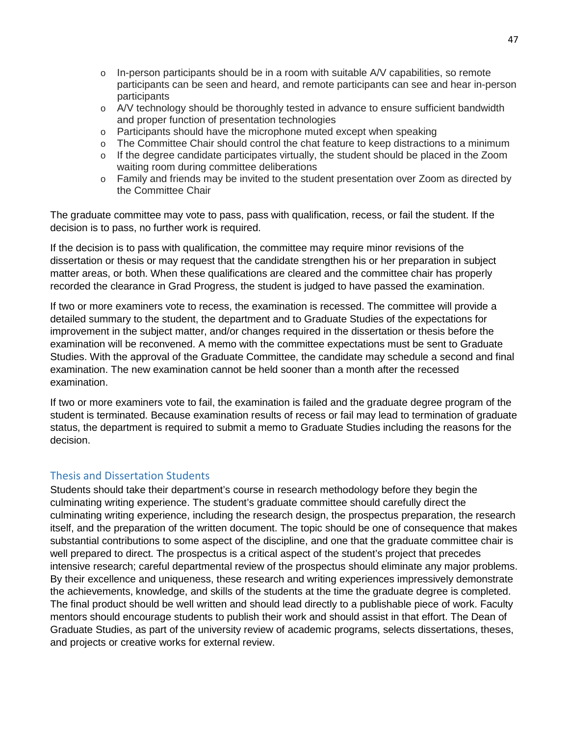- In-person participants should be in a room with suitable A/V capabilities, so remote participants can be seen and heard, and remote participants can see and hear in-person participants
- A/V technology should be thoroughly tested in advance to ensure sufficient bandwidth and proper function of presentation technologies
- Participants should have the microphone muted except when speaking
- The Committee Chair should control the chat feature to keep distractions to a minimum
- If the degree candidate participates virtually, the student should be placed in the Zoom waiting room during committee deliberations
- Family and friends may be invited to the student presentation over Zoom as directed by the Committee Chair

The graduate committee may vote to pass, pass with qualification, recess, or fail the student. If the decision is to pass, no further work is required.

If the decision is to pass with qualification, the committee may require minor revisions of the dissertation or thesis or may request that the candidate strengthen his or her preparation in subject matter areas, or both. When these qualifications are cleared and the committee chair has properly recorded the clearance in Grad Progress, the student is judged to have passed the examination.

If two or more examiners vote to recess, the examination is recessed. The committee will provide a detailed summary to the student, the department and to Graduate Studies of the expectations for improvement in the subject matter, and/or changes required in the dissertation or thesis before the examination will be reconvened. A memo with the committee expectations must be sent to Graduate Studies. With the approval of the Graduate Committee, the candidate may schedule a second and final examination. The new examination cannot be held sooner than a month after the recessed examination.

If two or more examiners vote to fail, the examination is failed and the graduate degree program of the student is terminated. Because examination results of recess or fail may lead to termination of graduate status, the department is required to submit a memo to Graduate Studies including the reasons for the decision.

## Thesis and Dissertation Students

Students should take their department's course in research methodology before they begin the culminating writing experience. The student's graduate committee should carefully direct the culminating writing experience, including the research design, the prospectus preparation, the research itself, and the preparation of the written document. The topic should be one of consequence that makes substantial contributions to some aspect of the discipline, and one that the graduate committee chair is well prepared to direct. The prospectus is a critical aspect of the student's project that precedes intensive research; careful departmental review of the prospectus should eliminate any major problems. By their excellence and uniqueness, these research and writing experiences impressively demonstrate the achievements, knowledge, and skills of the students at the time the graduate degree is completed. The final product should be well written and should lead directly to a publishable piece of work. Faculty mentors should encourage students to publish their work and should assist in that effort. The Dean of Graduate Studies, as part of the university review of academic programs, selects dissertations, theses, and projects or creative works for external review.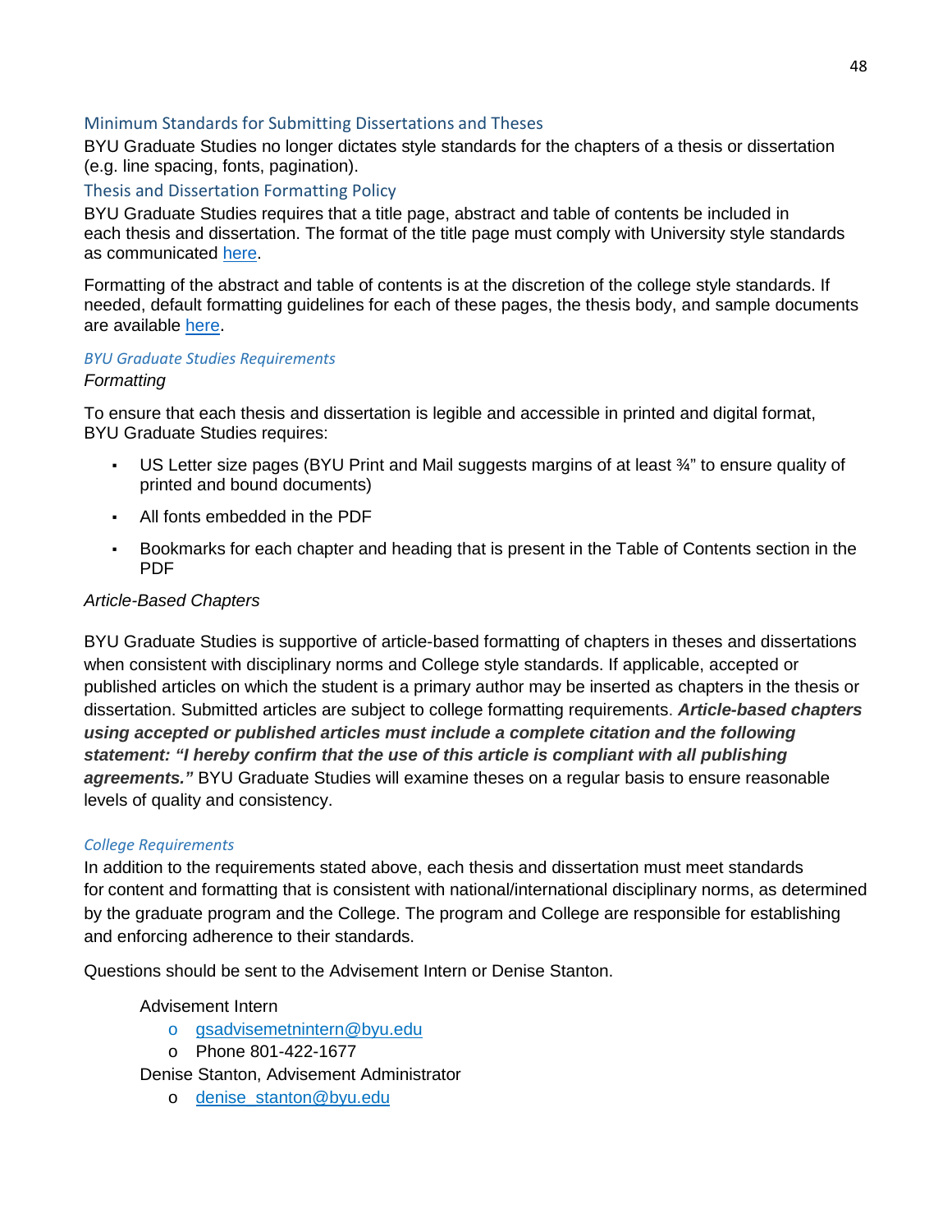## Minimum Standards for Submitting Dissertations and Theses

BYU Graduate Studies no longer dictates style standards for the chapters of a thesis or dissertation (e.g. line spacing, fonts, pagination).

## Thesis and Dissertation Formatting Policy

BYU Graduate Studies requires that a title page, abstract and table of contents be included in each thesis and dissertation. The format of the title page must comply with University style standards as communicated [here](#).

Formatting of the abstract and table of contents is at the discretion of the college style standards. If needed, default formatting guidelines for each of these pages, the thesis body, and sample documents are available [here](#).

### *BYU Graduate Studies Requirements*

*Formatting*

To ensure that each thesis and dissertation is legible and accessible in printed and digital format, BYU Graduate Studies requires:

- US Letter size pages (BYU Print and Mail suggests margins of at least ¾" to ensure quality of printed and bound documents)
- All fonts embedded in the PDF
- Bookmarks for each chapter and heading that is present in the Table of Contents section in the PDF

*Article-Based Chapters*

BYU Graduate Studies is supportive of article-based formatting of chapters in theses and dissertations when consistent with disciplinary norms and College style standards. If applicable, accepted or published articles on which the student is a primary author may be inserted as chapters in the thesis or dissertation. Submitted articles are subject to college formatting requirements. ***Article-based chapters using accepted or published articles must include a complete citation and the following statement: "I hereby confirm that the use of this article is compliant with all publishing agreements."*** BYU Graduate Studies will examine theses on a regular basis to ensure reasonable levels of quality and consistency.

### *College Requirements*

In addition to the requirements stated above, each thesis and dissertation must meet standards for content and formatting that is consistent with national/international disciplinary norms, as determined by the graduate program and the College. The program and College are responsible for establishing and enforcing adherence to their standards.

Questions should be sent to the Advisement Intern or Denise Stanton.

Advisement Intern
- gsadvisemetnintern@byu.edu
- Phone 801-422-1677

Denise Stanton, Advisement Administrator
- denise_stanton@byu.edu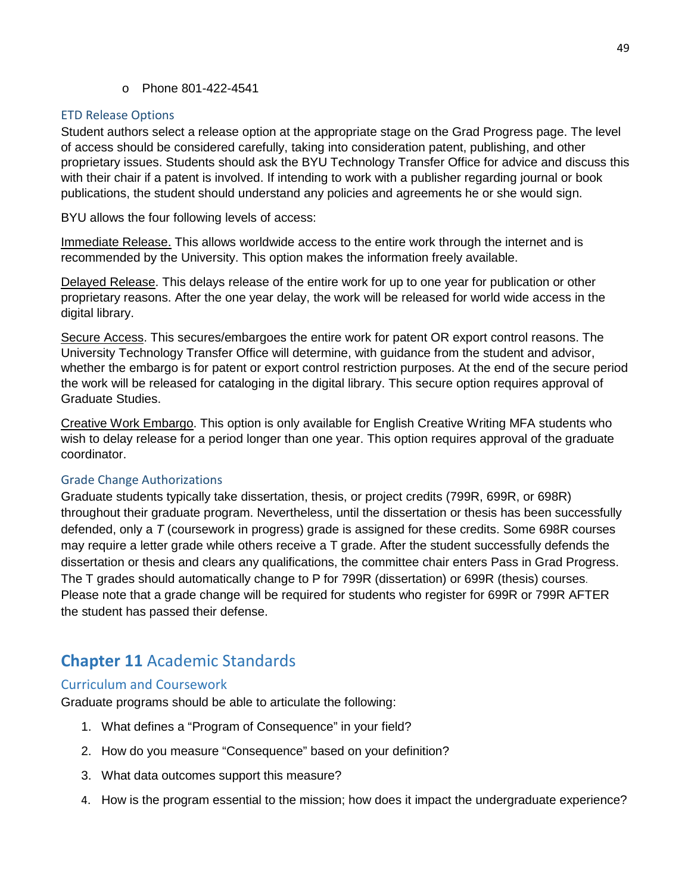- Phone 801-422-4541

### ETD Release Options

Student authors select a release option at the appropriate stage on the Grad Progress page. The level of access should be considered carefully, taking into consideration patent, publishing, and other proprietary issues. Students should ask the BYU Technology Transfer Office for advice and discuss this with their chair if a patent is involved. If intending to work with a publisher regarding journal or book publications, the student should understand any policies and agreements he or she would sign.

BYU allows the four following levels of access:

<u>Immediate Release.</u> This allows worldwide access to the entire work through the internet and is recommended by the University. This option makes the information freely available.

<u>Delayed Release</u>. This delays release of the entire work for up to one year for publication or other proprietary reasons. After the one year delay, the work will be released for world wide access in the digital library.

<u>Secure Access</u>. This secures/embargoes the entire work for patent OR export control reasons. The University Technology Transfer Office will determine, with guidance from the student and advisor, whether the embargo is for patent or export control restriction purposes. At the end of the secure period the work will be released for cataloging in the digital library. This secure option requires approval of Graduate Studies.

<u>Creative Work Embargo</u>. This option is only available for English Creative Writing MFA students who wish to delay release for a period longer than one year. This option requires approval of the graduate coordinator.

### Grade Change Authorizations

Graduate students typically take dissertation, thesis, or project credits (799R, 699R, or 698R) throughout their graduate program. Nevertheless, until the dissertation or thesis has been successfully defended, only a *T* (coursework in progress) grade is assigned for these credits. Some 698R courses may require a letter grade while others receive a T grade. After the student successfully defends the dissertation or thesis and clears any qualifications, the committee chair enters Pass in Grad Progress. The T grades should automatically change to P for 799R (dissertation) or 699R (thesis) courses. Please note that a grade change will be required for students who register for 699R or 799R AFTER the student has passed their defense.

## **Chapter 11** Academic Standards

### Curriculum and Coursework

Graduate programs should be able to articulate the following:

1. What defines a “Program of Consequence” in your field?
2. How do you measure “Consequence” based on your definition?
3. What data outcomes support this measure?
4. How is the program essential to the mission; how does it impact the undergraduate experience?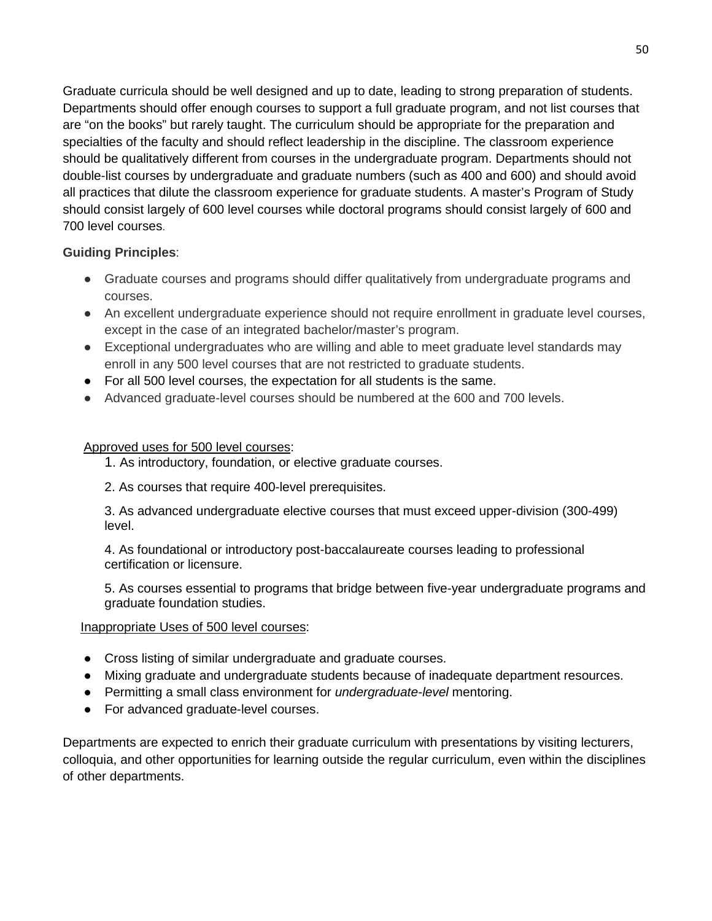Graduate curricula should be well designed and up to date, leading to strong preparation of students. Departments should offer enough courses to support a full graduate program, and not list courses that are "on the books" but rarely taught. The curriculum should be appropriate for the preparation and specialties of the faculty and should reflect leadership in the discipline. The classroom experience should be qualitatively different from courses in the undergraduate program. Departments should not double-list courses by undergraduate and graduate numbers (such as 400 and 600) and should avoid all practices that dilute the classroom experience for graduate students. A master's Program of Study should consist largely of 600 level courses while doctoral programs should consist largely of 600 and 700 level courses.

**Guiding Principles**:

- Graduate courses and programs should differ qualitatively from undergraduate programs and courses.
- An excellent undergraduate experience should not require enrollment in graduate level courses, except in the case of an integrated bachelor/master's program.
- Exceptional undergraduates who are willing and able to meet graduate level standards may enroll in any 500 level courses that are not restricted to graduate students.
- For all 500 level courses, the expectation for all students is the same.
- Advanced graduate-level courses should be numbered at the 600 and 700 levels.

<u>Approved uses for 500 level courses</u>:

1. As introductory, foundation, or elective graduate courses.
2. As courses that require 400-level prerequisites.
3. As advanced undergraduate elective courses that must exceed upper-division (300-499) level.
4. As foundational or introductory post-baccalaureate courses leading to professional certification or licensure.
5. As courses essential to programs that bridge between five-year undergraduate programs and graduate foundation studies.

<u>Inappropriate Uses of 500 level courses</u>:

- Cross listing of similar undergraduate and graduate courses.
- Mixing graduate and undergraduate students because of inadequate department resources.
- Permitting a small class environment for *undergraduate-level* mentoring.
- For advanced graduate-level courses.

Departments are expected to enrich their graduate curriculum with presentations by visiting lecturers, colloquia, and other opportunities for learning outside the regular curriculum, even within the disciplines of other departments.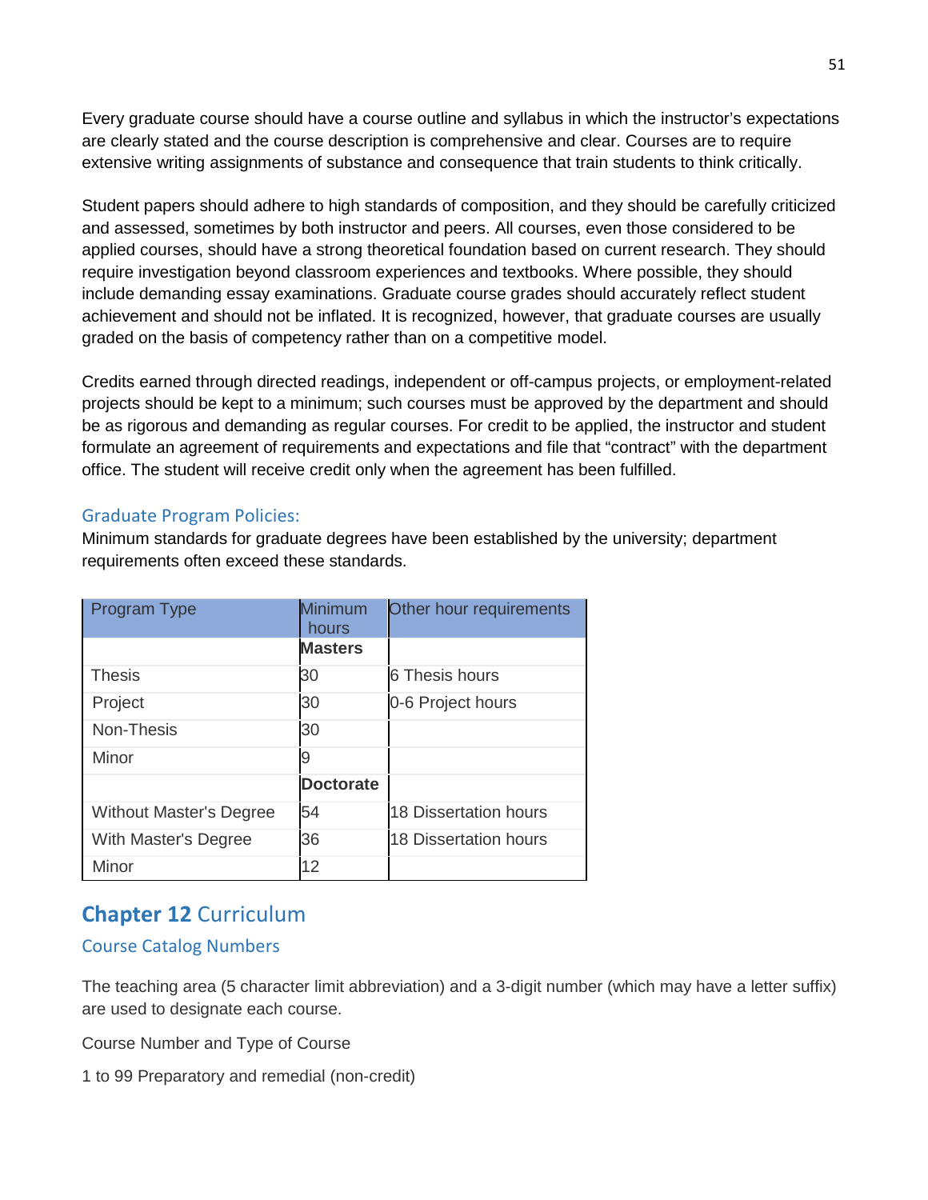Every graduate course should have a course outline and syllabus in which the instructor's expectations are clearly stated and the course description is comprehensive and clear. Courses are to require extensive writing assignments of substance and consequence that train students to think critically.

Student papers should adhere to high standards of composition, and they should be carefully criticized and assessed, sometimes by both instructor and peers. All courses, even those considered to be applied courses, should have a strong theoretical foundation based on current research. They should require investigation beyond classroom experiences and textbooks. Where possible, they should include demanding essay examinations. Graduate course grades should accurately reflect student achievement and should not be inflated. It is recognized, however, that graduate courses are usually graded on the basis of competency rather than on a competitive model.

Credits earned through directed readings, independent or off-campus projects, or employment-related projects should be kept to a minimum; such courses must be approved by the department and should be as rigorous and demanding as regular courses. For credit to be applied, the instructor and student formulate an agreement of requirements and expectations and file that "contract" with the department office. The student will receive credit only when the agreement has been fulfilled.

### Graduate Program Policies:

Minimum standards for graduate degrees have been established by the university; department requirements often exceed these standards.

| Program Type | Minimum hours | Other hour requirements |
|---|---|---|
| | **Masters** | |
| Thesis | 30 | 6 Thesis hours |
| Project | 30 | 0-6 Project hours |
| Non-Thesis | 30 | |
| Minor | 9 | |
| | **Doctorate** | |
| Without Master's Degree | 54 | 18 Dissertation hours |
| With Master's Degree | 36 | 18 Dissertation hours |
| Minor | 12 | |

## Chapter 12 Curriculum

### Course Catalog Numbers

The teaching area (5 character limit abbreviation) and a 3-digit number (which may have a letter suffix) are used to designate each course.

Course Number and Type of Course

1 to 99 Preparatory and remedial (non-credit)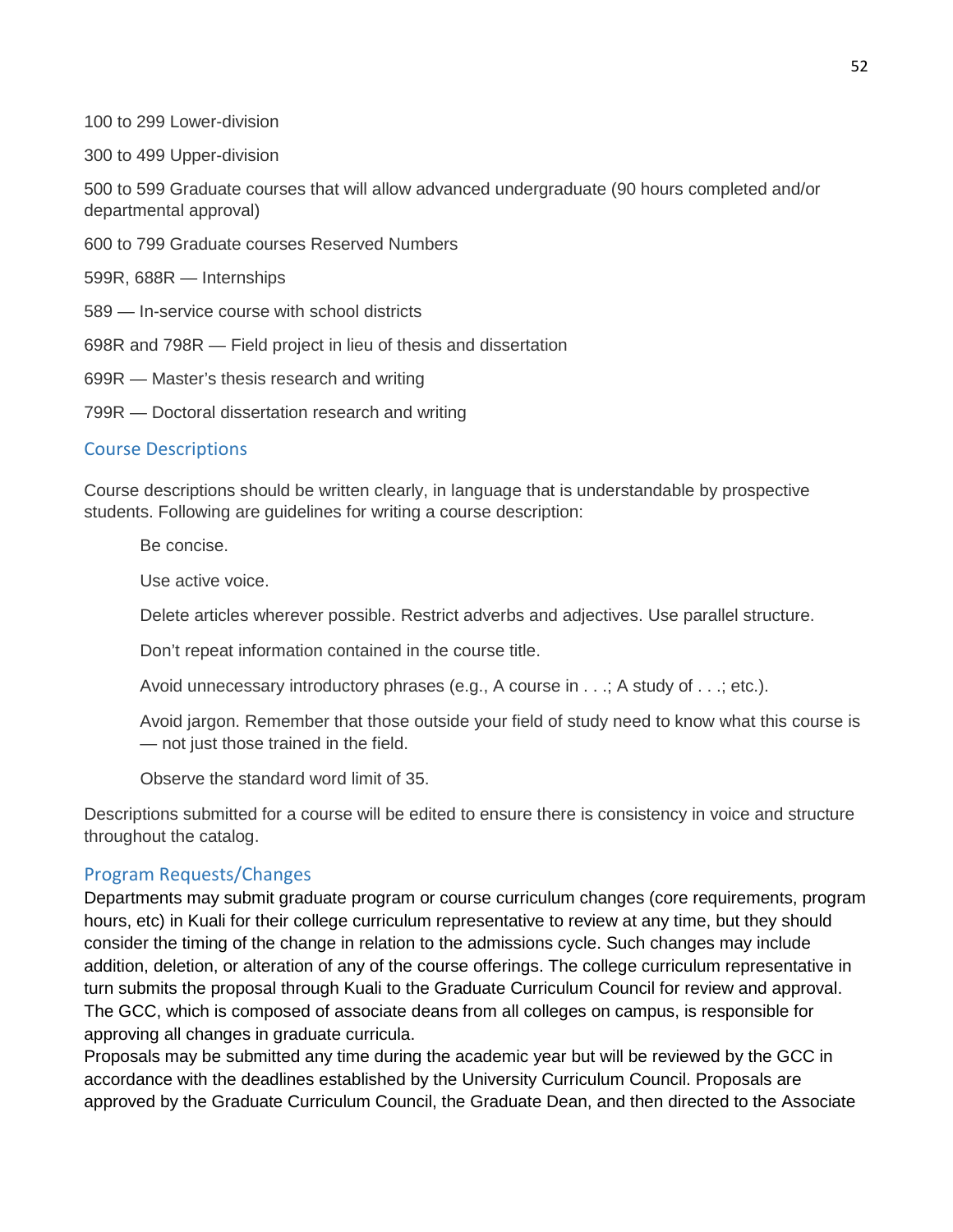100 to 299 Lower-division

300 to 499 Upper-division

500 to 599 Graduate courses that will allow advanced undergraduate (90 hours completed and/or departmental approval)

600 to 799 Graduate courses Reserved Numbers

599R, 688R — Internships

589 — In-service course with school districts

698R and 798R — Field project in lieu of thesis and dissertation

699R — Master's thesis research and writing

799R — Doctoral dissertation research and writing

## Course Descriptions

Course descriptions should be written clearly, in language that is understandable by prospective students. Following are guidelines for writing a course description:

Be concise.

Use active voice.

Delete articles wherever possible. Restrict adverbs and adjectives. Use parallel structure.

Don't repeat information contained in the course title.

Avoid unnecessary introductory phrases (e.g., A course in . . .; A study of . . .; etc.).

Avoid jargon. Remember that those outside your field of study need to know what this course is — not just those trained in the field.

Observe the standard word limit of 35.

Descriptions submitted for a course will be edited to ensure there is consistency in voice and structure throughout the catalog.

## Program Requests/Changes

Departments may submit graduate program or course curriculum changes (core requirements, program hours, etc) in Kuali for their college curriculum representative to review at any time, but they should consider the timing of the change in relation to the admissions cycle. Such changes may include addition, deletion, or alteration of any of the course offerings. The college curriculum representative in turn submits the proposal through Kuali to the Graduate Curriculum Council for review and approval. The GCC, which is composed of associate deans from all colleges on campus, is responsible for approving all changes in graduate curricula.

Proposals may be submitted any time during the academic year but will be reviewed by the GCC in accordance with the deadlines established by the University Curriculum Council. Proposals are approved by the Graduate Curriculum Council, the Graduate Dean, and then directed to the Associate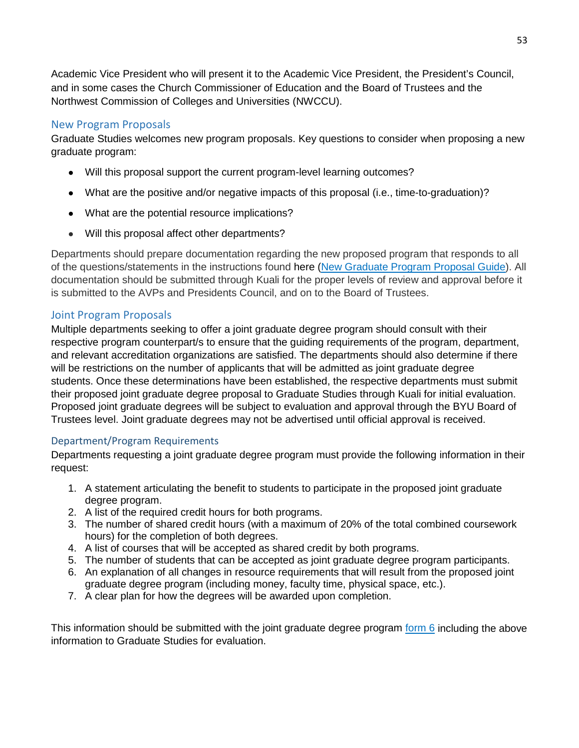Academic Vice President who will present it to the Academic Vice President, the President's Council, and in some cases the Church Commissioner of Education and the Board of Trustees and the Northwest Commission of Colleges and Universities (NWCCU).

## New Program Proposals

Graduate Studies welcomes new program proposals. Key questions to consider when proposing a new graduate program:

- Will this proposal support the current program-level learning outcomes?
- What are the positive and/or negative impacts of this proposal (i.e., time-to-graduation)?
- What are the potential resource implications?
- Will this proposal affect other departments?

Departments should prepare documentation regarding the new proposed program that responds to all of the questions/statements in the instructions found here (New Graduate Program Proposal Guide). All documentation should be submitted through Kuali for the proper levels of review and approval before it is submitted to the AVPs and Presidents Council, and on to the Board of Trustees.

## Joint Program Proposals

Multiple departments seeking to offer a joint graduate degree program should consult with their respective program counterpart/s to ensure that the guiding requirements of the program, department, and relevant accreditation organizations are satisfied. The departments should also determine if there will be restrictions on the number of applicants that will be admitted as joint graduate degree students. Once these determinations have been established, the respective departments must submit their proposed joint graduate degree proposal to Graduate Studies through Kuali for initial evaluation. Proposed joint graduate degrees will be subject to evaluation and approval through the BYU Board of Trustees level. Joint graduate degrees may not be advertised until official approval is received.

### Department/Program Requirements

Departments requesting a joint graduate degree program must provide the following information in their request:

1. A statement articulating the benefit to students to participate in the proposed joint graduate degree program.
2. A list of the required credit hours for both programs.
3. The number of shared credit hours (with a maximum of 20% of the total combined coursework hours) for the completion of both degrees.
4. A list of courses that will be accepted as shared credit by both programs.
5. The number of students that can be accepted as joint graduate degree program participants.
6. An explanation of all changes in resource requirements that will result from the proposed joint graduate degree program (including money, faculty time, physical space, etc.).
7. A clear plan for how the degrees will be awarded upon completion.

This information should be submitted with the joint graduate degree program form 6 including the above information to Graduate Studies for evaluation.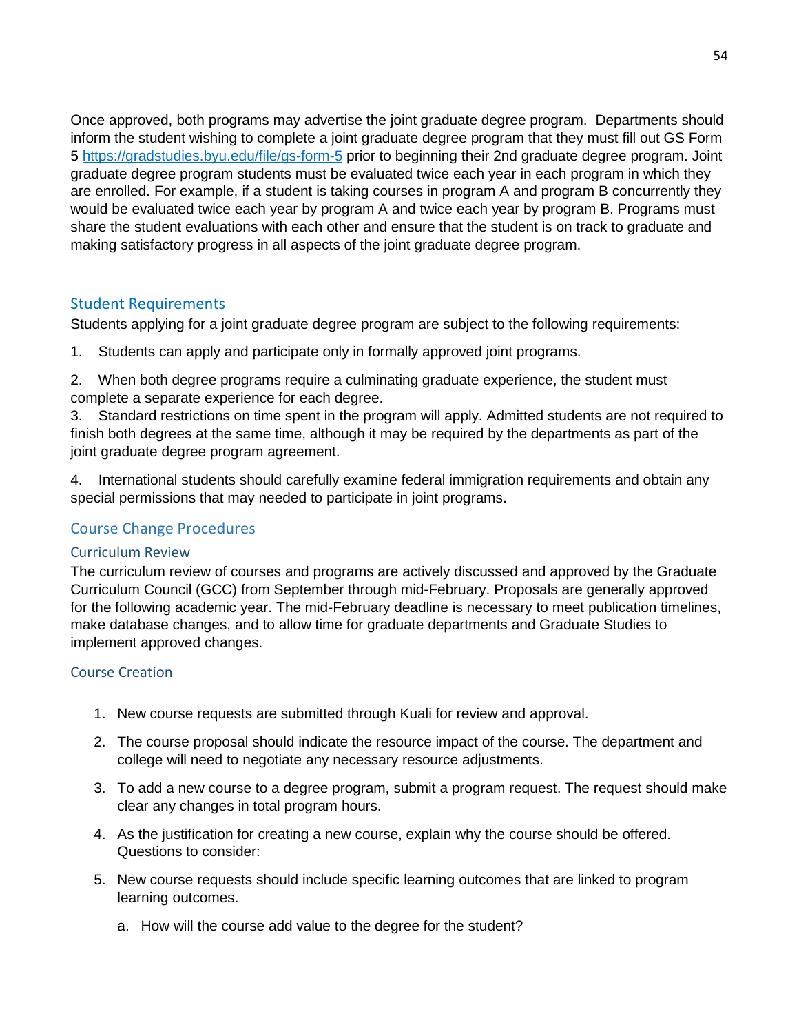Once approved, both programs may advertise the joint graduate degree program. Departments should inform the student wishing to complete a joint graduate degree program that they must fill out GS Form 5 https://gradstudies.byu.edu/file/gs-form-5 prior to beginning their 2nd graduate degree program. Joint graduate degree program students must be evaluated twice each year in each program in which they are enrolled. For example, if a student is taking courses in program A and program B concurrently they would be evaluated twice each year by program A and twice each year by program B. Programs must share the student evaluations with each other and ensure that the student is on track to graduate and making satisfactory progress in all aspects of the joint graduate degree program.

## Student Requirements

Students applying for a joint graduate degree program are subject to the following requirements:

1. Students can apply and participate only in formally approved joint programs.
2. When both degree programs require a culminating graduate experience, the student must complete a separate experience for each degree.
3. Standard restrictions on time spent in the program will apply. Admitted students are not required to finish both degrees at the same time, although it may be required by the departments as part of the joint graduate degree program agreement.
4. International students should carefully examine federal immigration requirements and obtain any special permissions that may needed to participate in joint programs.

## Course Change Procedures

### Curriculum Review

The curriculum review of courses and programs are actively discussed and approved by the Graduate Curriculum Council (GCC) from September through mid-February. Proposals are generally approved for the following academic year. The mid-February deadline is necessary to meet publication timelines, make database changes, and to allow time for graduate departments and Graduate Studies to implement approved changes.

### Course Creation

1. New course requests are submitted through Kuali for review and approval.
2. The course proposal should indicate the resource impact of the course. The department and college will need to negotiate any necessary resource adjustments.
3. To add a new course to a degree program, submit a program request. The request should make clear any changes in total program hours.
4. As the justification for creating a new course, explain why the course should be offered. Questions to consider:
5. New course requests should include specific learning outcomes that are linked to program learning outcomes.
   a. How will the course add value to the degree for the student?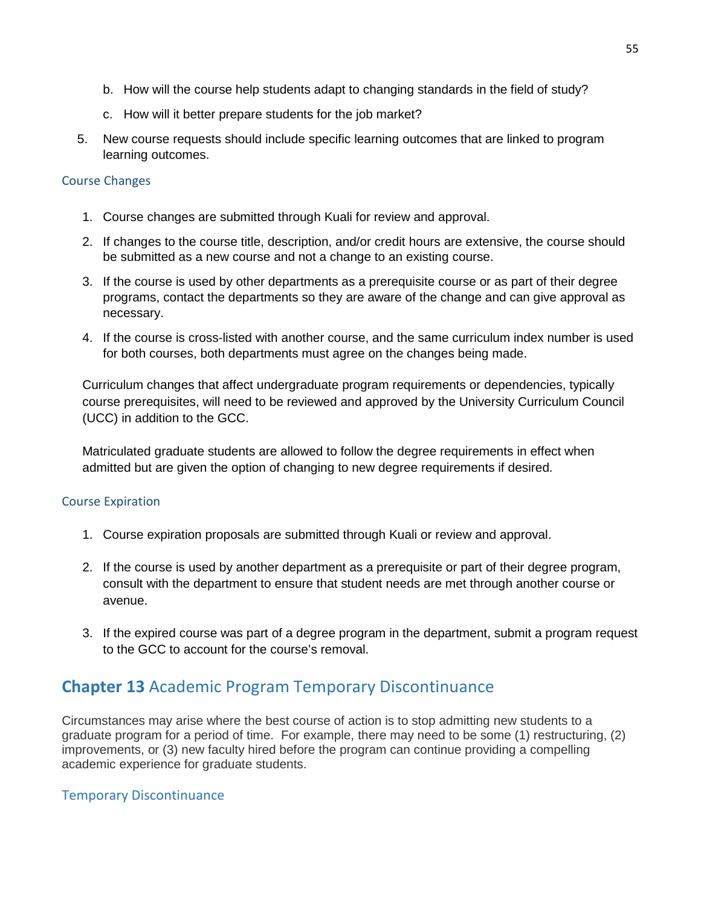b. How will the course help students adapt to changing standards in the field of study?

   c. How will it better prepare students for the job market?

5. New course requests should include specific learning outcomes that are linked to program learning outcomes.

### Course Changes

1. Course changes are submitted through Kuali for review and approval.
2. If changes to the course title, description, and/or credit hours are extensive, the course should be submitted as a new course and not a change to an existing course.
3. If the course is used by other departments as a prerequisite course or as part of their degree programs, contact the departments so they are aware of the change and can give approval as necessary.
4. If the course is cross-listed with another course, and the same curriculum index number is used for both courses, both departments must agree on the changes being made.

Curriculum changes that affect undergraduate program requirements or dependencies, typically course prerequisites, will need to be reviewed and approved by the University Curriculum Council (UCC) in addition to the GCC.

Matriculated graduate students are allowed to follow the degree requirements in effect when admitted but are given the option of changing to new degree requirements if desired.

### Course Expiration

1. Course expiration proposals are submitted through Kuali or review and approval.
2. If the course is used by another department as a prerequisite or part of their degree program, consult with the department to ensure that student needs are met through another course or avenue.
3. If the expired course was part of a degree program in the department, submit a program request to the GCC to account for the course's removal.

## **Chapter 13** Academic Program Temporary Discontinuance

Circumstances may arise where the best course of action is to stop admitting new students to a graduate program for a period of time. For example, there may need to be some (1) restructuring, (2) improvements, or (3) new faculty hired before the program can continue providing a compelling academic experience for graduate students.

### Temporary Discontinuance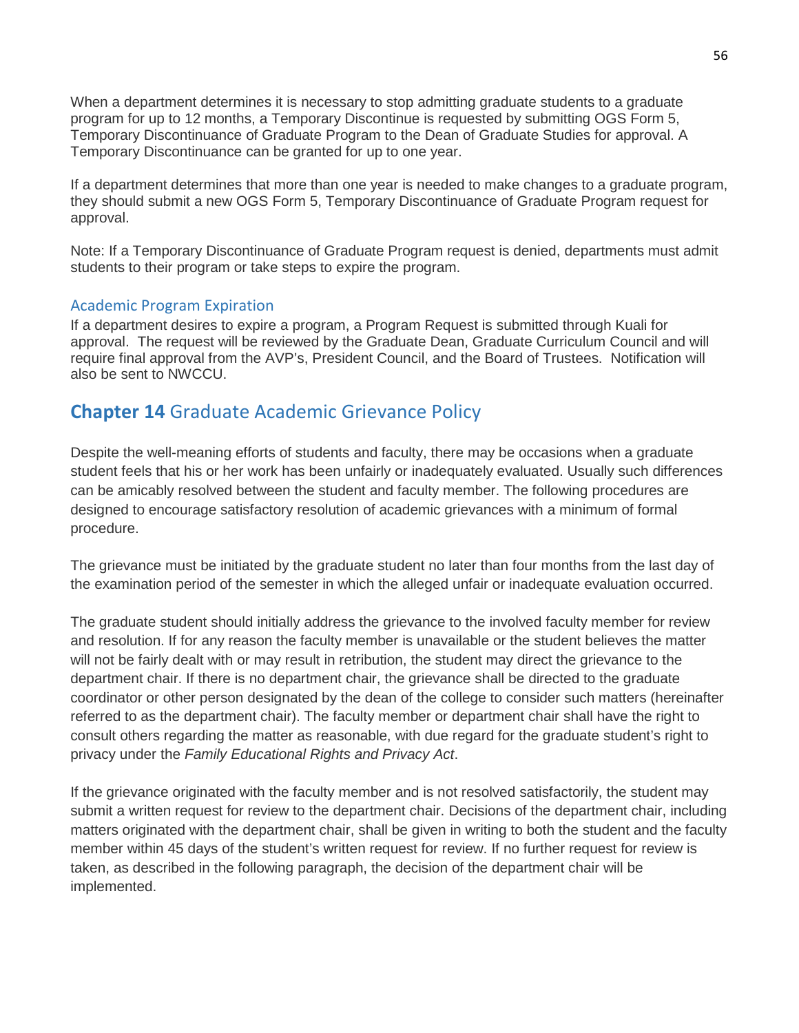When a department determines it is necessary to stop admitting graduate students to a graduate program for up to 12 months, a Temporary Discontinue is requested by submitting OGS Form 5, Temporary Discontinuance of Graduate Program to the Dean of Graduate Studies for approval. A Temporary Discontinuance can be granted for up to one year.

If a department determines that more than one year is needed to make changes to a graduate program, they should submit a new OGS Form 5, Temporary Discontinuance of Graduate Program request for approval.

Note: If a Temporary Discontinuance of Graduate Program request is denied, departments must admit students to their program or take steps to expire the program.

### Academic Program Expiration

If a department desires to expire a program, a Program Request is submitted through Kuali for approval. The request will be reviewed by the Graduate Dean, Graduate Curriculum Council and will require final approval from the AVP's, President Council, and the Board of Trustees. Notification will also be sent to NWCCU.

## **Chapter 14** Graduate Academic Grievance Policy

Despite the well-meaning efforts of students and faculty, there may be occasions when a graduate student feels that his or her work has been unfairly or inadequately evaluated. Usually such differences can be amicably resolved between the student and faculty member. The following procedures are designed to encourage satisfactory resolution of academic grievances with a minimum of formal procedure.

The grievance must be initiated by the graduate student no later than four months from the last day of the examination period of the semester in which the alleged unfair or inadequate evaluation occurred.

The graduate student should initially address the grievance to the involved faculty member for review and resolution. If for any reason the faculty member is unavailable or the student believes the matter will not be fairly dealt with or may result in retribution, the student may direct the grievance to the department chair. If there is no department chair, the grievance shall be directed to the graduate coordinator or other person designated by the dean of the college to consider such matters (hereinafter referred to as the department chair). The faculty member or department chair shall have the right to consult others regarding the matter as reasonable, with due regard for the graduate student's right to privacy under the *Family Educational Rights and Privacy Act*.

If the grievance originated with the faculty member and is not resolved satisfactorily, the student may submit a written request for review to the department chair. Decisions of the department chair, including matters originated with the department chair, shall be given in writing to both the student and the faculty member within 45 days of the student's written request for review. If no further request for review is taken, as described in the following paragraph, the decision of the department chair will be implemented.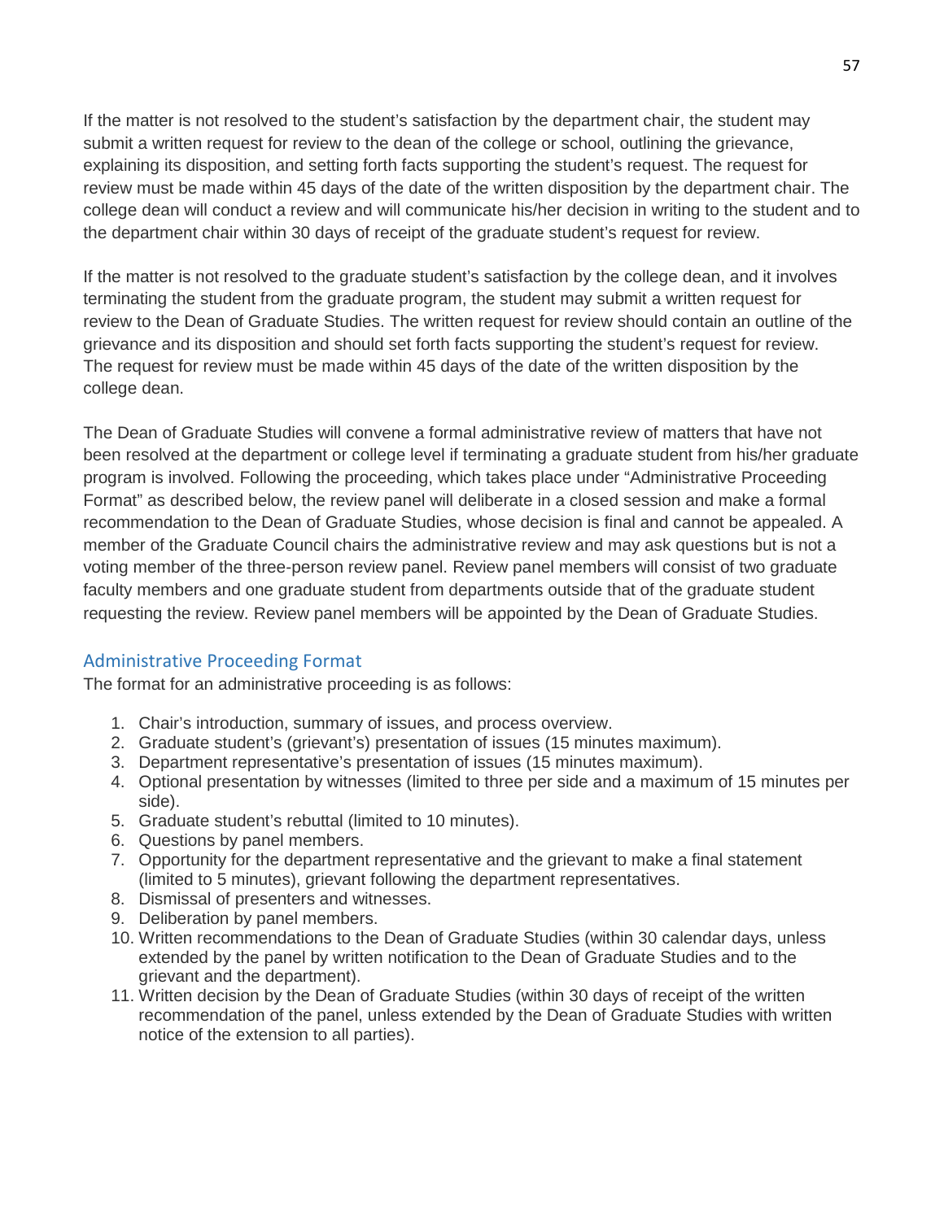If the matter is not resolved to the student's satisfaction by the department chair, the student may submit a written request for review to the dean of the college or school, outlining the grievance, explaining its disposition, and setting forth facts supporting the student's request. The request for review must be made within 45 days of the date of the written disposition by the department chair. The college dean will conduct a review and will communicate his/her decision in writing to the student and to the department chair within 30 days of receipt of the graduate student's request for review.

If the matter is not resolved to the graduate student's satisfaction by the college dean, and it involves terminating the student from the graduate program, the student may submit a written request for review to the Dean of Graduate Studies. The written request for review should contain an outline of the grievance and its disposition and should set forth facts supporting the student's request for review. The request for review must be made within 45 days of the date of the written disposition by the college dean.

The Dean of Graduate Studies will convene a formal administrative review of matters that have not been resolved at the department or college level if terminating a graduate student from his/her graduate program is involved. Following the proceeding, which takes place under "Administrative Proceeding Format" as described below, the review panel will deliberate in a closed session and make a formal recommendation to the Dean of Graduate Studies, whose decision is final and cannot be appealed. A member of the Graduate Council chairs the administrative review and may ask questions but is not a voting member of the three-person review panel. Review panel members will consist of two graduate faculty members and one graduate student from departments outside that of the graduate student requesting the review. Review panel members will be appointed by the Dean of Graduate Studies.

## Administrative Proceeding Format

The format for an administrative proceeding is as follows:

1. Chair's introduction, summary of issues, and process overview.
2. Graduate student's (grievant's) presentation of issues (15 minutes maximum).
3. Department representative's presentation of issues (15 minutes maximum).
4. Optional presentation by witnesses (limited to three per side and a maximum of 15 minutes per side).
5. Graduate student's rebuttal (limited to 10 minutes).
6. Questions by panel members.
7. Opportunity for the department representative and the grievant to make a final statement (limited to 5 minutes), grievant following the department representatives.
8. Dismissal of presenters and witnesses.
9. Deliberation by panel members.
10. Written recommendations to the Dean of Graduate Studies (within 30 calendar days, unless extended by the panel by written notification to the Dean of Graduate Studies and to the grievant and the department).
11. Written decision by the Dean of Graduate Studies (within 30 days of receipt of the written recommendation of the panel, unless extended by the Dean of Graduate Studies with written notice of the extension to all parties).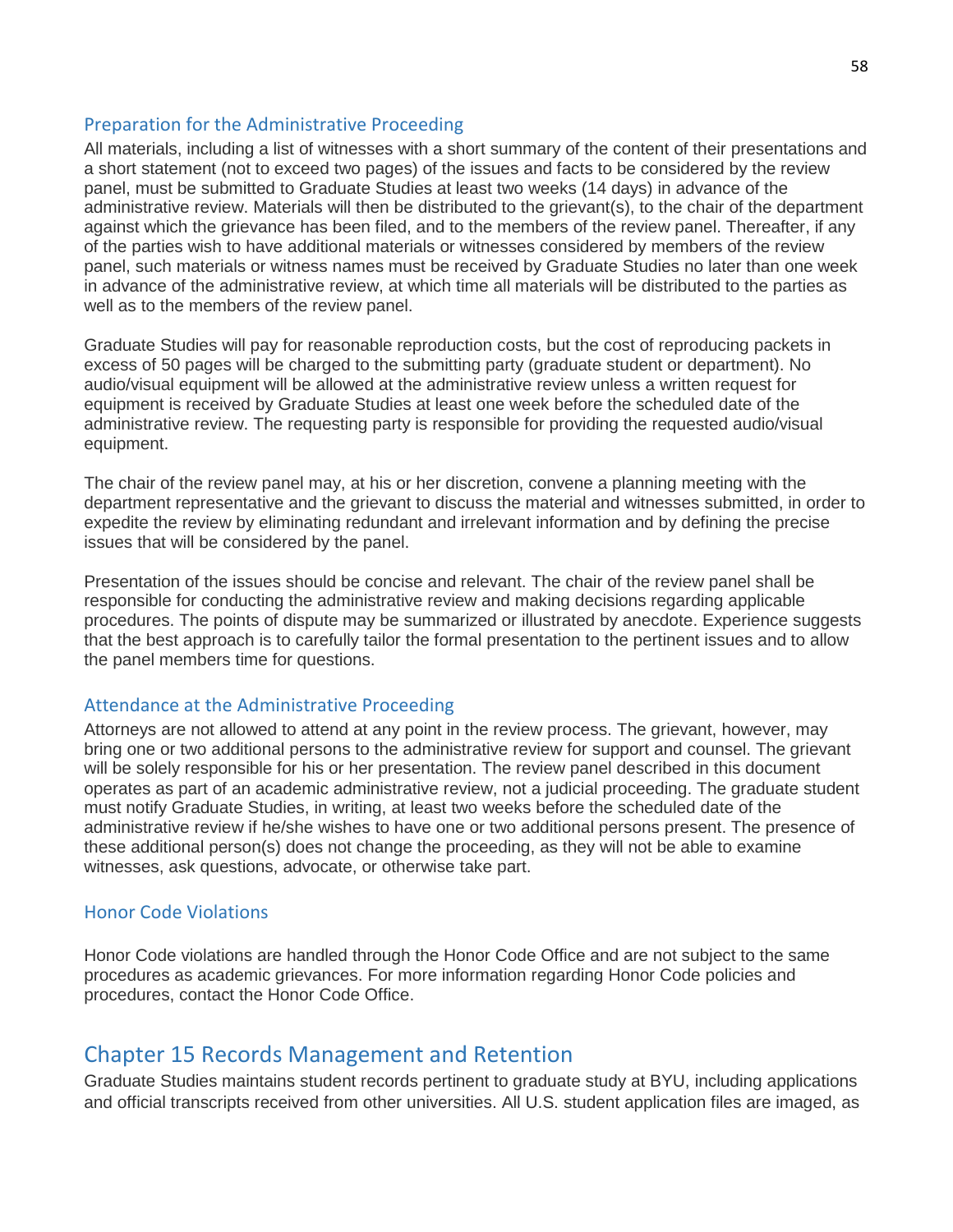### Preparation for the Administrative Proceeding

All materials, including a list of witnesses with a short summary of the content of their presentations and a short statement (not to exceed two pages) of the issues and facts to be considered by the review panel, must be submitted to Graduate Studies at least two weeks (14 days) in advance of the administrative review. Materials will then be distributed to the grievant(s), to the chair of the department against which the grievance has been filed, and to the members of the review panel. Thereafter, if any of the parties wish to have additional materials or witnesses considered by members of the review panel, such materials or witness names must be received by Graduate Studies no later than one week in advance of the administrative review, at which time all materials will be distributed to the parties as well as to the members of the review panel.

Graduate Studies will pay for reasonable reproduction costs, but the cost of reproducing packets in excess of 50 pages will be charged to the submitting party (graduate student or department). No audio/visual equipment will be allowed at the administrative review unless a written request for equipment is received by Graduate Studies at least one week before the scheduled date of the administrative review. The requesting party is responsible for providing the requested audio/visual equipment.

The chair of the review panel may, at his or her discretion, convene a planning meeting with the department representative and the grievant to discuss the material and witnesses submitted, in order to expedite the review by eliminating redundant and irrelevant information and by defining the precise issues that will be considered by the panel.

Presentation of the issues should be concise and relevant. The chair of the review panel shall be responsible for conducting the administrative review and making decisions regarding applicable procedures. The points of dispute may be summarized or illustrated by anecdote. Experience suggests that the best approach is to carefully tailor the formal presentation to the pertinent issues and to allow the panel members time for questions.

### Attendance at the Administrative Proceeding

Attorneys are not allowed to attend at any point in the review process. The grievant, however, may bring one or two additional persons to the administrative review for support and counsel. The grievant will be solely responsible for his or her presentation. The review panel described in this document operates as part of an academic administrative review, not a judicial proceeding. The graduate student must notify Graduate Studies, in writing, at least two weeks before the scheduled date of the administrative review if he/she wishes to have one or two additional persons present. The presence of these additional person(s) does not change the proceeding, as they will not be able to examine witnesses, ask questions, advocate, or otherwise take part.

### Honor Code Violations

Honor Code violations are handled through the Honor Code Office and are not subject to the same procedures as academic grievances. For more information regarding Honor Code policies and procedures, contact the Honor Code Office.

## Chapter 15 Records Management and Retention

Graduate Studies maintains student records pertinent to graduate study at BYU, including applications and official transcripts received from other universities. All U.S. student application files are imaged, as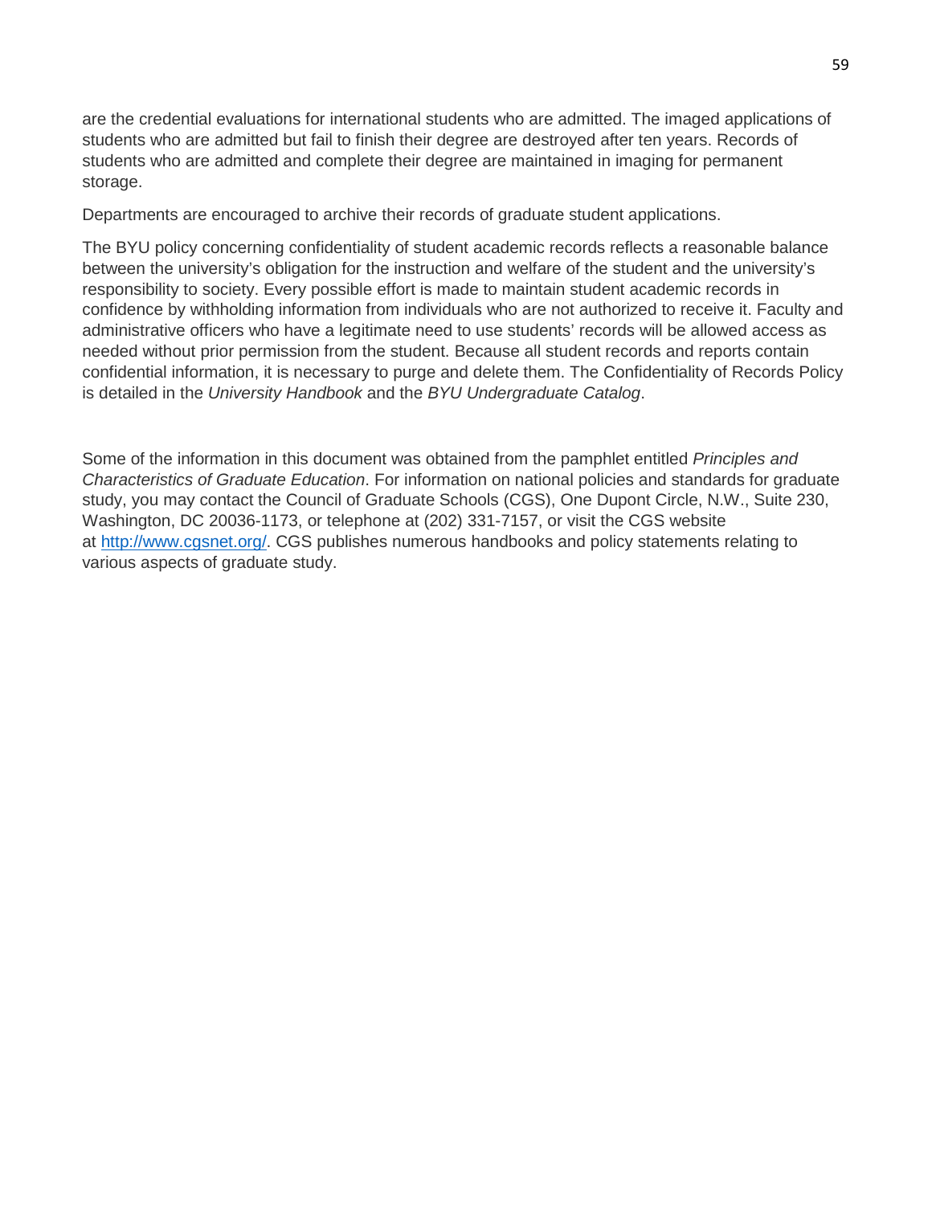are the credential evaluations for international students who are admitted. The imaged applications of students who are admitted but fail to finish their degree are destroyed after ten years. Records of students who are admitted and complete their degree are maintained in imaging for permanent storage.

Departments are encouraged to archive their records of graduate student applications.

The BYU policy concerning confidentiality of student academic records reflects a reasonable balance between the university's obligation for the instruction and welfare of the student and the university's responsibility to society. Every possible effort is made to maintain student academic records in confidence by withholding information from individuals who are not authorized to receive it. Faculty and administrative officers who have a legitimate need to use students' records will be allowed access as needed without prior permission from the student. Because all student records and reports contain confidential information, it is necessary to purge and delete them. The Confidentiality of Records Policy is detailed in the *University Handbook* and the *BYU Undergraduate Catalog*.

Some of the information in this document was obtained from the pamphlet entitled *Principles and Characteristics of Graduate Education*. For information on national policies and standards for graduate study, you may contact the Council of Graduate Schools (CGS), One Dupont Circle, N.W., Suite 230, Washington, DC 20036-1173, or telephone at (202) 331-7157, or visit the CGS website at [http://www.cgsnet.org/](http://www.cgsnet.org/). CGS publishes numerous handbooks and policy statements relating to various aspects of graduate study.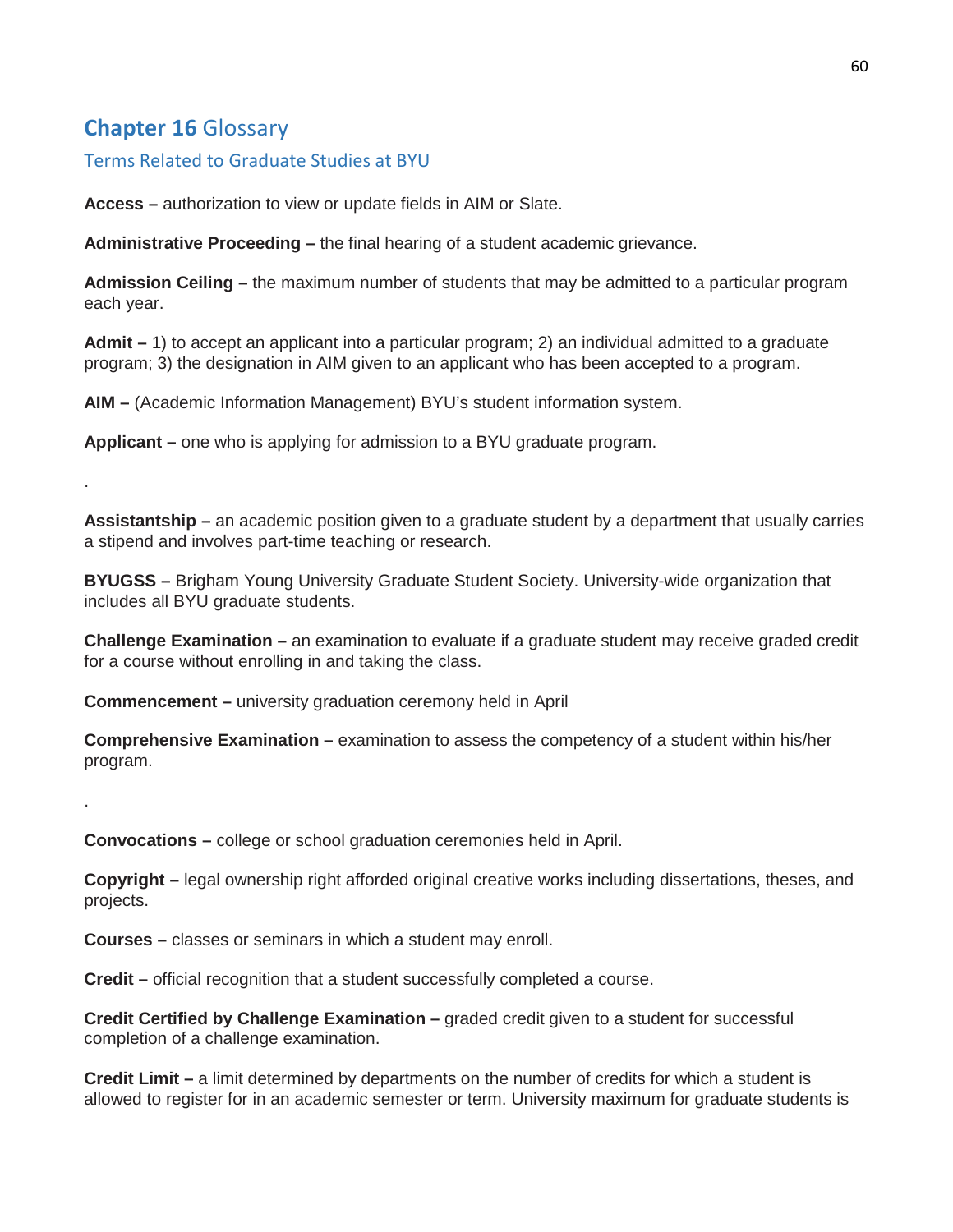# Chapter 16 Glossary

## Terms Related to Graduate Studies at BYU

**Access –** authorization to view or update fields in AIM or Slate.

**Administrative Proceeding –** the final hearing of a student academic grievance.

**Admission Ceiling –** the maximum number of students that may be admitted to a particular program each year.

**Admit –** 1) to accept an applicant into a particular program; 2) an individual admitted to a graduate program; 3) the designation in AIM given to an applicant who has been accepted to a program.

**AIM –** (Academic Information Management) BYU's student information system.

**Applicant –** one who is applying for admission to a BYU graduate program.

.

**Assistantship –** an academic position given to a graduate student by a department that usually carries a stipend and involves part-time teaching or research.

**BYUGSS –** Brigham Young University Graduate Student Society. University-wide organization that includes all BYU graduate students.

**Challenge Examination –** an examination to evaluate if a graduate student may receive graded credit for a course without enrolling in and taking the class.

**Commencement –** university graduation ceremony held in April

**Comprehensive Examination –** examination to assess the competency of a student within his/her program.

.

**Convocations –** college or school graduation ceremonies held in April.

**Copyright –** legal ownership right afforded original creative works including dissertations, theses, and projects.

**Courses –** classes or seminars in which a student may enroll.

**Credit –** official recognition that a student successfully completed a course.

**Credit Certified by Challenge Examination –** graded credit given to a student for successful completion of a challenge examination.

**Credit Limit –** a limit determined by departments on the number of credits for which a student is allowed to register for in an academic semester or term. University maximum for graduate students is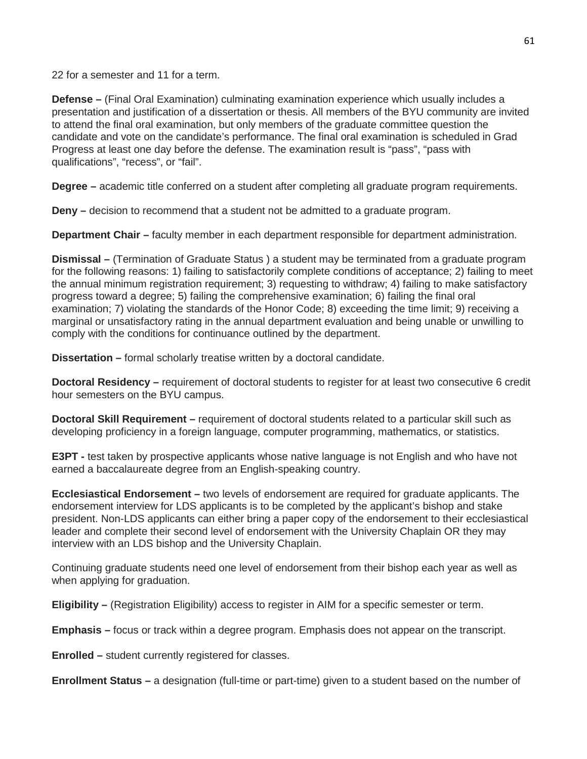22 for a semester and 11 for a term.

**Defense –** (Final Oral Examination) culminating examination experience which usually includes a presentation and justification of a dissertation or thesis. All members of the BYU community are invited to attend the final oral examination, but only members of the graduate committee question the candidate and vote on the candidate's performance. The final oral examination is scheduled in Grad Progress at least one day before the defense. The examination result is "pass", "pass with qualifications", "recess", or "fail".

**Degree –** academic title conferred on a student after completing all graduate program requirements.

**Deny –** decision to recommend that a student not be admitted to a graduate program.

**Department Chair –** faculty member in each department responsible for department administration.

**Dismissal –** (Termination of Graduate Status ) a student may be terminated from a graduate program for the following reasons: 1) failing to satisfactorily complete conditions of acceptance; 2) failing to meet the annual minimum registration requirement; 3) requesting to withdraw; 4) failing to make satisfactory progress toward a degree; 5) failing the comprehensive examination; 6) failing the final oral examination; 7) violating the standards of the Honor Code; 8) exceeding the time limit; 9) receiving a marginal or unsatisfactory rating in the annual department evaluation and being unable or unwilling to comply with the conditions for continuance outlined by the department.

**Dissertation –** formal scholarly treatise written by a doctoral candidate.

**Doctoral Residency –** requirement of doctoral students to register for at least two consecutive 6 credit hour semesters on the BYU campus.

**Doctoral Skill Requirement –** requirement of doctoral students related to a particular skill such as developing proficiency in a foreign language, computer programming, mathematics, or statistics.

**E3PT -** test taken by prospective applicants whose native language is not English and who have not earned a baccalaureate degree from an English-speaking country.

**Ecclesiastical Endorsement –** two levels of endorsement are required for graduate applicants. The endorsement interview for LDS applicants is to be completed by the applicant's bishop and stake president. Non-LDS applicants can either bring a paper copy of the endorsement to their ecclesiastical leader and complete their second level of endorsement with the University Chaplain OR they may interview with an LDS bishop and the University Chaplain.

Continuing graduate students need one level of endorsement from their bishop each year as well as when applying for graduation.

**Eligibility –** (Registration Eligibility) access to register in AIM for a specific semester or term.

**Emphasis –** focus or track within a degree program. Emphasis does not appear on the transcript.

**Enrolled –** student currently registered for classes.

**Enrollment Status –** a designation (full-time or part-time) given to a student based on the number of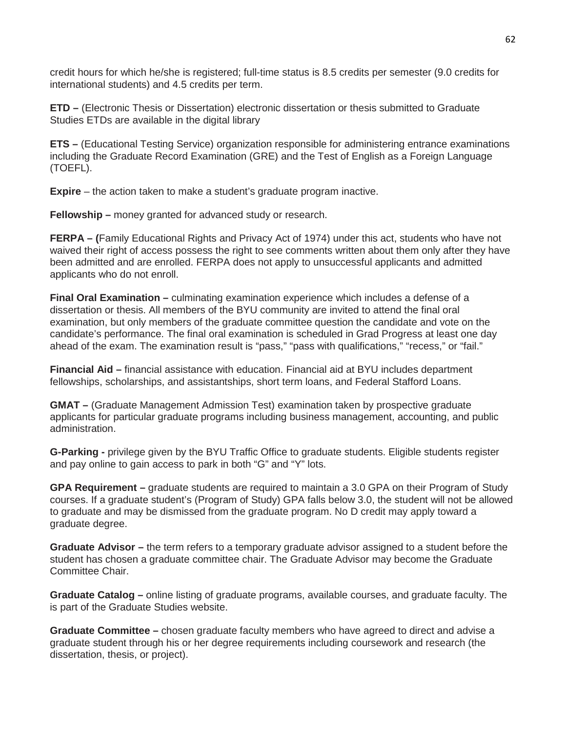credit hours for which he/she is registered; full-time status is 8.5 credits per semester (9.0 credits for international students) and 4.5 credits per term.

**ETD –** (Electronic Thesis or Dissertation) electronic dissertation or thesis submitted to Graduate Studies ETDs are available in the digital library

**ETS –** (Educational Testing Service) organization responsible for administering entrance examinations including the Graduate Record Examination (GRE) and the Test of English as a Foreign Language (TOEFL).

**Expire** – the action taken to make a student's graduate program inactive.

**Fellowship –** money granted for advanced study or research.

**FERPA – (**Family Educational Rights and Privacy Act of 1974) under this act, students who have not waived their right of access possess the right to see comments written about them only after they have been admitted and are enrolled. FERPA does not apply to unsuccessful applicants and admitted applicants who do not enroll.

**Final Oral Examination –** culminating examination experience which includes a defense of a dissertation or thesis. All members of the BYU community are invited to attend the final oral examination, but only members of the graduate committee question the candidate and vote on the candidate's performance. The final oral examination is scheduled in Grad Progress at least one day ahead of the exam. The examination result is "pass," "pass with qualifications," "recess," or "fail."

**Financial Aid –** financial assistance with education. Financial aid at BYU includes department fellowships, scholarships, and assistantships, short term loans, and Federal Stafford Loans.

**GMAT –** (Graduate Management Admission Test) examination taken by prospective graduate applicants for particular graduate programs including business management, accounting, and public administration.

**G-Parking -** privilege given by the BYU Traffic Office to graduate students. Eligible students register and pay online to gain access to park in both "G" and "Y" lots.

**GPA Requirement –** graduate students are required to maintain a 3.0 GPA on their Program of Study courses. If a graduate student's (Program of Study) GPA falls below 3.0, the student will not be allowed to graduate and may be dismissed from the graduate program. No D credit may apply toward a graduate degree.

**Graduate Advisor –** the term refers to a temporary graduate advisor assigned to a student before the student has chosen a graduate committee chair. The Graduate Advisor may become the Graduate Committee Chair.

**Graduate Catalog –** online listing of graduate programs, available courses, and graduate faculty. The is part of the Graduate Studies website.

**Graduate Committee –** chosen graduate faculty members who have agreed to direct and advise a graduate student through his or her degree requirements including coursework and research (the dissertation, thesis, or project).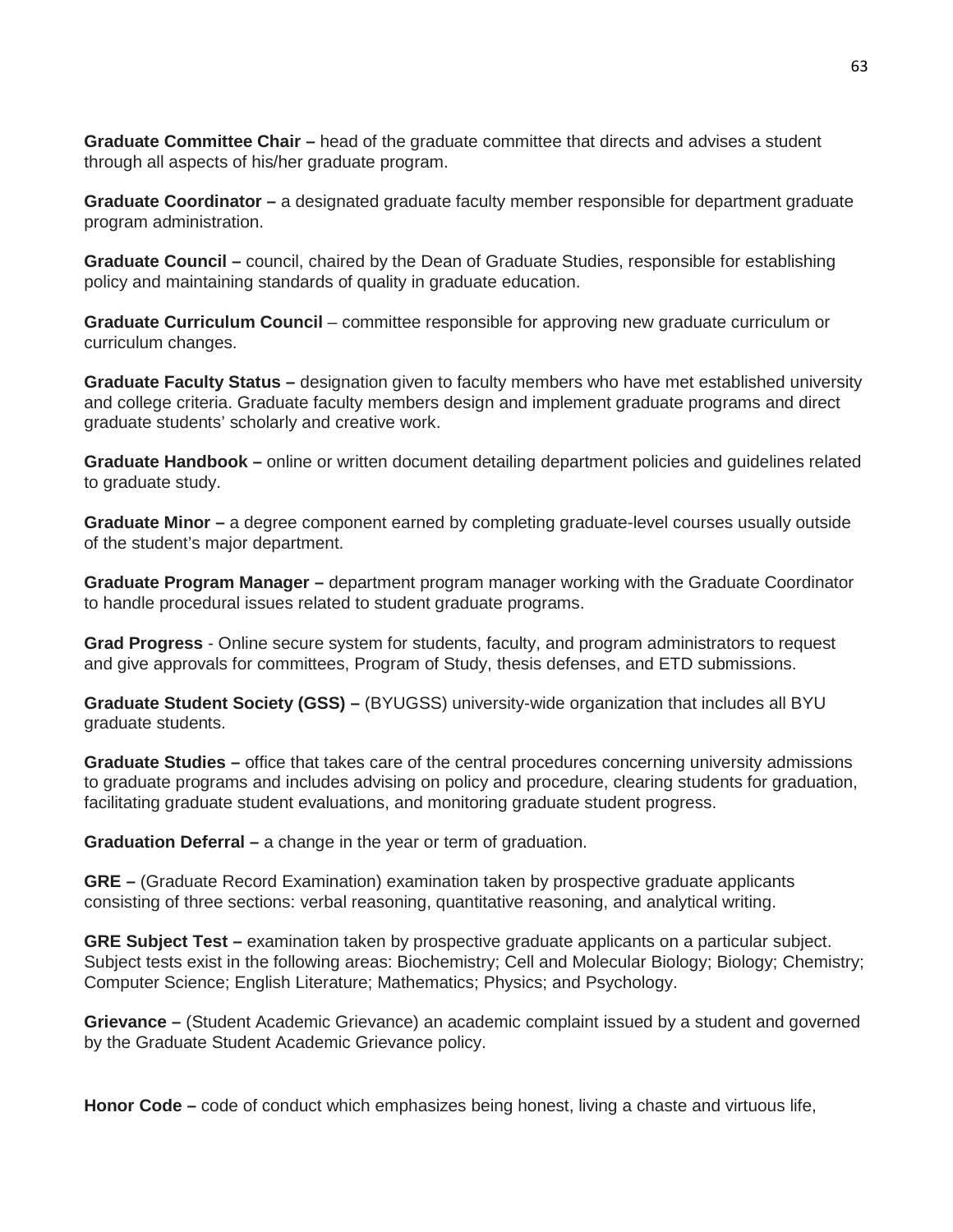**Graduate Committee Chair –** head of the graduate committee that directs and advises a student through all aspects of his/her graduate program.

**Graduate Coordinator –** a designated graduate faculty member responsible for department graduate program administration.

**Graduate Council –** council, chaired by the Dean of Graduate Studies, responsible for establishing policy and maintaining standards of quality in graduate education.

**Graduate Curriculum Council** – committee responsible for approving new graduate curriculum or curriculum changes.

**Graduate Faculty Status –** designation given to faculty members who have met established university and college criteria. Graduate faculty members design and implement graduate programs and direct graduate students' scholarly and creative work.

**Graduate Handbook –** online or written document detailing department policies and guidelines related to graduate study.

**Graduate Minor –** a degree component earned by completing graduate-level courses usually outside of the student's major department.

**Graduate Program Manager –** department program manager working with the Graduate Coordinator to handle procedural issues related to student graduate programs.

**Grad Progress** - Online secure system for students, faculty, and program administrators to request and give approvals for committees, Program of Study, thesis defenses, and ETD submissions.

**Graduate Student Society (GSS) –** (BYUGSS) university-wide organization that includes all BYU graduate students.

**Graduate Studies –** office that takes care of the central procedures concerning university admissions to graduate programs and includes advising on policy and procedure, clearing students for graduation, facilitating graduate student evaluations, and monitoring graduate student progress.

**Graduation Deferral –** a change in the year or term of graduation.

**GRE –** (Graduate Record Examination) examination taken by prospective graduate applicants consisting of three sections: verbal reasoning, quantitative reasoning, and analytical writing.

**GRE Subject Test –** examination taken by prospective graduate applicants on a particular subject. Subject tests exist in the following areas: Biochemistry; Cell and Molecular Biology; Biology; Chemistry; Computer Science; English Literature; Mathematics; Physics; and Psychology.

**Grievance –** (Student Academic Grievance) an academic complaint issued by a student and governed by the Graduate Student Academic Grievance policy.

**Honor Code –** code of conduct which emphasizes being honest, living a chaste and virtuous life,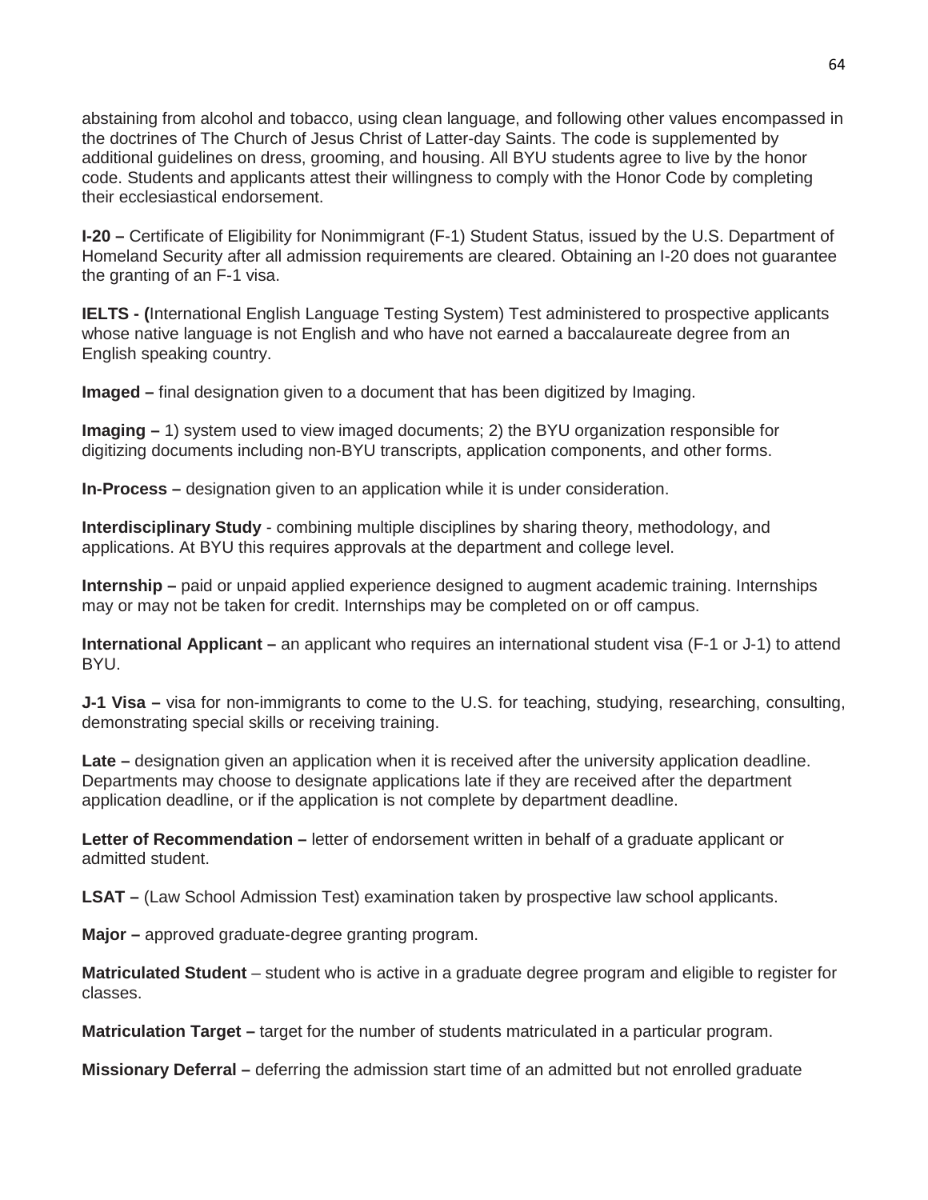abstaining from alcohol and tobacco, using clean language, and following other values encompassed in the doctrines of The Church of Jesus Christ of Latter-day Saints. The code is supplemented by additional guidelines on dress, grooming, and housing. All BYU students agree to live by the honor code. Students and applicants attest their willingness to comply with the Honor Code by completing their ecclesiastical endorsement.

**I-20 –** Certificate of Eligibility for Nonimmigrant (F-1) Student Status, issued by the U.S. Department of Homeland Security after all admission requirements are cleared. Obtaining an I-20 does not guarantee the granting of an F-1 visa.

**IELTS - (**International English Language Testing System) Test administered to prospective applicants whose native language is not English and who have not earned a baccalaureate degree from an English speaking country.

**Imaged –** final designation given to a document that has been digitized by Imaging.

**Imaging –** 1) system used to view imaged documents; 2) the BYU organization responsible for digitizing documents including non-BYU transcripts, application components, and other forms.

**In-Process –** designation given to an application while it is under consideration.

**Interdisciplinary Study** - combining multiple disciplines by sharing theory, methodology, and applications. At BYU this requires approvals at the department and college level.

**Internship –** paid or unpaid applied experience designed to augment academic training. Internships may or may not be taken for credit. Internships may be completed on or off campus.

**International Applicant –** an applicant who requires an international student visa (F-1 or J-1) to attend BYU.

**J-1 Visa –** visa for non-immigrants to come to the U.S. for teaching, studying, researching, consulting, demonstrating special skills or receiving training.

**Late –** designation given an application when it is received after the university application deadline. Departments may choose to designate applications late if they are received after the department application deadline, or if the application is not complete by department deadline.

**Letter of Recommendation –** letter of endorsement written in behalf of a graduate applicant or admitted student.

**LSAT –** (Law School Admission Test) examination taken by prospective law school applicants.

**Major –** approved graduate-degree granting program.

**Matriculated Student** – student who is active in a graduate degree program and eligible to register for classes.

**Matriculation Target –** target for the number of students matriculated in a particular program.

**Missionary Deferral –** deferring the admission start time of an admitted but not enrolled graduate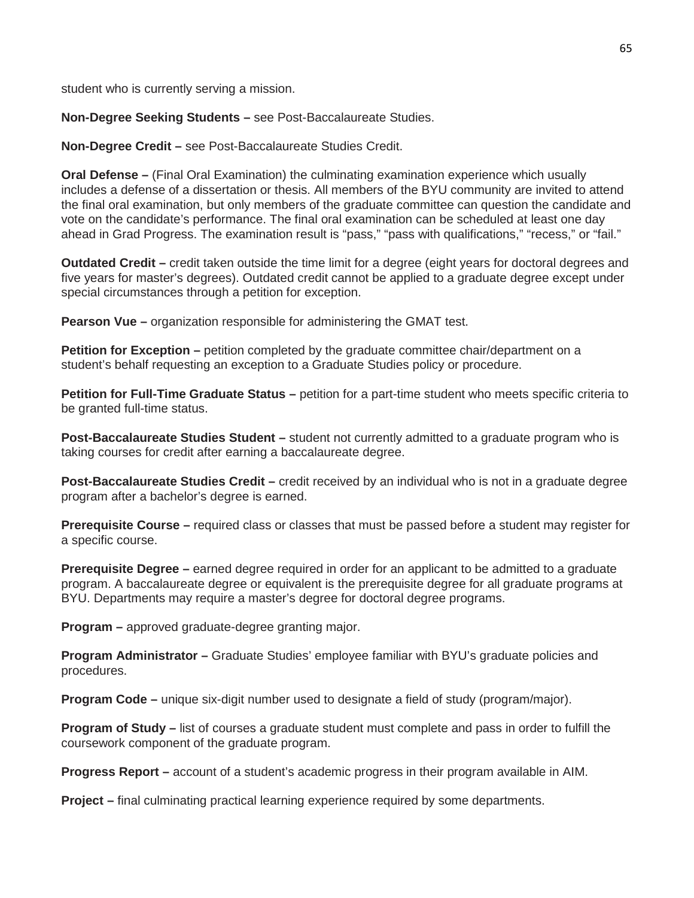student who is currently serving a mission.

**Non-Degree Seeking Students –** see Post-Baccalaureate Studies.

**Non-Degree Credit –** see Post-Baccalaureate Studies Credit.

**Oral Defense –** (Final Oral Examination) the culminating examination experience which usually includes a defense of a dissertation or thesis. All members of the BYU community are invited to attend the final oral examination, but only members of the graduate committee can question the candidate and vote on the candidate's performance. The final oral examination can be scheduled at least one day ahead in Grad Progress. The examination result is "pass," "pass with qualifications," "recess," or "fail."

**Outdated Credit –** credit taken outside the time limit for a degree (eight years for doctoral degrees and five years for master's degrees). Outdated credit cannot be applied to a graduate degree except under special circumstances through a petition for exception.

**Pearson Vue –** organization responsible for administering the GMAT test.

**Petition for Exception –** petition completed by the graduate committee chair/department on a student's behalf requesting an exception to a Graduate Studies policy or procedure.

**Petition for Full-Time Graduate Status –** petition for a part-time student who meets specific criteria to be granted full-time status.

**Post-Baccalaureate Studies Student –** student not currently admitted to a graduate program who is taking courses for credit after earning a baccalaureate degree.

**Post-Baccalaureate Studies Credit –** credit received by an individual who is not in a graduate degree program after a bachelor's degree is earned.

**Prerequisite Course –** required class or classes that must be passed before a student may register for a specific course.

**Prerequisite Degree –** earned degree required in order for an applicant to be admitted to a graduate program. A baccalaureate degree or equivalent is the prerequisite degree for all graduate programs at BYU. Departments may require a master's degree for doctoral degree programs.

**Program –** approved graduate-degree granting major.

**Program Administrator –** Graduate Studies' employee familiar with BYU's graduate policies and procedures.

**Program Code –** unique six-digit number used to designate a field of study (program/major).

**Program of Study –** list of courses a graduate student must complete and pass in order to fulfill the coursework component of the graduate program.

**Progress Report –** account of a student's academic progress in their program available in AIM.

**Project –** final culminating practical learning experience required by some departments.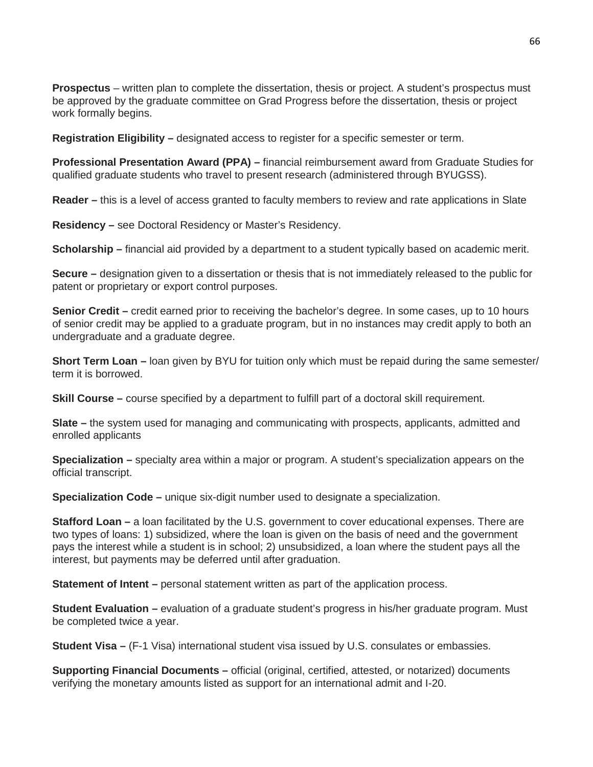**Prospectus** – written plan to complete the dissertation, thesis or project. A student's prospectus must be approved by the graduate committee on Grad Progress before the dissertation, thesis or project work formally begins.

**Registration Eligibility –** designated access to register for a specific semester or term.

**Professional Presentation Award (PPA) –** financial reimbursement award from Graduate Studies for qualified graduate students who travel to present research (administered through BYUGSS).

**Reader –** this is a level of access granted to faculty members to review and rate applications in Slate

**Residency –** see Doctoral Residency or Master's Residency.

**Scholarship –** financial aid provided by a department to a student typically based on academic merit.

**Secure –** designation given to a dissertation or thesis that is not immediately released to the public for patent or proprietary or export control purposes.

**Senior Credit –** credit earned prior to receiving the bachelor's degree. In some cases, up to 10 hours of senior credit may be applied to a graduate program, but in no instances may credit apply to both an undergraduate and a graduate degree.

**Short Term Loan –** loan given by BYU for tuition only which must be repaid during the same semester/ term it is borrowed.

**Skill Course –** course specified by a department to fulfill part of a doctoral skill requirement.

**Slate –** the system used for managing and communicating with prospects, applicants, admitted and enrolled applicants

**Specialization –** specialty area within a major or program. A student's specialization appears on the official transcript.

**Specialization Code –** unique six-digit number used to designate a specialization.

**Stafford Loan –** a loan facilitated by the U.S. government to cover educational expenses. There are two types of loans: 1) subsidized, where the loan is given on the basis of need and the government pays the interest while a student is in school; 2) unsubsidized, a loan where the student pays all the interest, but payments may be deferred until after graduation.

**Statement of Intent –** personal statement written as part of the application process.

**Student Evaluation –** evaluation of a graduate student's progress in his/her graduate program. Must be completed twice a year.

**Student Visa –** (F-1 Visa) international student visa issued by U.S. consulates or embassies.

**Supporting Financial Documents –** official (original, certified, attested, or notarized) documents verifying the monetary amounts listed as support for an international admit and I-20.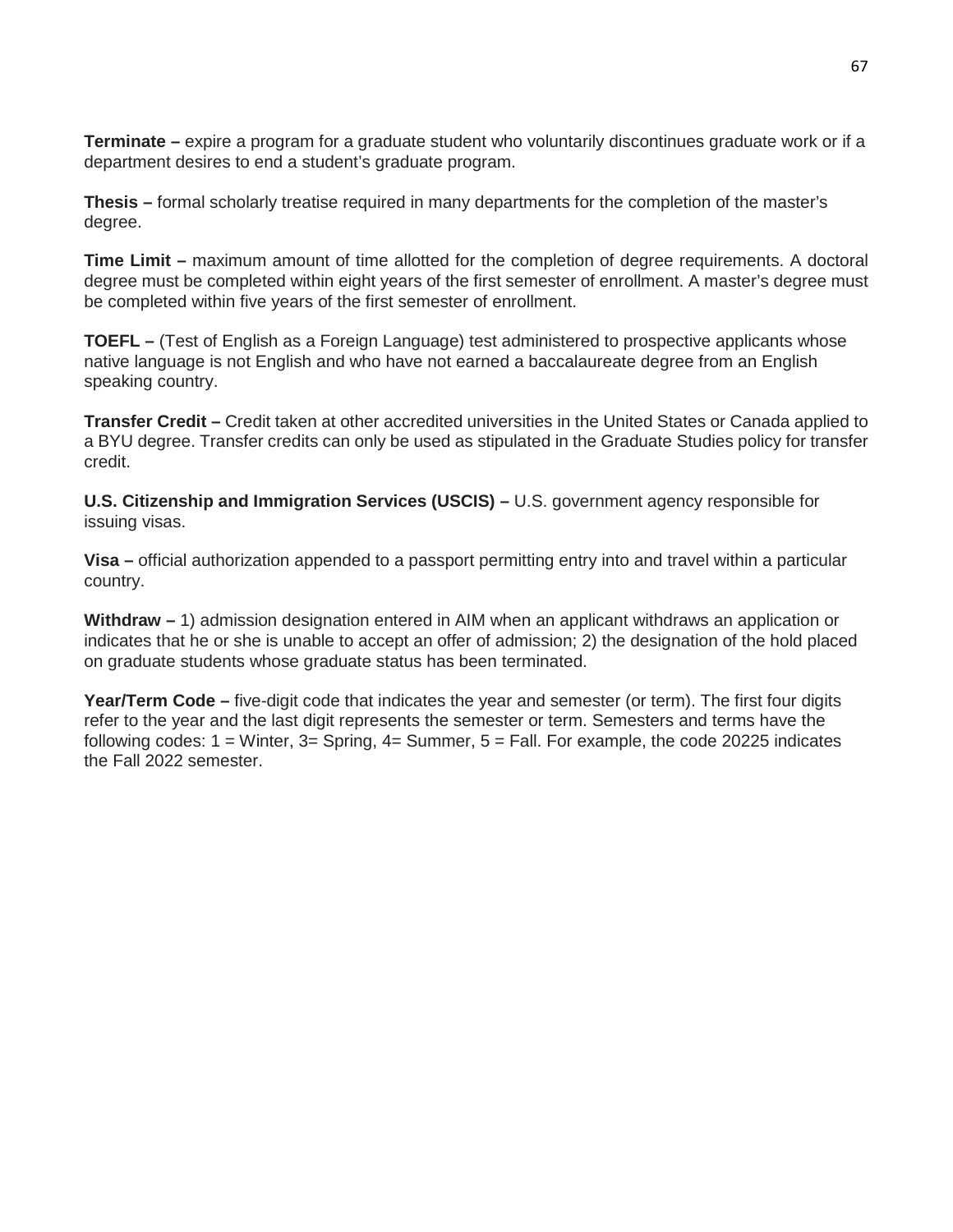**Terminate –** expire a program for a graduate student who voluntarily discontinues graduate work or if a department desires to end a student's graduate program.

**Thesis –** formal scholarly treatise required in many departments for the completion of the master's degree.

**Time Limit –** maximum amount of time allotted for the completion of degree requirements. A doctoral degree must be completed within eight years of the first semester of enrollment. A master's degree must be completed within five years of the first semester of enrollment.

**TOEFL –** (Test of English as a Foreign Language) test administered to prospective applicants whose native language is not English and who have not earned a baccalaureate degree from an English speaking country.

**Transfer Credit –** Credit taken at other accredited universities in the United States or Canada applied to a BYU degree. Transfer credits can only be used as stipulated in the Graduate Studies policy for transfer credit.

**U.S. Citizenship and Immigration Services (USCIS) –** U.S. government agency responsible for issuing visas.

**Visa –** official authorization appended to a passport permitting entry into and travel within a particular country.

**Withdraw –** 1) admission designation entered in AIM when an applicant withdraws an application or indicates that he or she is unable to accept an offer of admission; 2) the designation of the hold placed on graduate students whose graduate status has been terminated.

**Year/Term Code –** five-digit code that indicates the year and semester (or term). The first four digits refer to the year and the last digit represents the semester or term. Semesters and terms have the following codes: 1 = Winter, 3= Spring, 4= Summer, 5 = Fall. For example, the code 20225 indicates the Fall 2022 semester.